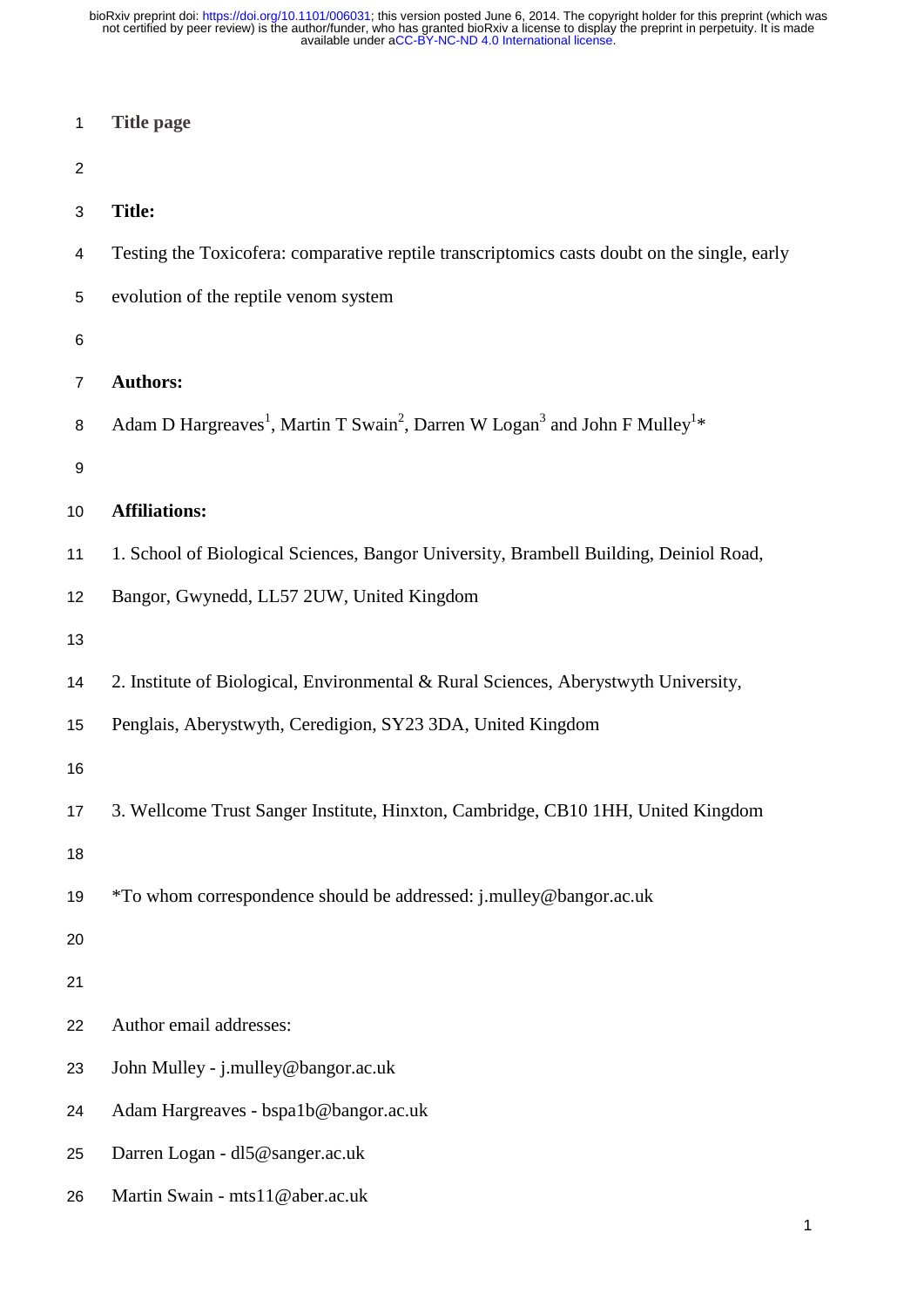# Title page

**Title:**

Testing the Toxicofera: comparative reptile transcriptomics casts doubt on the single, early evolution of the reptile venom system

**Authors:**

Adam D Hargreaves[1], Martin T Swain[2], Darren W Logan[3] and John F Mulley[1]*

**Affiliations:**

1. School of Biological Sciences, Bangor University, Brambell Building, Deiniol Road, Bangor, Gwynedd, LL57 2UW, United Kingdom

2. Institute of Biological, Environmental & Rural Sciences, Aberystwyth University, Penglais, Aberystwyth, Ceredigion, SY23 3DA, United Kingdom

3. Wellcome Trust Sanger Institute, Hinxton, Cambridge, CB10 1HH, United Kingdom

*To whom correspondence should be addressed: j.mulley@bangor.ac.uk

Author email addresses:

John Mulley - j.mulley@bangor.ac.uk

Adam Hargreaves - bspa1b@bangor.ac.uk

Darren Logan - dl5@sanger.ac.uk

Martin Swain - mts11@aber.ac.uk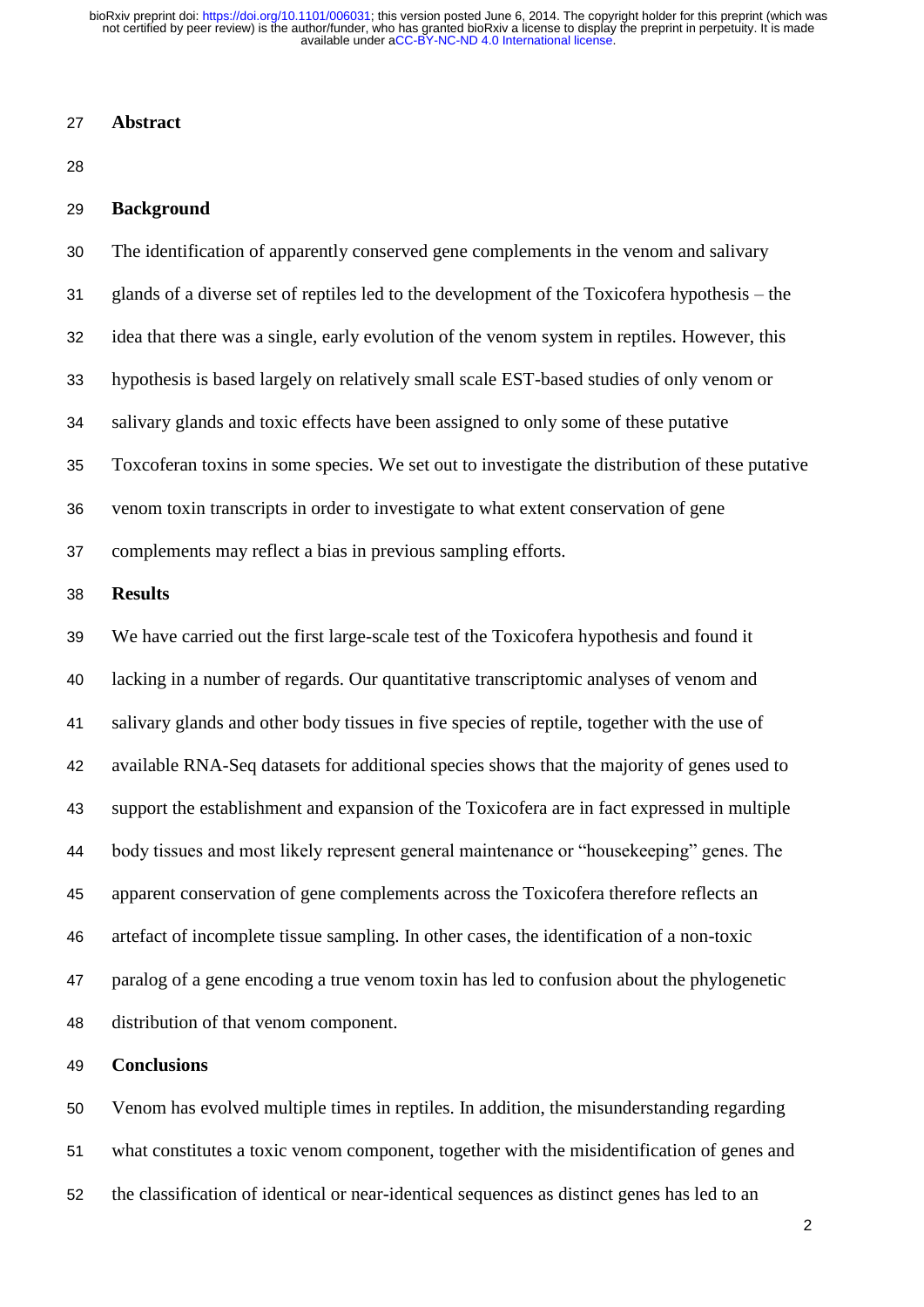## Abstract

### Background

The identification of apparently conserved gene complements in the venom and salivary glands of a diverse set of reptiles led to the development of the Toxicofera hypothesis – the idea that there was a single, early evolution of the venom system in reptiles. However, this hypothesis is based largely on relatively small scale EST-based studies of only venom or salivary glands and toxic effects have been assigned to only some of these putative Toxcoferan toxins in some species. We set out to investigate the distribution of these putative venom toxin transcripts in order to investigate to what extent conservation of gene complements may reflect a bias in previous sampling efforts.

### Results

We have carried out the first large-scale test of the Toxicofera hypothesis and found it lacking in a number of regards. Our quantitative transcriptomic analyses of venom and salivary glands and other body tissues in five species of reptile, together with the use of available RNA-Seq datasets for additional species shows that the majority of genes used to support the establishment and expansion of the Toxicofera are in fact expressed in multiple body tissues and most likely represent general maintenance or "housekeeping" genes. The apparent conservation of gene complements across the Toxicofera therefore reflects an artefact of incomplete tissue sampling. In other cases, the identification of a non-toxic paralog of a gene encoding a true venom toxin has led to confusion about the phylogenetic distribution of that venom component.

### Conclusions

Venom has evolved multiple times in reptiles. In addition, the misunderstanding regarding what constitutes a toxic venom component, together with the misidentification of genes and the classification of identical or near-identical sequences as distinct genes has led to an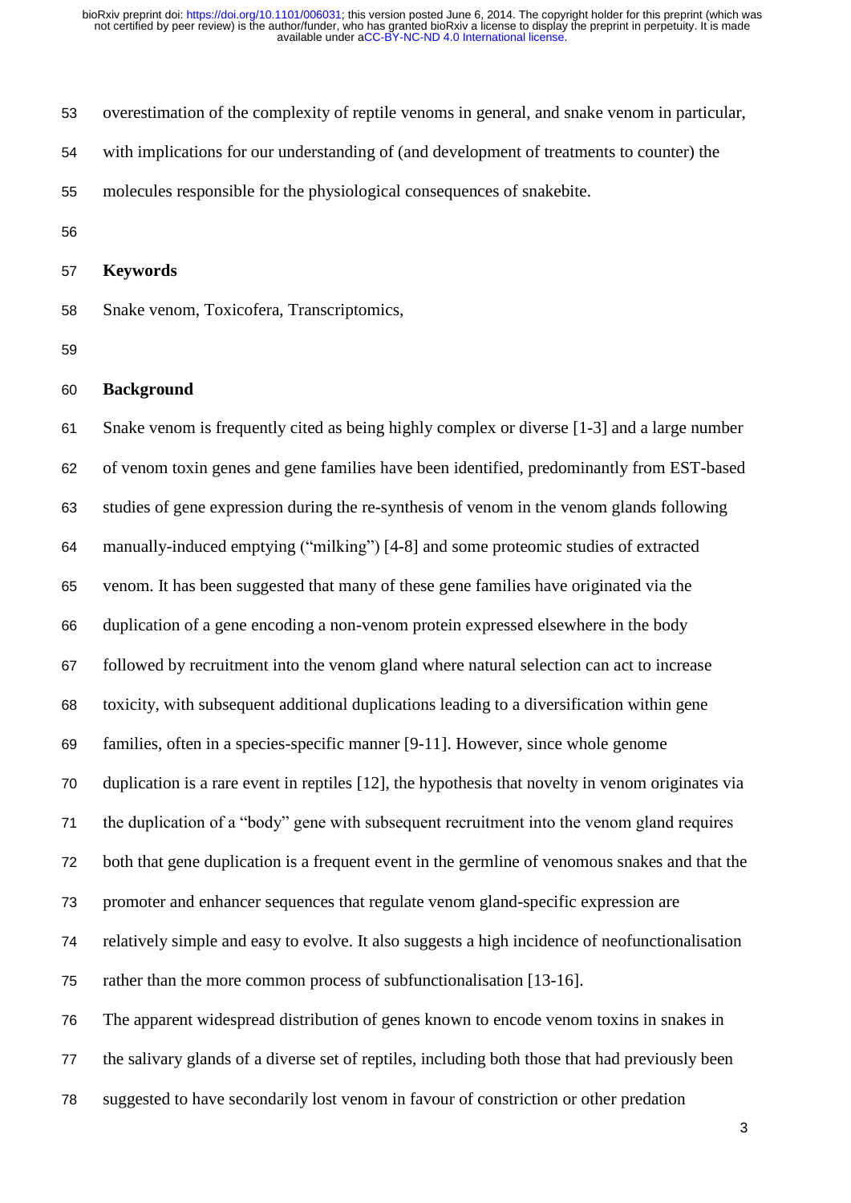overestimation of the complexity of reptile venoms in general, and snake venom in particular, with implications for our understanding of (and development of treatments to counter) the molecules responsible for the physiological consequences of snakebite.

## Keywords

Snake venom, Toxicofera, Transcriptomics,

## Background

Snake venom is frequently cited as being highly complex or diverse [1-3] and a large number of venom toxin genes and gene families have been identified, predominantly from EST-based studies of gene expression during the re-synthesis of venom in the venom glands following manually-induced emptying ("milking") [4-8] and some proteomic studies of extracted venom. It has been suggested that many of these gene families have originated via the duplication of a gene encoding a non-venom protein expressed elsewhere in the body followed by recruitment into the venom gland where natural selection can act to increase toxicity, with subsequent additional duplications leading to a diversification within gene families, often in a species-specific manner [9-11]. However, since whole genome duplication is a rare event in reptiles [12], the hypothesis that novelty in venom originates via the duplication of a "body" gene with subsequent recruitment into the venom gland requires both that gene duplication is a frequent event in the germline of venomous snakes and that the promoter and enhancer sequences that regulate venom gland-specific expression are relatively simple and easy to evolve. It also suggests a high incidence of neofunctionalisation rather than the more common process of subfunctionalisation [13-16].

The apparent widespread distribution of genes known to encode venom toxins in snakes in the salivary glands of a diverse set of reptiles, including both those that had previously been suggested to have secondarily lost venom in favour of constriction or other predation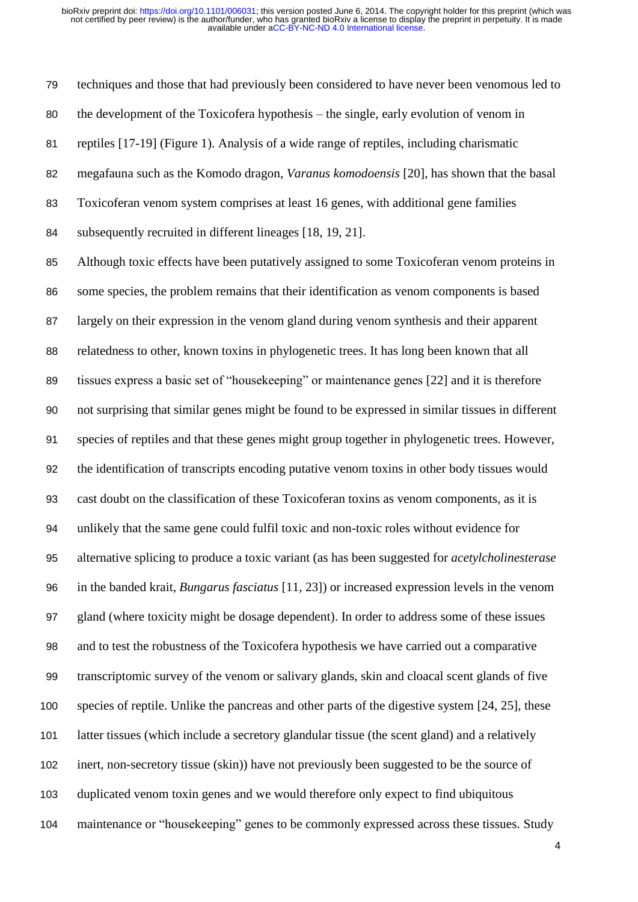techniques and those that had previously been considered to have never been venomous led to the development of the Toxicofera hypothesis – the single, early evolution of venom in reptiles [17-19] (Figure 1). Analysis of a wide range of reptiles, including charismatic megafauna such as the Komodo dragon, *Varanus komodoensis* [20], has shown that the basal Toxicoferan venom system comprises at least 16 genes, with additional gene families subsequently recruited in different lineages [18, 19, 21].

Although toxic effects have been putatively assigned to some Toxicoferan venom proteins in some species, the problem remains that their identification as venom components is based largely on their expression in the venom gland during venom synthesis and their apparent relatedness to other, known toxins in phylogenetic trees. It has long been known that all tissues express a basic set of "housekeeping" or maintenance genes [22] and it is therefore not surprising that similar genes might be found to be expressed in similar tissues in different species of reptiles and that these genes might group together in phylogenetic trees. However, the identification of transcripts encoding putative venom toxins in other body tissues would cast doubt on the classification of these Toxicoferan toxins as venom components, as it is unlikely that the same gene could fulfil toxic and non-toxic roles without evidence for alternative splicing to produce a toxic variant (as has been suggested for *acetylcholinesterase* in the banded krait, *Bungarus fasciatus* [11, 23]) or increased expression levels in the venom gland (where toxicity might be dosage dependent). In order to address some of these issues and to test the robustness of the Toxicofera hypothesis we have carried out a comparative transcriptomic survey of the venom or salivary glands, skin and cloacal scent glands of five species of reptile. Unlike the pancreas and other parts of the digestive system [24, 25], these latter tissues (which include a secretory glandular tissue (the scent gland) and a relatively inert, non-secretory tissue (skin)) have not previously been suggested to be the source of duplicated venom toxin genes and we would therefore only expect to find ubiquitous maintenance or "housekeeping" genes to be commonly expressed across these tissues. Study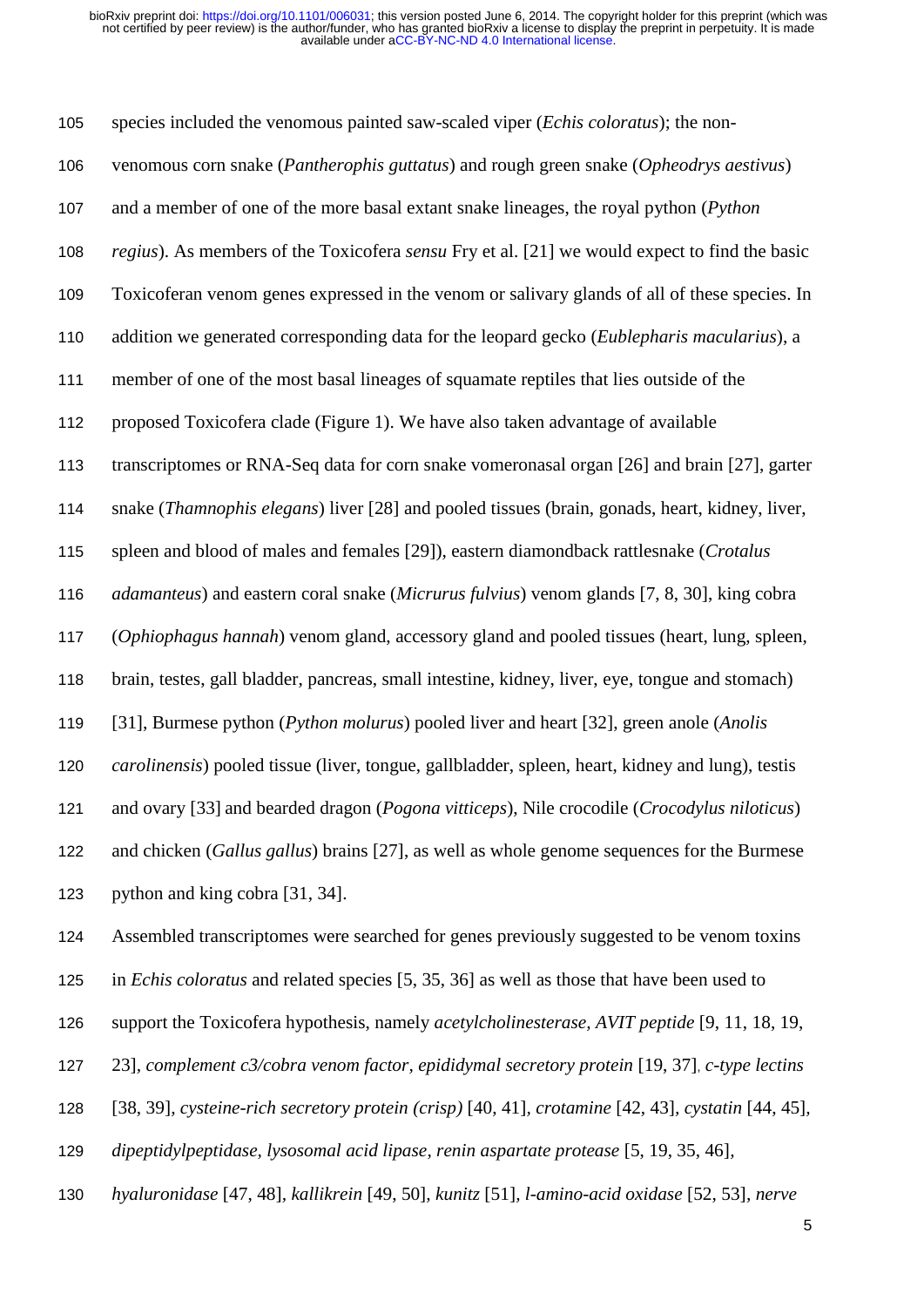species included the venomous painted saw-scaled viper (*Echis coloratus*); the non-venomous corn snake (*Pantherophis guttatus*) and rough green snake (*Opheodrys aestivus*) and a member of one of the more basal extant snake lineages, the royal python (*Python regius*). As members of the Toxicofera *sensu* Fry et al. [21] we would expect to find the basic Toxicoferan venom genes expressed in the venom or salivary glands of all of these species. In addition we generated corresponding data for the leopard gecko (*Eublepharis macularius*), a member of one of the most basal lineages of squamate reptiles that lies outside of the proposed Toxicofera clade (Figure 1). We have also taken advantage of available transcriptomes or RNA-Seq data for corn snake vomeronasal organ [26] and brain [27], garter snake (*Thamnophis elegans*) liver [28] and pooled tissues (brain, gonads, heart, kidney, liver, spleen and blood of males and females [29]), eastern diamondback rattlesnake (*Crotalus adamanteus*) and eastern coral snake (*Micrurus fulvius*) venom glands [7, 8, 30], king cobra (*Ophiophagus hannah*) venom gland, accessory gland and pooled tissues (heart, lung, spleen, brain, testes, gall bladder, pancreas, small intestine, kidney, liver, eye, tongue and stomach) [31], Burmese python (*Python molurus*) pooled liver and heart [32], green anole (*Anolis carolinensis*) pooled tissue (liver, tongue, gallbladder, spleen, heart, kidney and lung), testis and ovary [33] and bearded dragon (*Pogona vitticeps*), Nile crocodile (*Crocodylus niloticus*) and chicken (*Gallus gallus*) brains [27], as well as whole genome sequences for the Burmese python and king cobra [31, 34].

Assembled transcriptomes were searched for genes previously suggested to be venom toxins in *Echis coloratus* and related species [5, 35, 36] as well as those that have been used to support the Toxicofera hypothesis, namely *acetylcholinesterase, AVIT peptide* [9, 11, 18, 19, 23], *complement c3/cobra venom factor*, *epididymal secretory protein* [19, 37], *c-type lectins* [38, 39], *cysteine-rich secretory protein (crisp)* [40, 41], *crotamine* [42, 43], *cystatin* [44, 45], *dipeptidylpeptidase*, *lysosomal acid lipase*, *renin aspartate protease* [5, 19, 35, 46], *hyaluronidase* [47, 48], *kallikrein* [49, 50], *kunitz* [51], *l-amino-acid oxidase* [52, 53], *nerve*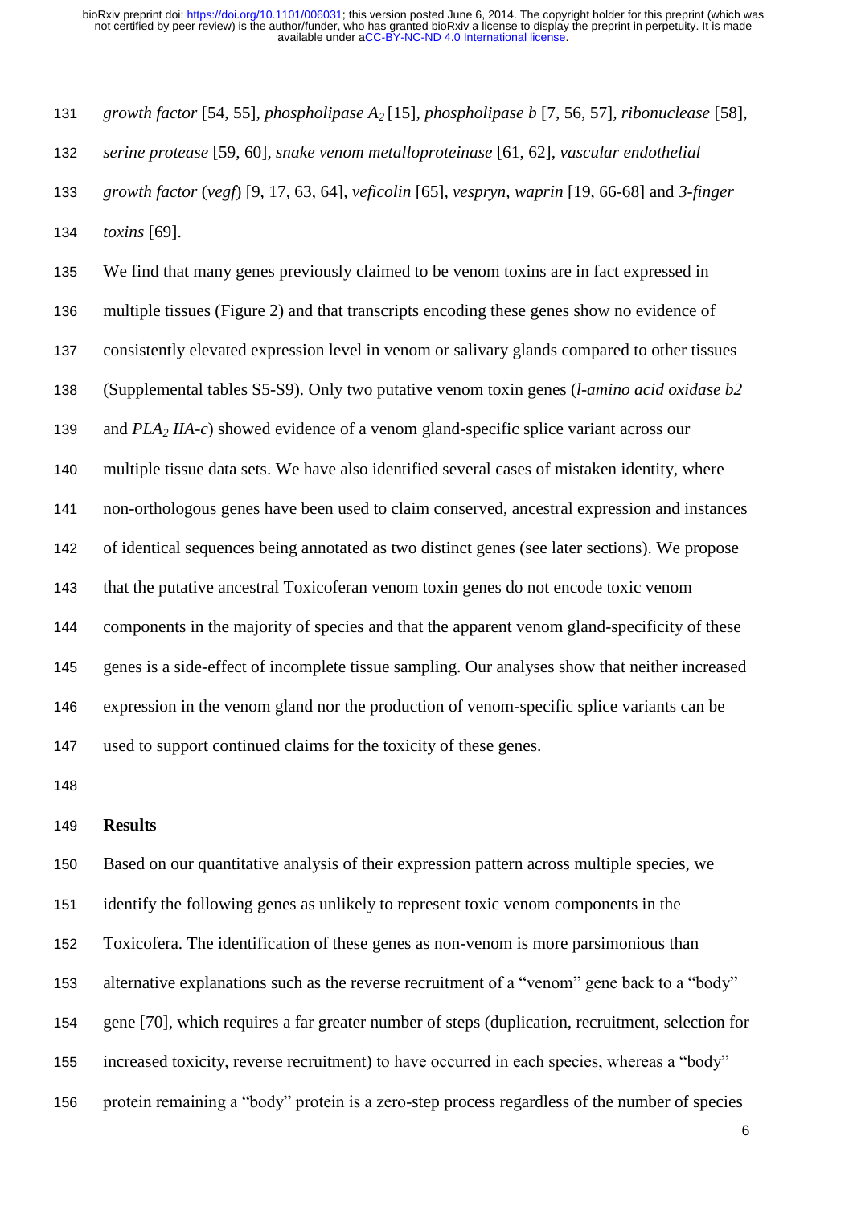*growth factor* [54, 55], *phospholipase $A_2$* [15], *phospholipase b* [7, 56, 57], *ribonuclease* [58], *serine protease* [59, 60], *snake venom metalloproteinase* [61, 62], *vascular endothelial growth factor* (*vegf*) [9, 17, 63, 64], *veficolin* [65], *vespryn*, *waprin* [19, 66-68] and *3-finger toxins* [69].

We find that many genes previously claimed to be venom toxins are in fact expressed in multiple tissues (Figure 2) and that transcripts encoding these genes show no evidence of consistently elevated expression level in venom or salivary glands compared to other tissues (Supplemental tables S5-S9). Only two putative venom toxin genes (*l-amino acid oxidase b2* and *$PLA_2$ IIA-c*) showed evidence of a venom gland-specific splice variant across our multiple tissue data sets. We have also identified several cases of mistaken identity, where non-orthologous genes have been used to claim conserved, ancestral expression and instances of identical sequences being annotated as two distinct genes (see later sections). We propose that the putative ancestral Toxicoferan venom toxin genes do not encode toxic venom components in the majority of species and that the apparent venom gland-specificity of these genes is a side-effect of incomplete tissue sampling. Our analyses show that neither increased expression in the venom gland nor the production of venom-specific splice variants can be used to support continued claims for the toxicity of these genes.

## Results

Based on our quantitative analysis of their expression pattern across multiple species, we identify the following genes as unlikely to represent toxic venom components in the Toxicofera. The identification of these genes as non-venom is more parsimonious than alternative explanations such as the reverse recruitment of a "venom" gene back to a "body" gene [70], which requires a far greater number of steps (duplication, recruitment, selection for increased toxicity, reverse recruitment) to have occurred in each species, whereas a "body" protein remaining a "body" protein is a zero-step process regardless of the number of species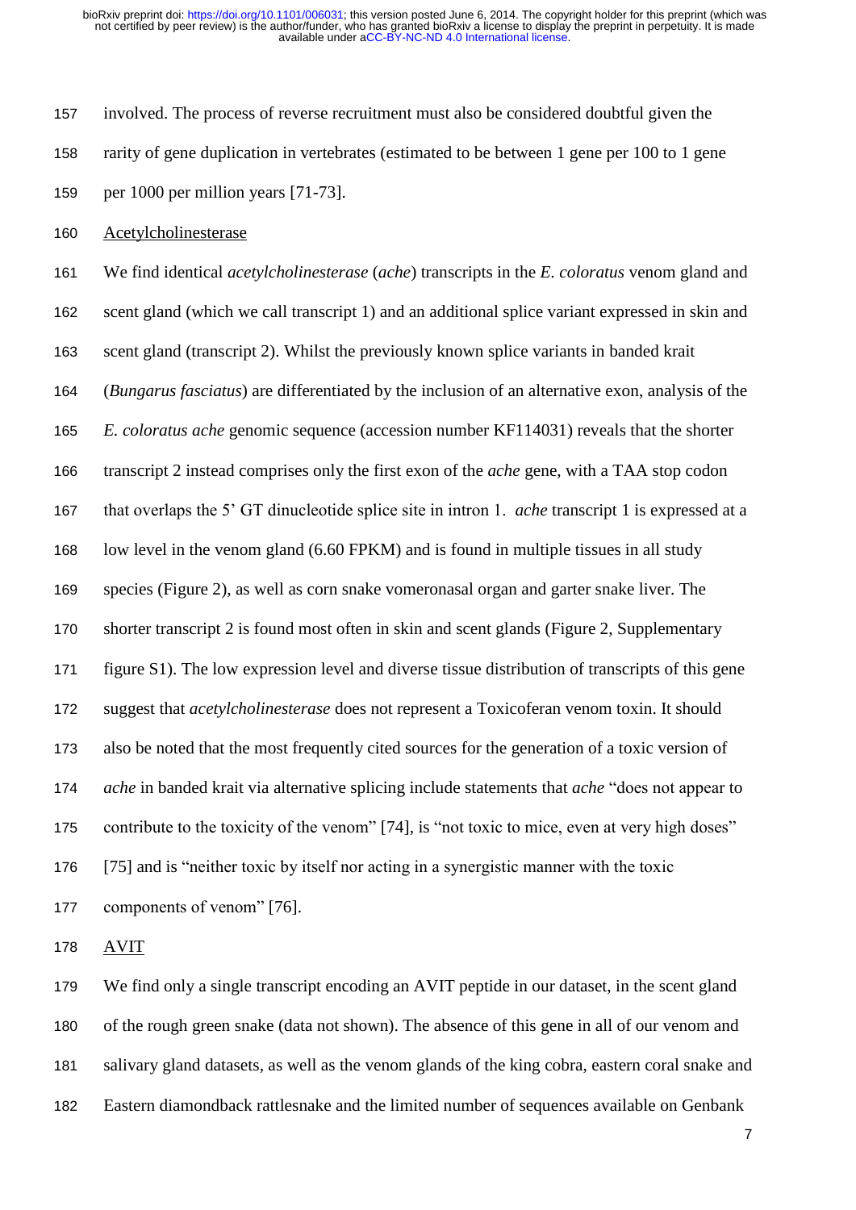involved. The process of reverse recruitment must also be considered doubtful given the rarity of gene duplication in vertebrates (estimated to be between 1 gene per 100 to 1 gene per 1000 per million years [71-73].

Acetylcholinesterase

We find identical *acetylcholinesterase* (*ache*) transcripts in the *E. coloratus* venom gland and scent gland (which we call transcript 1) and an additional splice variant expressed in skin and scent gland (transcript 2). Whilst the previously known splice variants in banded krait (*Bungarus fasciatus*) are differentiated by the inclusion of an alternative exon, analysis of the *E. coloratus ache* genomic sequence (accession number KF114031) reveals that the shorter transcript 2 instead comprises only the first exon of the *ache* gene, with a TAA stop codon that overlaps the 5' GT dinucleotide splice site in intron 1. *ache* transcript 1 is expressed at a low level in the venom gland (6.60 FPKM) and is found in multiple tissues in all study species (Figure 2), as well as corn snake vomeronasal organ and garter snake liver. The shorter transcript 2 is found most often in skin and scent glands (Figure 2, Supplementary figure S1). The low expression level and diverse tissue distribution of transcripts of this gene suggest that *acetylcholinesterase* does not represent a Toxicoferan venom toxin. It should also be noted that the most frequently cited sources for the generation of a toxic version of *ache* in banded krait via alternative splicing include statements that *ache* "does not appear to contribute to the toxicity of the venom" [74], is "not toxic to mice, even at very high doses" [75] and is "neither toxic by itself nor acting in a synergistic manner with the toxic components of venom" [76].

AVIT

We find only a single transcript encoding an AVIT peptide in our dataset, in the scent gland of the rough green snake (data not shown). The absence of this gene in all of our venom and salivary gland datasets, as well as the venom glands of the king cobra, eastern coral snake and Eastern diamondback rattlesnake and the limited number of sequences available on Genbank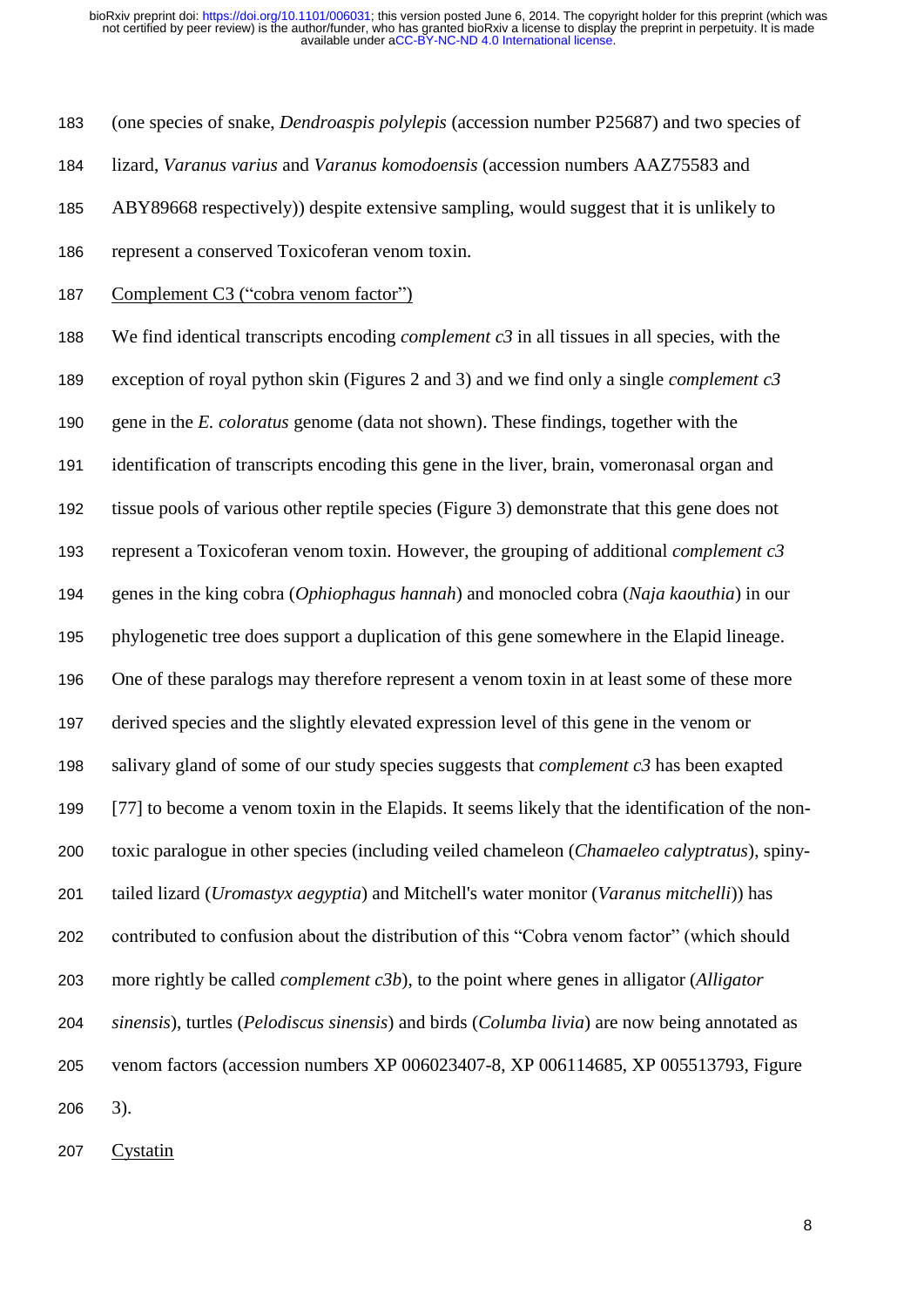(one species of snake, *Dendroaspis polylepis* (accession number P25687) and two species of lizard, *Varanus varius* and *Varanus komodoensis* (accession numbers AAZ75583 and ABY89668 respectively)) despite extensive sampling, would suggest that it is unlikely to represent a conserved Toxicoferan venom toxin.

Complement C3 ("cobra venom factor")

We find identical transcripts encoding *complement c3* in all tissues in all species, with the exception of royal python skin (Figures 2 and 3) and we find only a single *complement c3* gene in the *E. coloratus* genome (data not shown). These findings, together with the identification of transcripts encoding this gene in the liver, brain, vomeronasal organ and tissue pools of various other reptile species (Figure 3) demonstrate that this gene does not represent a Toxicoferan venom toxin. However, the grouping of additional *complement c3* genes in the king cobra (*Ophiophagus hannah*) and monocled cobra (*Naja kaouthia*) in our phylogenetic tree does support a duplication of this gene somewhere in the Elapid lineage. One of these paralogs may therefore represent a venom toxin in at least some of these more derived species and the slightly elevated expression level of this gene in the venom or salivary gland of some of our study species suggests that *complement c3* has been exapted [77] to become a venom toxin in the Elapids. It seems likely that the identification of the non-toxic paralogue in other species (including veiled chameleon (*Chamaeleo calyptratus*), spiny-tailed lizard (*Uromastyx aegyptia*) and Mitchell's water monitor (*Varanus mitchelli*)) has contributed to confusion about the distribution of this "Cobra venom factor" (which should more rightly be called *complement c3b*), to the point where genes in alligator (*Alligator sinensis*), turtles (*Pelodiscus sinensis*) and birds (*Columba livia*) are now being annotated as venom factors (accession numbers XP 006023407-8, XP 006114685, XP 005513793, Figure 3).

Cystatin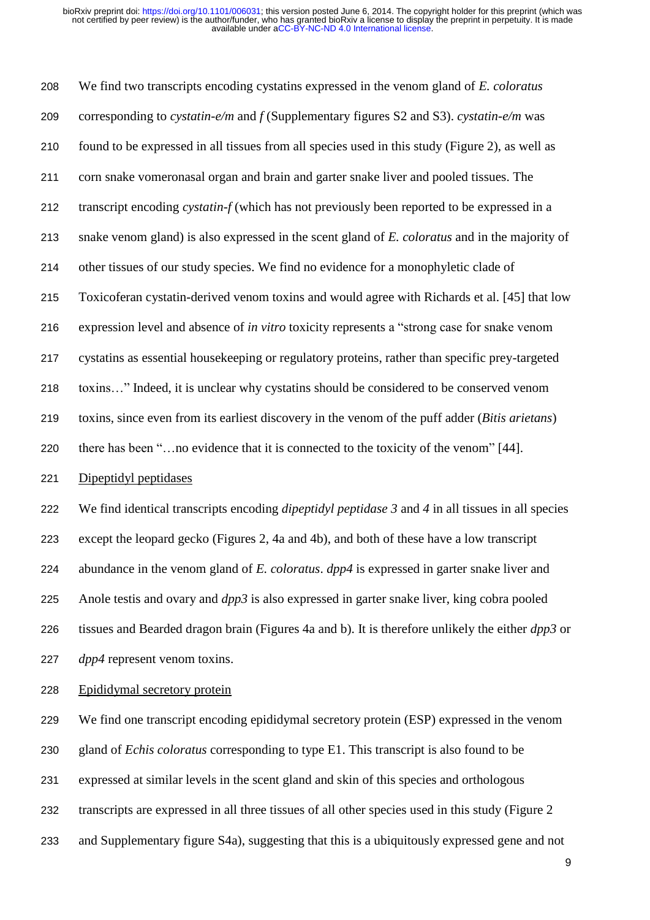We find two transcripts encoding cystatins expressed in the venom gland of *E. coloratus* corresponding to *cystatin-e/m* and *f* (Supplementary figures S2 and S3). *cystatin-e/m* was found to be expressed in all tissues from all species used in this study (Figure 2), as well as corn snake vomeronasal organ and brain and garter snake liver and pooled tissues. The transcript encoding *cystatin-f* (which has not previously been reported to be expressed in a snake venom gland) is also expressed in the scent gland of *E. coloratus* and in the majority of other tissues of our study species. We find no evidence for a monophyletic clade of Toxicoferan cystatin-derived venom toxins and would agree with Richards et al. [45] that low expression level and absence of *in vitro* toxicity represents a "strong case for snake venom cystatins as essential housekeeping or regulatory proteins, rather than specific prey-targeted toxins…" Indeed, it is unclear why cystatins should be considered to be conserved venom toxins, since even from its earliest discovery in the venom of the puff adder (*Bitis arietans*) there has been "…no evidence that it is connected to the toxicity of the venom" [44].

<u>Dipeptidyl peptidases</u>

We find identical transcripts encoding *dipeptidyl peptidase 3* and *4* in all tissues in all species except the leopard gecko (Figures 2, 4a and 4b), and both of these have a low transcript abundance in the venom gland of *E. coloratus*. *dpp4* is expressed in garter snake liver and Anole testis and ovary and *dpp3* is also expressed in garter snake liver, king cobra pooled tissues and Bearded dragon brain (Figures 4a and b). It is therefore unlikely the either *dpp3* or *dpp4* represent venom toxins.

<u>Epididymal secretory protein</u>

We find one transcript encoding epididymal secretory protein (ESP) expressed in the venom gland of *Echis coloratus* corresponding to type E1. This transcript is also found to be expressed at similar levels in the scent gland and skin of this species and orthologous transcripts are expressed in all three tissues of all other species used in this study (Figure 2 and Supplementary figure S4a), suggesting that this is a ubiquitously expressed gene and not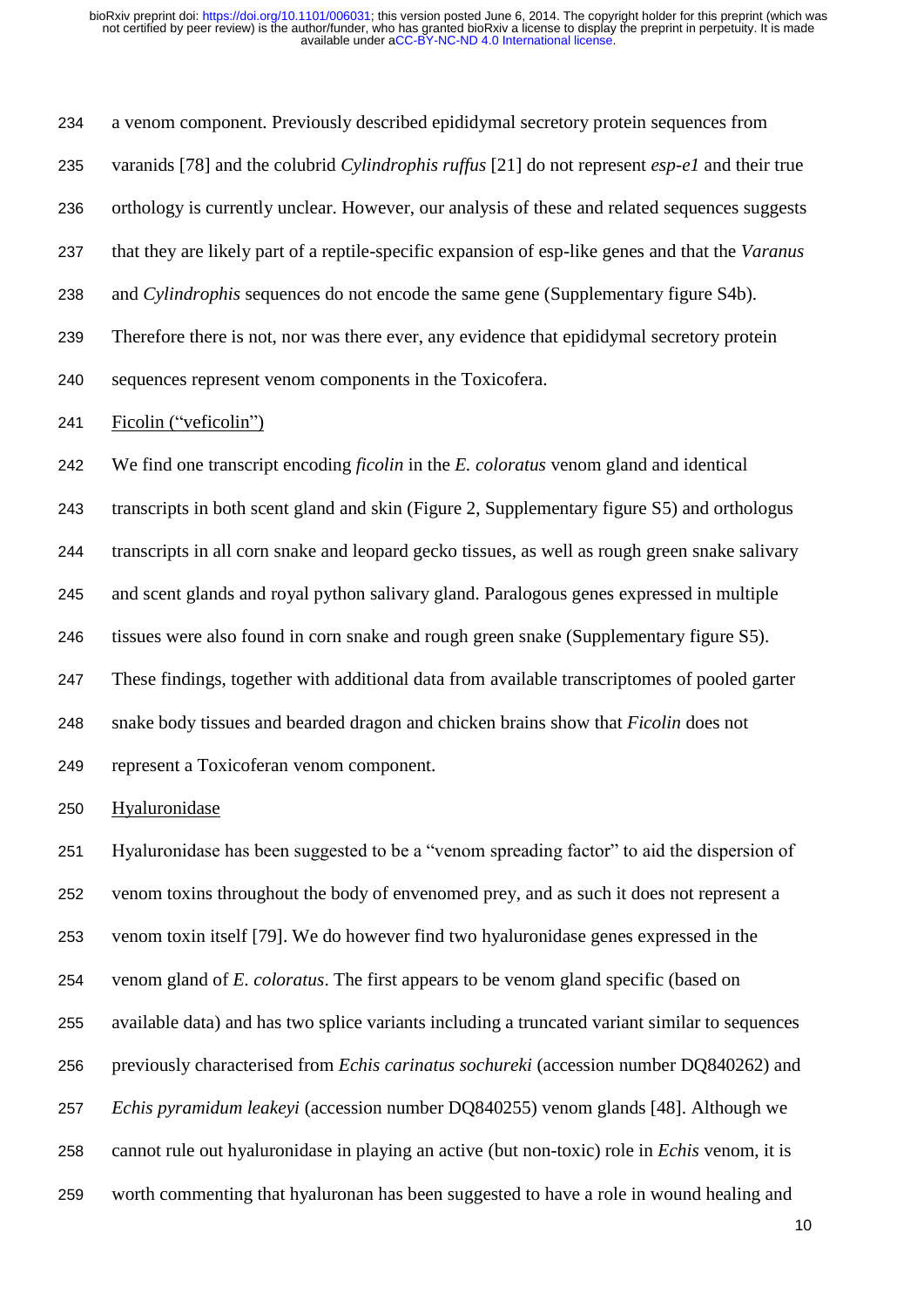a venom component. Previously described epididymal secretory protein sequences from varanids [78] and the colubrid *Cylindrophis ruffus* [21] do not represent *esp-e1* and their true orthology is currently unclear. However, our analysis of these and related sequences suggests that they are likely part of a reptile-specific expansion of esp-like genes and that the *Varanus* and *Cylindrophis* sequences do not encode the same gene (Supplementary figure S4b). Therefore there is not, nor was there ever, any evidence that epididymal secretory protein sequences represent venom components in the Toxicofera.

Ficolin (“veficolin”)

We find one transcript encoding *ficolin* in the *E. coloratus* venom gland and identical transcripts in both scent gland and skin (Figure 2, Supplementary figure S5) and orthologus transcripts in all corn snake and leopard gecko tissues, as well as rough green snake salivary and scent glands and royal python salivary gland. Paralogous genes expressed in multiple tissues were also found in corn snake and rough green snake (Supplementary figure S5). These findings, together with additional data from available transcriptomes of pooled garter snake body tissues and bearded dragon and chicken brains show that *Ficolin* does not represent a Toxicoferan venom component.

Hyaluronidase

Hyaluronidase has been suggested to be a “venom spreading factor” to aid the dispersion of venom toxins throughout the body of envenomed prey, and as such it does not represent a venom toxin itself [79]. We do however find two hyaluronidase genes expressed in the venom gland of *E. coloratus*. The first appears to be venom gland specific (based on available data) and has two splice variants including a truncated variant similar to sequences previously characterised from *Echis carinatus sochureki* (accession number DQ840262) and *Echis pyramidum leakeyi* (accession number DQ840255) venom glands [48]. Although we cannot rule out hyaluronidase in playing an active (but non-toxic) role in *Echis* venom, it is worth commenting that hyaluronan has been suggested to have a role in wound healing and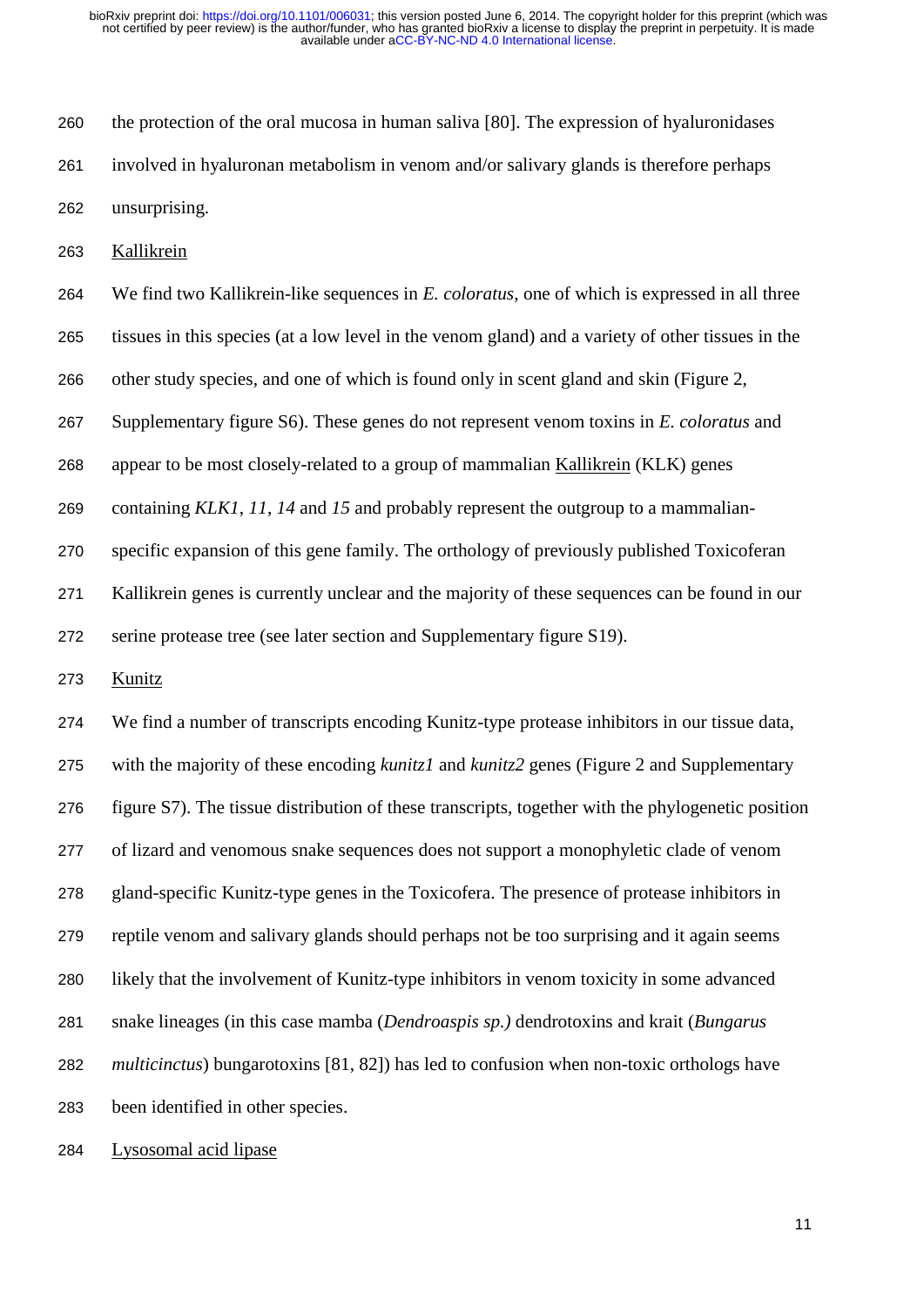the protection of the oral mucosa in human saliva [80]. The expression of hyaluronidases involved in hyaluronan metabolism in venom and/or salivary glands is therefore perhaps unsurprising.

Kallikrein

We find two Kallikrein-like sequences in *E. coloratus*, one of which is expressed in all three tissues in this species (at a low level in the venom gland) and a variety of other tissues in the other study species, and one of which is found only in scent gland and skin (Figure 2, Supplementary figure S6). These genes do not represent venom toxins in *E. coloratus* and appear to be most closely-related to a group of mammalian Kallikrein (KLK) genes containing *KLK1*, *11*, *14* and *15* and probably represent the outgroup to a mammalian-specific expansion of this gene family. The orthology of previously published Toxicoferan Kallikrein genes is currently unclear and the majority of these sequences can be found in our serine protease tree (see later section and Supplementary figure S19).

Kunitz

We find a number of transcripts encoding Kunitz-type protease inhibitors in our tissue data, with the majority of these encoding *kunitz1* and *kunitz2* genes (Figure 2 and Supplementary figure S7). The tissue distribution of these transcripts, together with the phylogenetic position of lizard and venomous snake sequences does not support a monophyletic clade of venom gland-specific Kunitz-type genes in the Toxicofera. The presence of protease inhibitors in reptile venom and salivary glands should perhaps not be too surprising and it again seems likely that the involvement of Kunitz-type inhibitors in venom toxicity in some advanced snake lineages (in this case mamba (*Dendroaspis sp.)* dendrotoxins and krait (*Bungarus multicinctus*) bungarotoxins [81, 82]) has led to confusion when non-toxic orthologs have been identified in other species.

Lysosomal acid lipase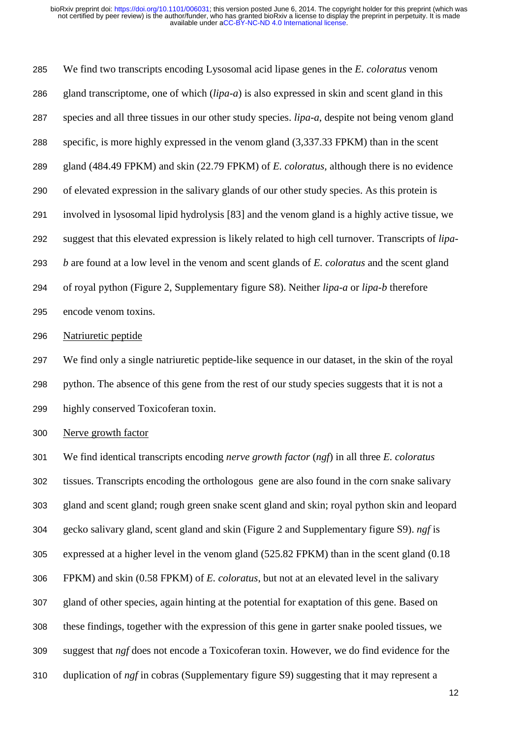We find two transcripts encoding Lysosomal acid lipase genes in the *E. coloratus* venom gland transcriptome, one of which (*lipa-a*) is also expressed in skin and scent gland in this species and all three tissues in our other study species. *lipa-a*, despite not being venom gland specific, is more highly expressed in the venom gland (3,337.33 FPKM) than in the scent gland (484.49 FPKM) and skin (22.79 FPKM) of *E. coloratus,* although there is no evidence of elevated expression in the salivary glands of our other study species. As this protein is involved in lysosomal lipid hydrolysis [83] and the venom gland is a highly active tissue, we suggest that this elevated expression is likely related to high cell turnover. Transcripts of *lipa-b* are found at a low level in the venom and scent glands of *E. coloratus* and the scent gland of royal python (Figure 2, Supplementary figure S8). Neither *lipa-a* or *lipa-b* therefore encode venom toxins.

Natriuretic peptide

We find only a single natriuretic peptide-like sequence in our dataset, in the skin of the royal python. The absence of this gene from the rest of our study species suggests that it is not a highly conserved Toxicoferan toxin.

Nerve growth factor

We find identical transcripts encoding *nerve growth factor* (*ngf*) in all three *E. coloratus* tissues. Transcripts encoding the orthologous gene are also found in the corn snake salivary gland and scent gland; rough green snake scent gland and skin; royal python skin and leopard gecko salivary gland, scent gland and skin (Figure 2 and Supplementary figure S9). *ngf* is expressed at a higher level in the venom gland (525.82 FPKM) than in the scent gland (0.18 FPKM) and skin (0.58 FPKM) of *E. coloratus*, but not at an elevated level in the salivary gland of other species, again hinting at the potential for exaptation of this gene. Based on these findings, together with the expression of this gene in garter snake pooled tissues, we suggest that *ngf* does not encode a Toxicoferan toxin. However, we do find evidence for the duplication of *ngf* in cobras (Supplementary figure S9) suggesting that it may represent a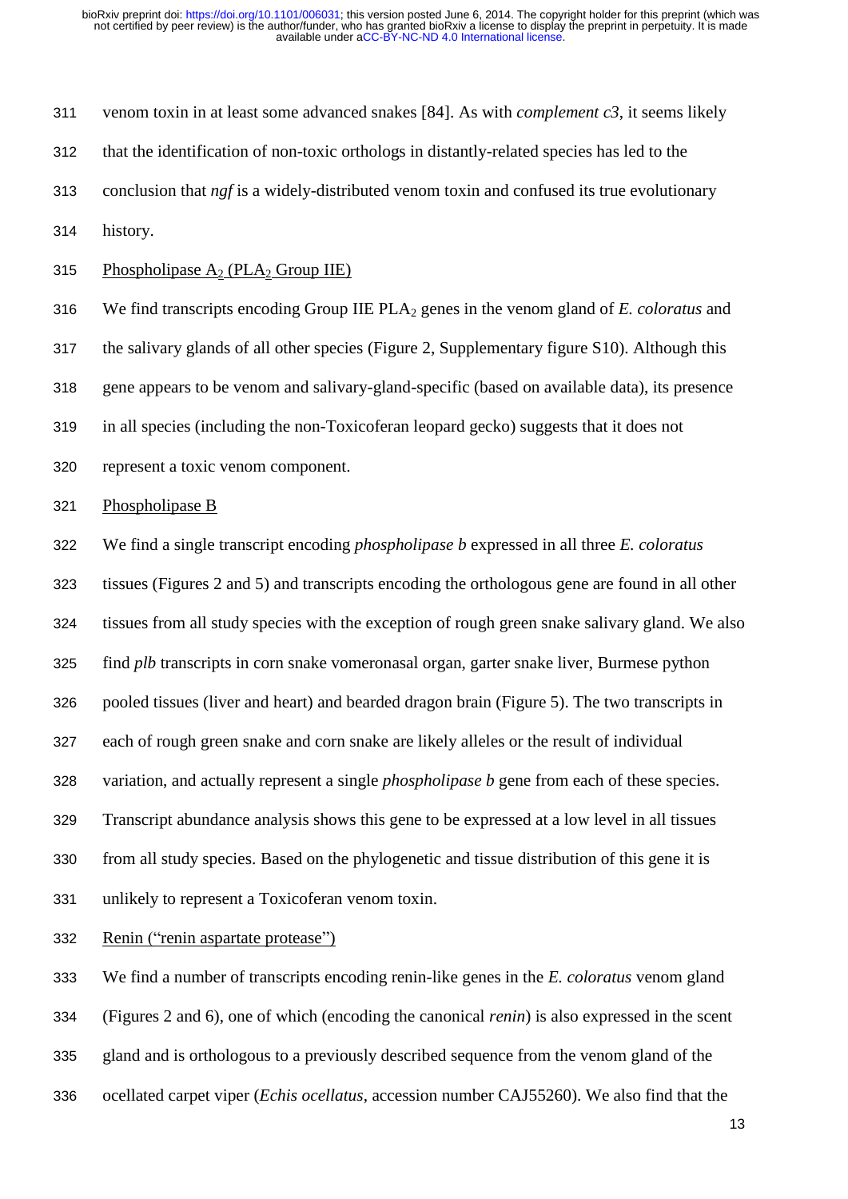venom toxin in at least some advanced snakes [84]. As with *complement c3*, it seems likely that the identification of non-toxic orthologs in distantly-related species has led to the conclusion that *ngf* is a widely-distributed venom toxin and confused its true evolutionary history.

Phospholipase $A_2$ ($PLA_2$ Group IIE)

We find transcripts encoding Group IIE $PLA_2$ genes in the venom gland of *E. coloratus* and the salivary glands of all other species (Figure 2, Supplementary figure S10). Although this gene appears to be venom and salivary-gland-specific (based on available data), its presence in all species (including the non-Toxicoferan leopard gecko) suggests that it does not represent a toxic venom component.

Phospholipase B

We find a single transcript encoding *phospholipase b* expressed in all three *E. coloratus* tissues (Figures 2 and 5) and transcripts encoding the orthologous gene are found in all other tissues from all study species with the exception of rough green snake salivary gland. We also find *plb* transcripts in corn snake vomeronasal organ, garter snake liver, Burmese python pooled tissues (liver and heart) and bearded dragon brain (Figure 5). The two transcripts in each of rough green snake and corn snake are likely alleles or the result of individual variation, and actually represent a single *phospholipase b* gene from each of these species. Transcript abundance analysis shows this gene to be expressed at a low level in all tissues from all study species. Based on the phylogenetic and tissue distribution of this gene it is unlikely to represent a Toxicoferan venom toxin.

Renin (“renin aspartate protease”)

We find a number of transcripts encoding renin-like genes in the *E. coloratus* venom gland (Figures 2 and 6), one of which (encoding the canonical *renin*) is also expressed in the scent gland and is orthologous to a previously described sequence from the venom gland of the ocellated carpet viper (*Echis ocellatus*, accession number CAJ55260). We also find that the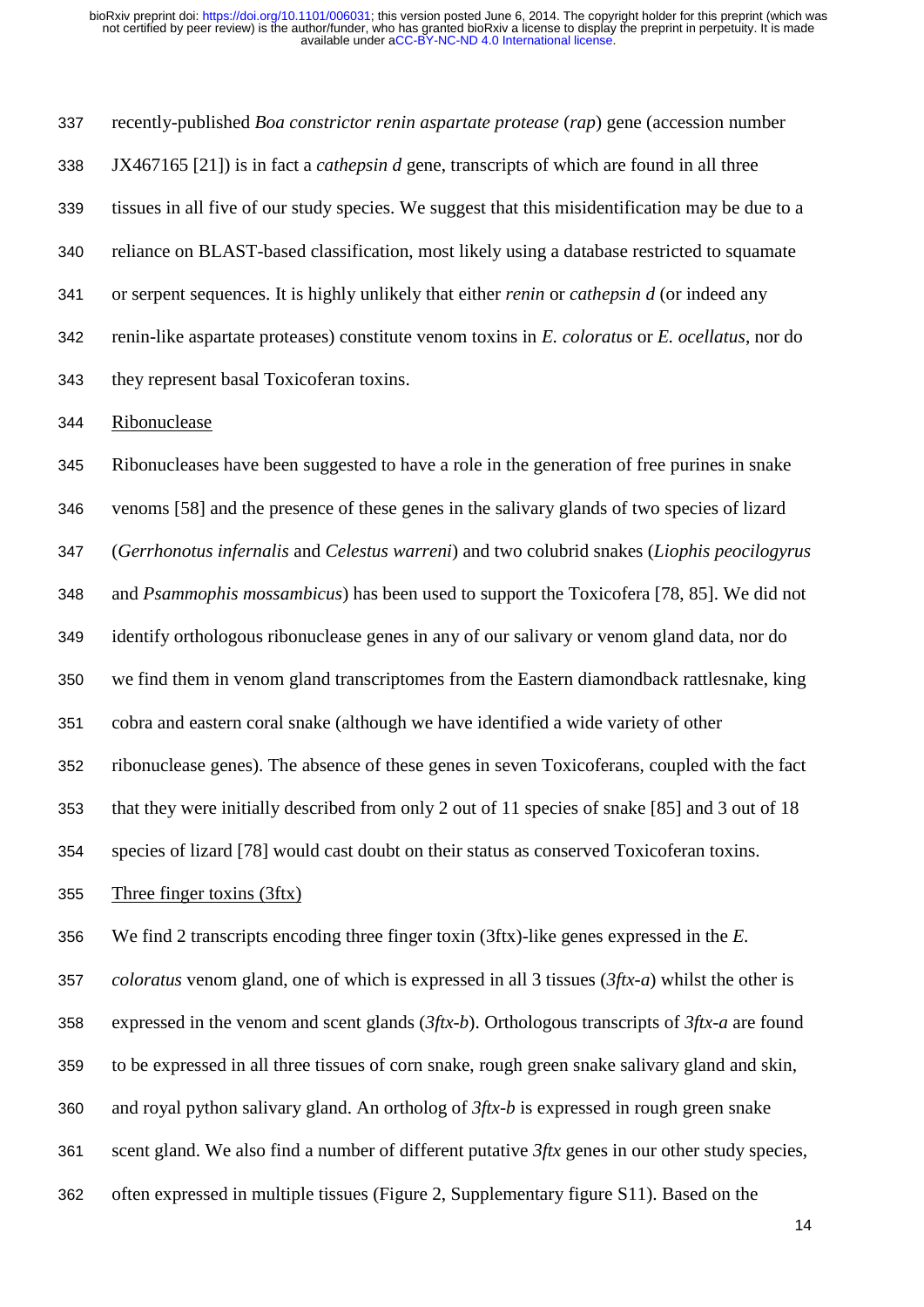recently-published *Boa constrictor renin aspartate protease* (*rap*) gene (accession number JX467165 [21]) is in fact a *cathepsin d* gene, transcripts of which are found in all three tissues in all five of our study species. We suggest that this misidentification may be due to a reliance on BLAST-based classification, most likely using a database restricted to squamate or serpent sequences. It is highly unlikely that either *renin* or *cathepsin d* (or indeed any renin-like aspartate proteases) constitute venom toxins in *E. coloratus* or *E. ocellatus*, nor do they represent basal Toxicoferan toxins.

Ribonuclease

Ribonucleases have been suggested to have a role in the generation of free purines in snake venoms [58] and the presence of these genes in the salivary glands of two species of lizard (*Gerrhonotus infernalis* and *Celestus warreni*) and two colubrid snakes (*Liophis peocilogyrus* and *Psammophis mossambicus*) has been used to support the Toxicofera [78, 85]. We did not identify orthologous ribonuclease genes in any of our salivary or venom gland data, nor do we find them in venom gland transcriptomes from the Eastern diamondback rattlesnake, king cobra and eastern coral snake (although we have identified a wide variety of other ribonuclease genes). The absence of these genes in seven Toxicoferans, coupled with the fact that they were initially described from only 2 out of 11 species of snake [85] and 3 out of 18 species of lizard [78] would cast doubt on their status as conserved Toxicoferan toxins.

Three finger toxins (3ftx)

We find 2 transcripts encoding three finger toxin (3ftx)-like genes expressed in the *E. coloratus* venom gland, one of which is expressed in all 3 tissues (*3ftx-a*) whilst the other is expressed in the venom and scent glands (*3ftx-b*). Orthologous transcripts of *3ftx-a* are found to be expressed in all three tissues of corn snake, rough green snake salivary gland and skin, and royal python salivary gland. An ortholog of *3ftx-b* is expressed in rough green snake scent gland. We also find a number of different putative *3ftx* genes in our other study species, often expressed in multiple tissues (Figure 2, Supplementary figure S11). Based on the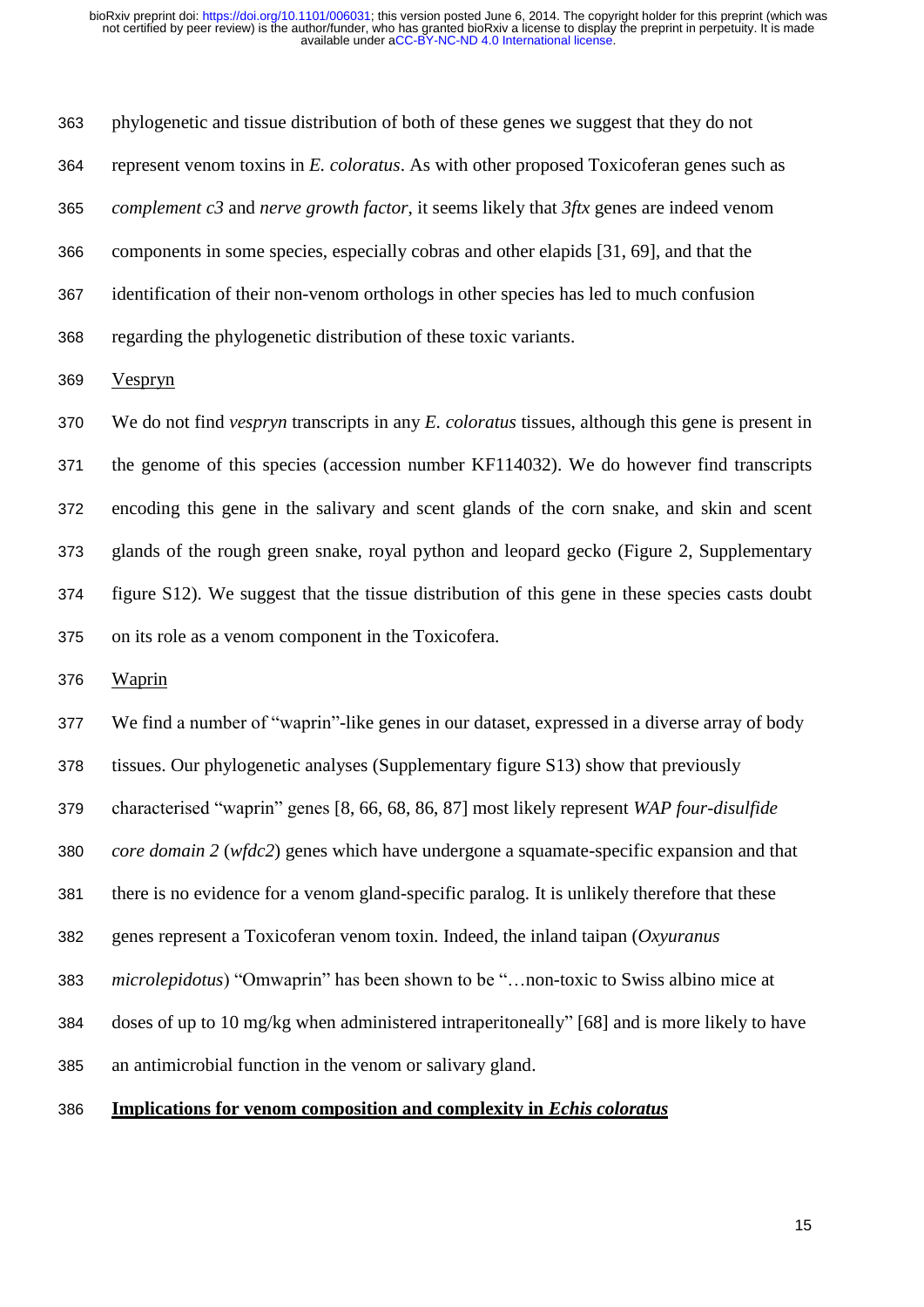phylogenetic and tissue distribution of both of these genes we suggest that they do not represent venom toxins in *E. coloratus*. As with other proposed Toxicoferan genes such as *complement c3* and *nerve growth factor*, it seems likely that *3ftx* genes are indeed venom components in some species, especially cobras and other elapids [31, 69], and that the identification of their non-venom orthologs in other species has led to much confusion regarding the phylogenetic distribution of these toxic variants.

Vespryn

We do not find *vespryn* transcripts in any *E. coloratus* tissues, although this gene is present in the genome of this species (accession number KF114032). We do however find transcripts encoding this gene in the salivary and scent glands of the corn snake, and skin and scent glands of the rough green snake, royal python and leopard gecko (Figure 2, Supplementary figure S12). We suggest that the tissue distribution of this gene in these species casts doubt on its role as a venom component in the Toxicofera.

Waprin

We find a number of "waprin"-like genes in our dataset, expressed in a diverse array of body tissues. Our phylogenetic analyses (Supplementary figure S13) show that previously characterised "waprin" genes [8, 66, 68, 86, 87] most likely represent *WAP four-disulfide core domain 2* (*wfdc2*) genes which have undergone a squamate-specific expansion and that there is no evidence for a venom gland-specific paralog. It is unlikely therefore that these genes represent a Toxicoferan venom toxin. Indeed, the inland taipan (*Oxyuranus microlepidotus*) "Omwaprin" has been shown to be "…non-toxic to Swiss albino mice at doses of up to 10 mg/kg when administered intraperitoneally" [68] and is more likely to have an antimicrobial function in the venom or salivary gland.

**Implications for venom composition and complexity in *Echis coloratus***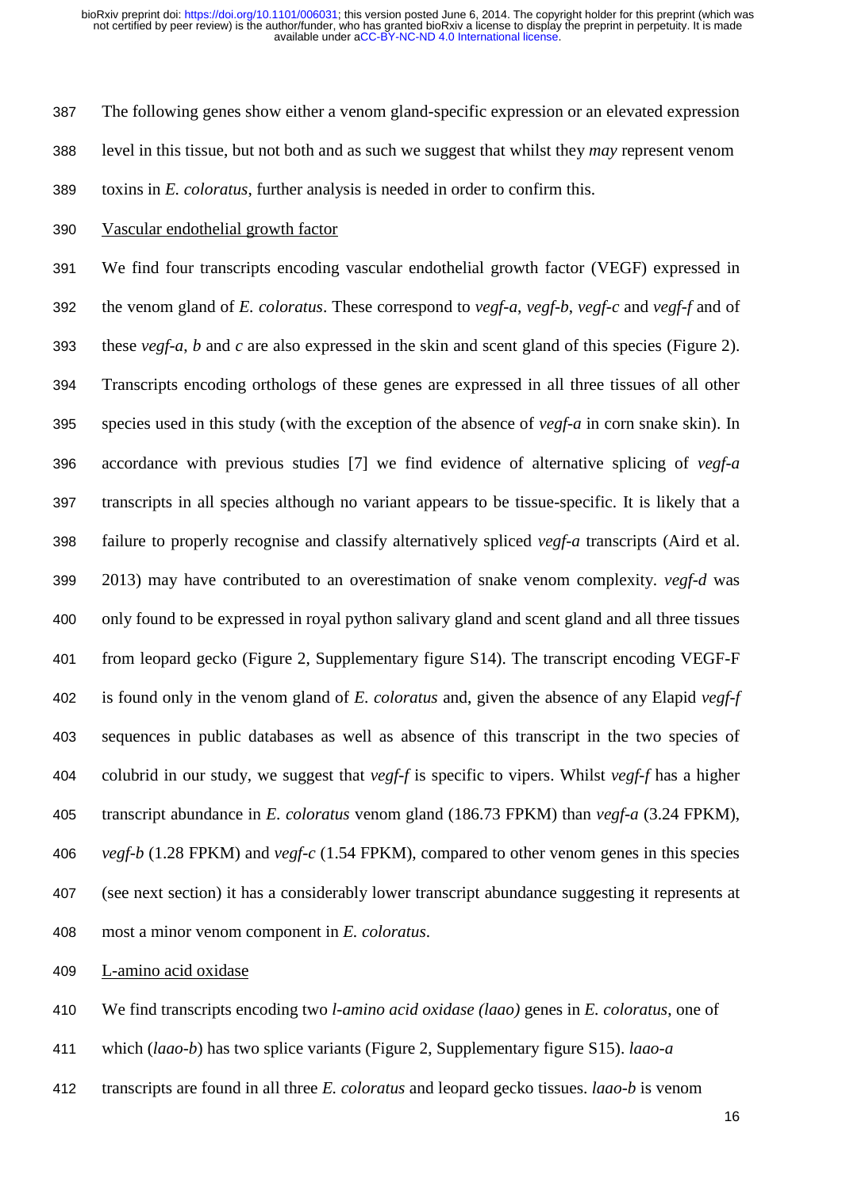The following genes show either a venom gland-specific expression or an elevated expression level in this tissue, but not both and as such we suggest that whilst they *may* represent venom toxins in *E. coloratus*, further analysis is needed in order to confirm this.

Vascular endothelial growth factor

We find four transcripts encoding vascular endothelial growth factor (VEGF) expressed in the venom gland of *E. coloratus*. These correspond to *vegf-a*, *vegf-b*, *vegf-c* and *vegf-f* and of these *vegf-a*, *b* and *c* are also expressed in the skin and scent gland of this species (Figure 2). Transcripts encoding orthologs of these genes are expressed in all three tissues of all other species used in this study (with the exception of the absence of *vegf-a* in corn snake skin). In accordance with previous studies [7] we find evidence of alternative splicing of *vegf-a* transcripts in all species although no variant appears to be tissue-specific. It is likely that a failure to properly recognise and classify alternatively spliced *vegf-a* transcripts (Aird et al. 2013) may have contributed to an overestimation of snake venom complexity. *vegf-d* was only found to be expressed in royal python salivary gland and scent gland and all three tissues from leopard gecko (Figure 2, Supplementary figure S14). The transcript encoding VEGF-F is found only in the venom gland of *E. coloratus* and, given the absence of any Elapid *vegf-f* sequences in public databases as well as absence of this transcript in the two species of colubrid in our study, we suggest that *vegf-f* is specific to vipers. Whilst *vegf-f* has a higher transcript abundance in *E. coloratus* venom gland (186.73 FPKM) than *vegf-a* (3.24 FPKM), *vegf-b* (1.28 FPKM) and *vegf-c* (1.54 FPKM), compared to other venom genes in this species (see next section) it has a considerably lower transcript abundance suggesting it represents at most a minor venom component in *E. coloratus*.

L-amino acid oxidase

We find transcripts encoding two *l-amino acid oxidase (laao)* genes in *E. coloratus*, one of which (*laao-b*) has two splice variants (Figure 2, Supplementary figure S15). *laao-a* transcripts are found in all three *E. coloratus* and leopard gecko tissues. *laao-b* is venom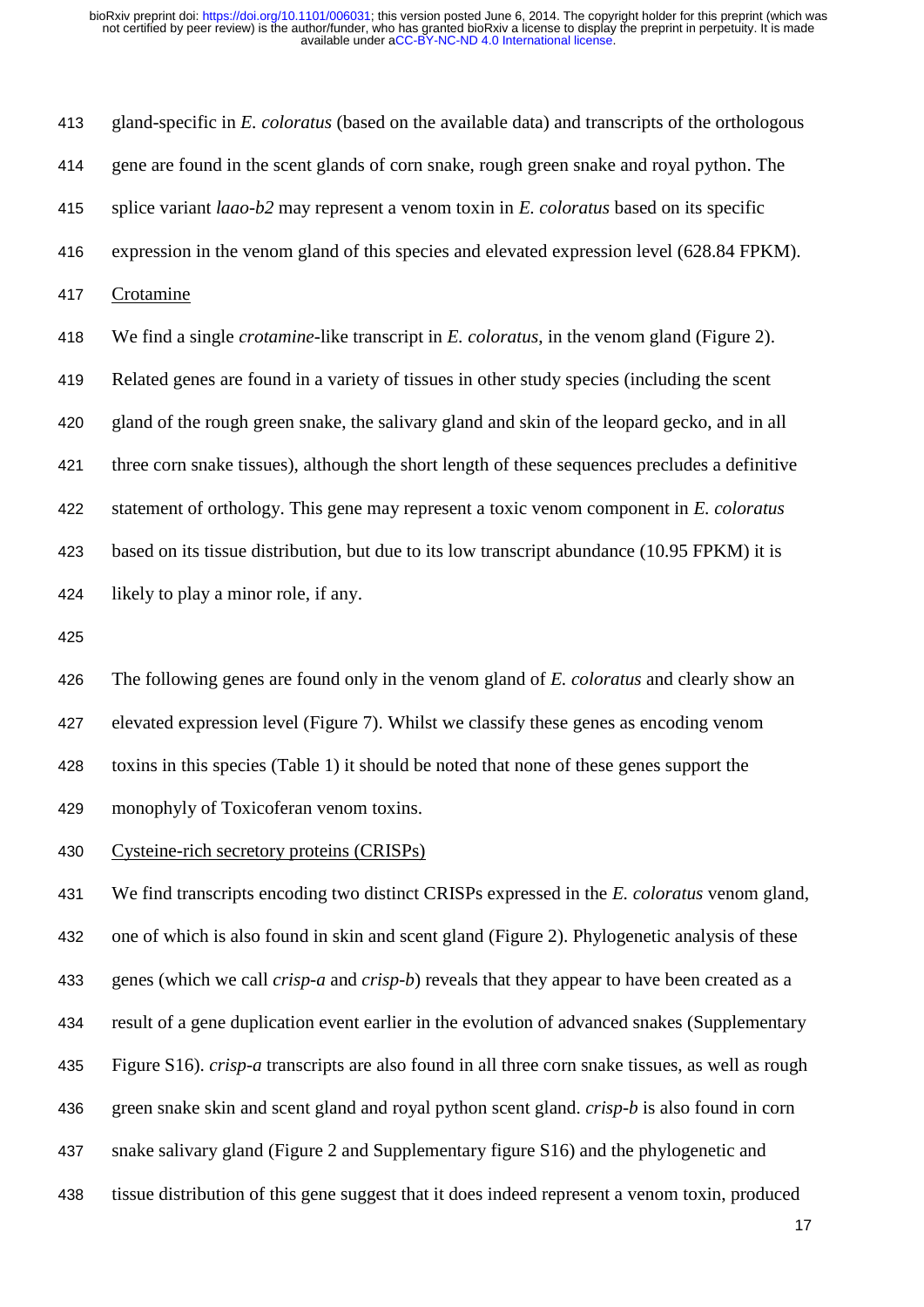gland-specific in *E. coloratus* (based on the available data) and transcripts of the orthologous gene are found in the scent glands of corn snake, rough green snake and royal python. The splice variant *laao-b2* may represent a venom toxin in *E. coloratus* based on its specific expression in the venom gland of this species and elevated expression level (628.84 FPKM).

### Crotamine

We find a single *crotamine*-like transcript in *E. coloratus*, in the venom gland (Figure 2). Related genes are found in a variety of tissues in other study species (including the scent gland of the rough green snake, the salivary gland and skin of the leopard gecko, and in all three corn snake tissues), although the short length of these sequences precludes a definitive statement of orthology. This gene may represent a toxic venom component in *E. coloratus* based on its tissue distribution, but due to its low transcript abundance (10.95 FPKM) it is likely to play a minor role, if any.

The following genes are found only in the venom gland of *E. coloratus* and clearly show an elevated expression level (Figure 7). Whilst we classify these genes as encoding venom toxins in this species (Table 1) it should be noted that none of these genes support the monophyly of Toxicoferan venom toxins.

### Cysteine-rich secretory proteins (CRISPs)

We find transcripts encoding two distinct CRISPs expressed in the *E. coloratus* venom gland, one of which is also found in skin and scent gland (Figure 2). Phylogenetic analysis of these genes (which we call *crisp-a* and *crisp-b*) reveals that they appear to have been created as a result of a gene duplication event earlier in the evolution of advanced snakes (Supplementary Figure S16). *crisp-a* transcripts are also found in all three corn snake tissues, as well as rough green snake skin and scent gland and royal python scent gland. *crisp-b* is also found in corn snake salivary gland (Figure 2 and Supplementary figure S16) and the phylogenetic and tissue distribution of this gene suggest that it does indeed represent a venom toxin, produced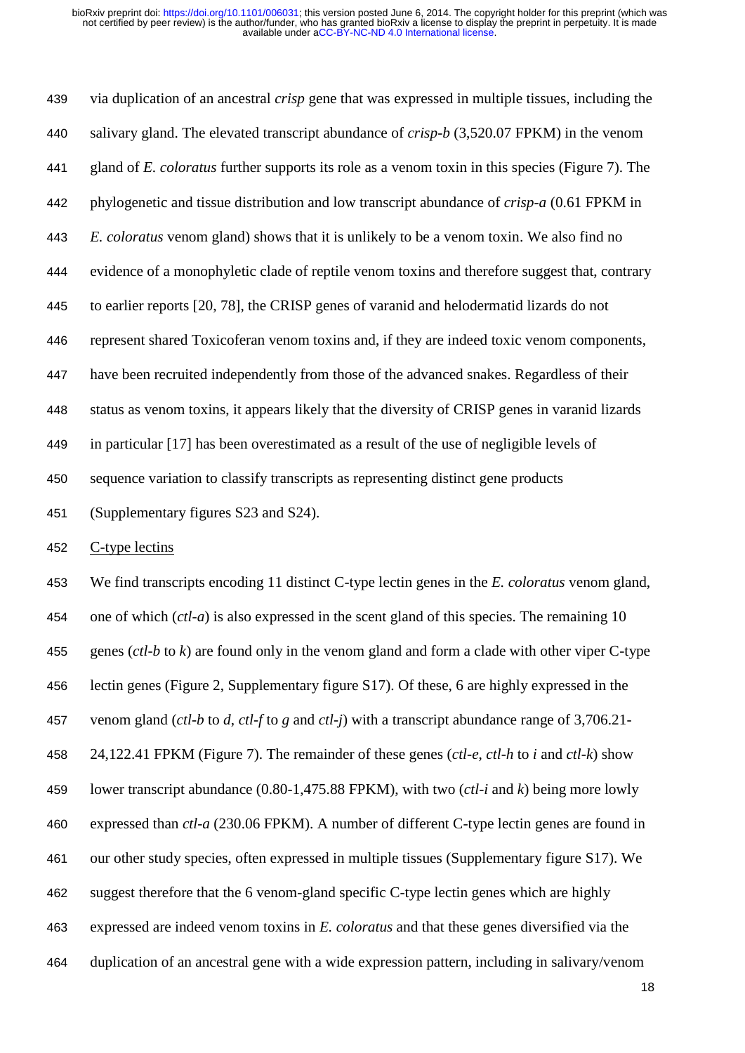via duplication of an ancestral *crisp* gene that was expressed in multiple tissues, including the salivary gland. The elevated transcript abundance of *crisp-b* (3,520.07 FPKM) in the venom gland of *E. coloratus* further supports its role as a venom toxin in this species (Figure 7). The phylogenetic and tissue distribution and low transcript abundance of *crisp-a* (0.61 FPKM in *E. coloratus* venom gland) shows that it is unlikely to be a venom toxin. We also find no evidence of a monophyletic clade of reptile venom toxins and therefore suggest that, contrary to earlier reports [20, 78], the CRISP genes of varanid and helodermatid lizards do not represent shared Toxicoferan venom toxins and, if they are indeed toxic venom components, have been recruited independently from those of the advanced snakes. Regardless of their status as venom toxins, it appears likely that the diversity of CRISP genes in varanid lizards in particular [17] has been overestimated as a result of the use of negligible levels of sequence variation to classify transcripts as representing distinct gene products (Supplementary figures S23 and S24).

C-type lectins

We find transcripts encoding 11 distinct C-type lectin genes in the *E. coloratus* venom gland, one of which (*ctl-a*) is also expressed in the scent gland of this species. The remaining 10 genes (*ctl-b* to *k*) are found only in the venom gland and form a clade with other viper C-type lectin genes (Figure 2, Supplementary figure S17). Of these, 6 are highly expressed in the venom gland (*ctl-b* to *d*, *ctl-f* to *g* and *ctl-j*) with a transcript abundance range of 3,706.21-24,122.41 FPKM (Figure 7). The remainder of these genes (*ctl-e*, *ctl-h* to *i* and *ctl-k*) show lower transcript abundance (0.80-1,475.88 FPKM), with two (*ctl-i* and *k*) being more lowly expressed than *ctl-a* (230.06 FPKM). A number of different C-type lectin genes are found in our other study species, often expressed in multiple tissues (Supplementary figure S17). We suggest therefore that the 6 venom-gland specific C-type lectin genes which are highly expressed are indeed venom toxins in *E. coloratus* and that these genes diversified via the duplication of an ancestral gene with a wide expression pattern, including in salivary/venom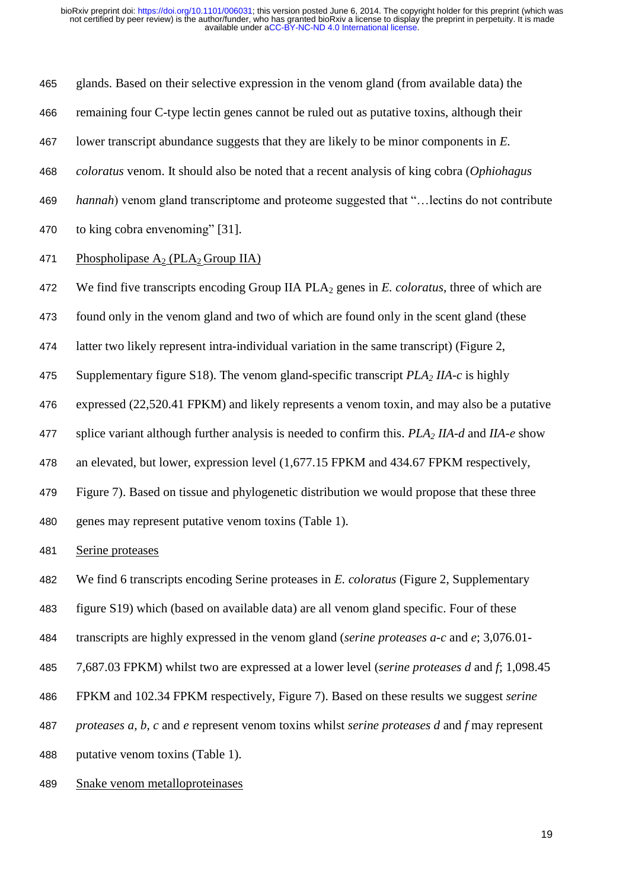glands. Based on their selective expression in the venom gland (from available data) the remaining four C-type lectin genes cannot be ruled out as putative toxins, although their lower transcript abundance suggests that they are likely to be minor components in *E. coloratus* venom. It should also be noted that a recent analysis of king cobra (*Ophiohagus hannah*) venom gland transcriptome and proteome suggested that "…lectins do not contribute to king cobra envenoming" [31].

## Phospholipase $A_2$ ($PLA_2$ Group IIA)

We find five transcripts encoding Group IIA $PLA_2$ genes in *E. coloratus*, three of which are found only in the venom gland and two of which are found only in the scent gland (these latter two likely represent intra-individual variation in the same transcript) (Figure 2, Supplementary figure S18). The venom gland-specific transcript *$PLA_2$ IIA-c* is highly expressed (22,520.41 FPKM) and likely represents a venom toxin, and may also be a putative splice variant although further analysis is needed to confirm this. *$PLA_2$ IIA-d* and *IIA-e* show an elevated, but lower, expression level (1,677.15 FPKM and 434.67 FPKM respectively, Figure 7). Based on tissue and phylogenetic distribution we would propose that these three genes may represent putative venom toxins (Table 1).

## Serine proteases

We find 6 transcripts encoding Serine proteases in *E. coloratus* (Figure 2, Supplementary figure S19) which (based on available data) are all venom gland specific. Four of these transcripts are highly expressed in the venom gland (*serine proteases a-c* and *e*; 3,076.01-7,687.03 FPKM) whilst two are expressed at a lower level (*serine proteases d* and *f*; 1,098.45 FPKM and 102.34 FPKM respectively, Figure 7). Based on these results we suggest *serine proteases a*, *b*, *c* and *e* represent venom toxins whilst *serine proteases d* and *f* may represent putative venom toxins (Table 1).

## Snake venom metalloproteinases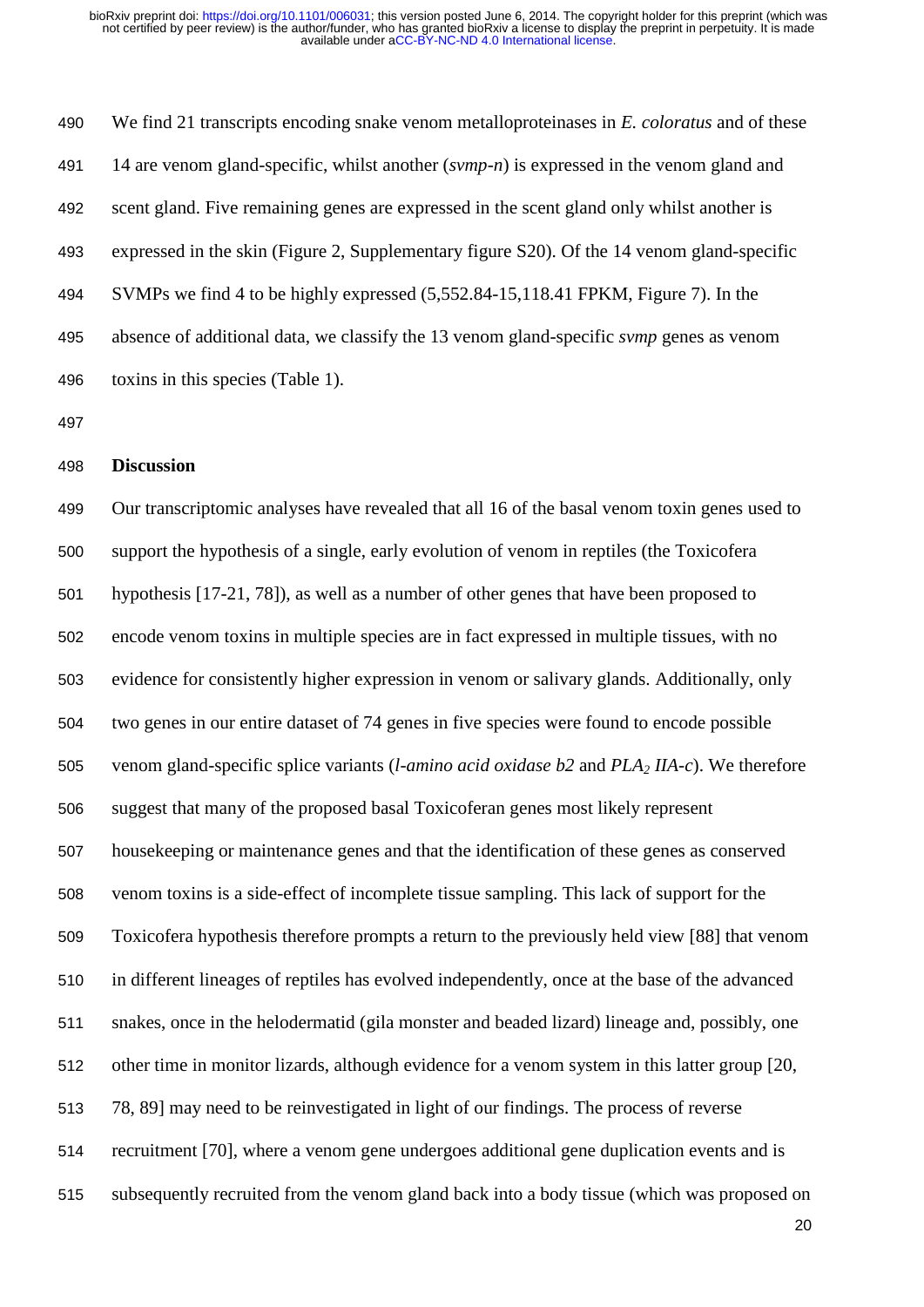We find 21 transcripts encoding snake venom metalloproteinases in *E. coloratus* and of these 14 are venom gland-specific, whilst another (*svmp-n*) is expressed in the venom gland and scent gland. Five remaining genes are expressed in the scent gland only whilst another is expressed in the skin (Figure 2, Supplementary figure S20). Of the 14 venom gland-specific SVMPs we find 4 to be highly expressed (5,552.84-15,118.41 FPKM, Figure 7). In the absence of additional data, we classify the 13 venom gland-specific *svmp* genes as venom toxins in this species (Table 1).

## Discussion

Our transcriptomic analyses have revealed that all 16 of the basal venom toxin genes used to support the hypothesis of a single, early evolution of venom in reptiles (the Toxicofera hypothesis [17-21, 78]), as well as a number of other genes that have been proposed to encode venom toxins in multiple species are in fact expressed in multiple tissues, with no evidence for consistently higher expression in venom or salivary glands. Additionally, only two genes in our entire dataset of 74 genes in five species were found to encode possible venom gland-specific splice variants (*l-amino acid oxidase b2* and *$PLA_2$ IIA-c*). We therefore suggest that many of the proposed basal Toxicoferan genes most likely represent housekeeping or maintenance genes and that the identification of these genes as conserved venom toxins is a side-effect of incomplete tissue sampling. This lack of support for the Toxicofera hypothesis therefore prompts a return to the previously held view [88] that venom in different lineages of reptiles has evolved independently, once at the base of the advanced snakes, once in the helodermatid (gila monster and beaded lizard) lineage and, possibly, one other time in monitor lizards, although evidence for a venom system in this latter group [20, 78, 89] may need to be reinvestigated in light of our findings. The process of reverse recruitment [70], where a venom gene undergoes additional gene duplication events and is subsequently recruited from the venom gland back into a body tissue (which was proposed on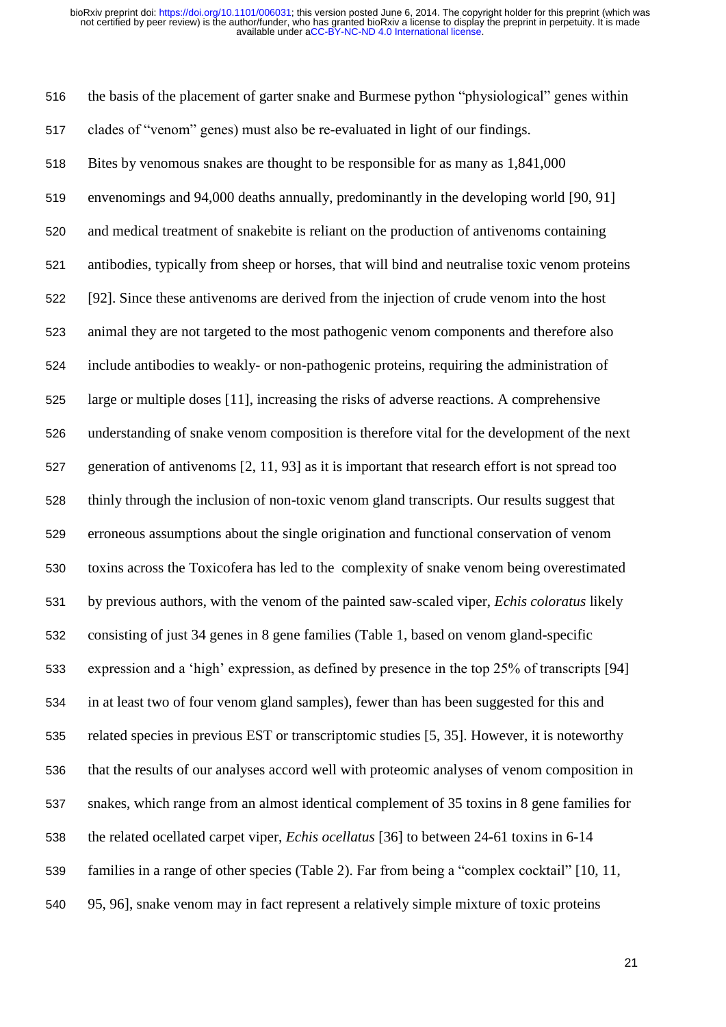the basis of the placement of garter snake and Burmese python "physiological" genes within clades of "venom" genes) must also be re-evaluated in light of our findings.

Bites by venomous snakes are thought to be responsible for as many as 1,841,000 envenomings and 94,000 deaths annually, predominantly in the developing world [90, 91] and medical treatment of snakebite is reliant on the production of antivenoms containing antibodies, typically from sheep or horses, that will bind and neutralise toxic venom proteins [92]. Since these antivenoms are derived from the injection of crude venom into the host animal they are not targeted to the most pathogenic venom components and therefore also include antibodies to weakly- or non-pathogenic proteins, requiring the administration of large or multiple doses [11], increasing the risks of adverse reactions. A comprehensive understanding of snake venom composition is therefore vital for the development of the next generation of antivenoms [2, 11, 93] as it is important that research effort is not spread too thinly through the inclusion of non-toxic venom gland transcripts. Our results suggest that erroneous assumptions about the single origination and functional conservation of venom toxins across the Toxicofera has led to the complexity of snake venom being overestimated by previous authors, with the venom of the painted saw-scaled viper, *Echis coloratus* likely consisting of just 34 genes in 8 gene families (Table 1, based on venom gland-specific expression and a 'high' expression, as defined by presence in the top 25% of transcripts [94] in at least two of four venom gland samples), fewer than has been suggested for this and related species in previous EST or transcriptomic studies [5, 35]. However, it is noteworthy that the results of our analyses accord well with proteomic analyses of venom composition in snakes, which range from an almost identical complement of 35 toxins in 8 gene families for the related ocellated carpet viper, *Echis ocellatus* [36] to between 24-61 toxins in 6-14 families in a range of other species (Table 2). Far from being a "complex cocktail" [10, 11, 95, 96], snake venom may in fact represent a relatively simple mixture of toxic proteins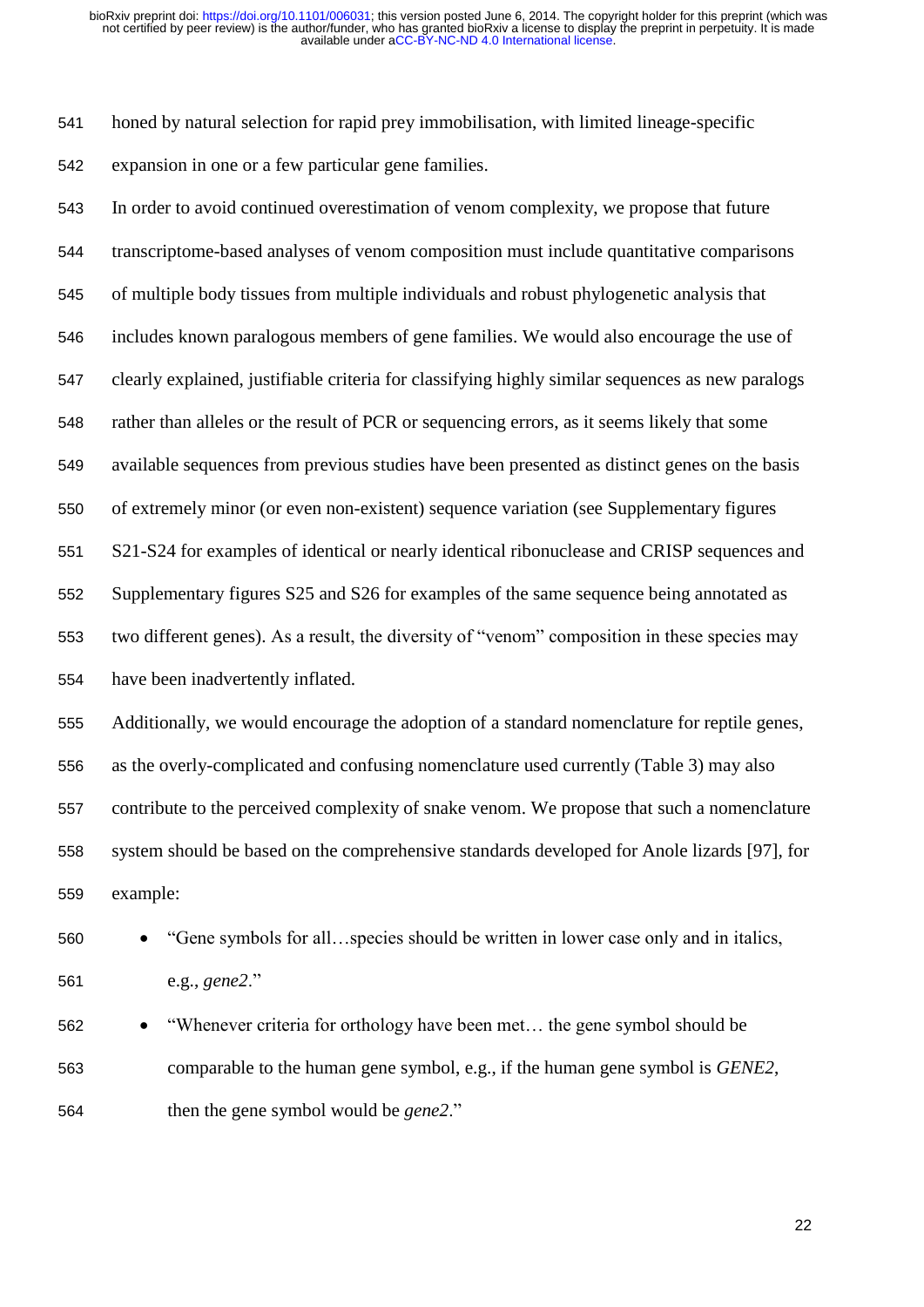honed by natural selection for rapid prey immobilisation, with limited lineage-specific expansion in one or a few particular gene families.

In order to avoid continued overestimation of venom complexity, we propose that future transcriptome-based analyses of venom composition must include quantitative comparisons of multiple body tissues from multiple individuals and robust phylogenetic analysis that includes known paralogous members of gene families. We would also encourage the use of clearly explained, justifiable criteria for classifying highly similar sequences as new paralogs rather than alleles or the result of PCR or sequencing errors, as it seems likely that some available sequences from previous studies have been presented as distinct genes on the basis of extremely minor (or even non-existent) sequence variation (see Supplementary figures S21-S24 for examples of identical or nearly identical ribonuclease and CRISP sequences and Supplementary figures S25 and S26 for examples of the same sequence being annotated as two different genes). As a result, the diversity of "venom" composition in these species may have been inadvertently inflated.

Additionally, we would encourage the adoption of a standard nomenclature for reptile genes, as the overly-complicated and confusing nomenclature used currently (Table 3) may also contribute to the perceived complexity of snake venom. We propose that such a nomenclature system should be based on the comprehensive standards developed for Anole lizards [97], for example:

- "Gene symbols for all…species should be written in lower case only and in italics, e.g., *gene2*."
- "Whenever criteria for orthology have been met… the gene symbol should be comparable to the human gene symbol, e.g., if the human gene symbol is *GENE2*, then the gene symbol would be *gene2*."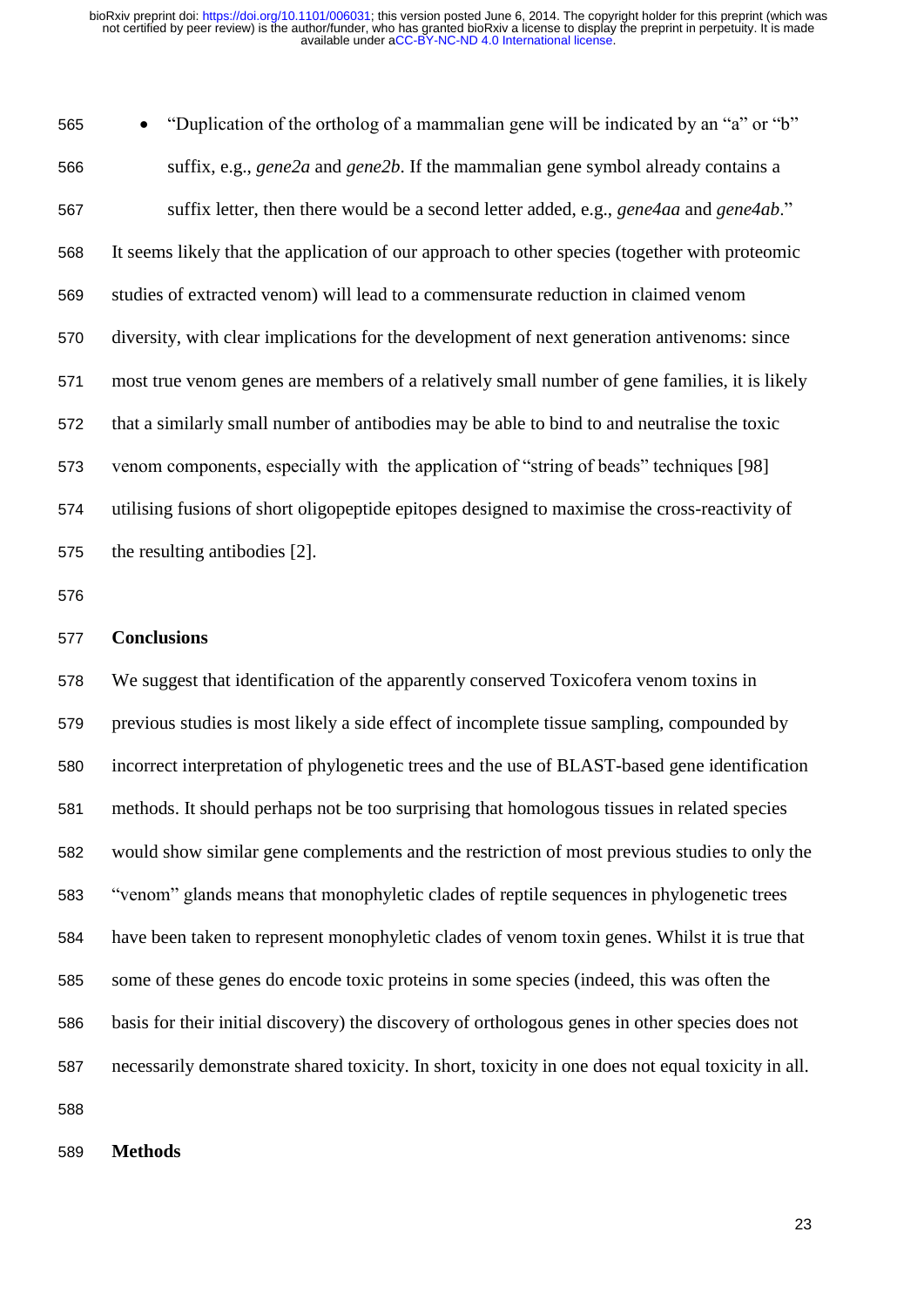- "Duplication of the ortholog of a mammalian gene will be indicated by an "a" or "b" suffix, e.g., *gene2a* and *gene2b*. If the mammalian gene symbol already contains a suffix letter, then there would be a second letter added, e.g., *gene4aa* and *gene4ab*."

It seems likely that the application of our approach to other species (together with proteomic studies of extracted venom) will lead to a commensurate reduction in claimed venom diversity, with clear implications for the development of next generation antivenoms: since most true venom genes are members of a relatively small number of gene families, it is likely that a similarly small number of antibodies may be able to bind to and neutralise the toxic venom components, especially with the application of "string of beads" techniques [98] utilising fusions of short oligopeptide epitopes designed to maximise the cross-reactivity of the resulting antibodies [2].

## Conclusions

We suggest that identification of the apparently conserved Toxicofera venom toxins in previous studies is most likely a side effect of incomplete tissue sampling, compounded by incorrect interpretation of phylogenetic trees and the use of BLAST-based gene identification methods. It should perhaps not be too surprising that homologous tissues in related species would show similar gene complements and the restriction of most previous studies to only the "venom" glands means that monophyletic clades of reptile sequences in phylogenetic trees have been taken to represent monophyletic clades of venom toxin genes. Whilst it is true that some of these genes do encode toxic proteins in some species (indeed, this was often the basis for their initial discovery) the discovery of orthologous genes in other species does not necessarily demonstrate shared toxicity. In short, toxicity in one does not equal toxicity in all.

## Methods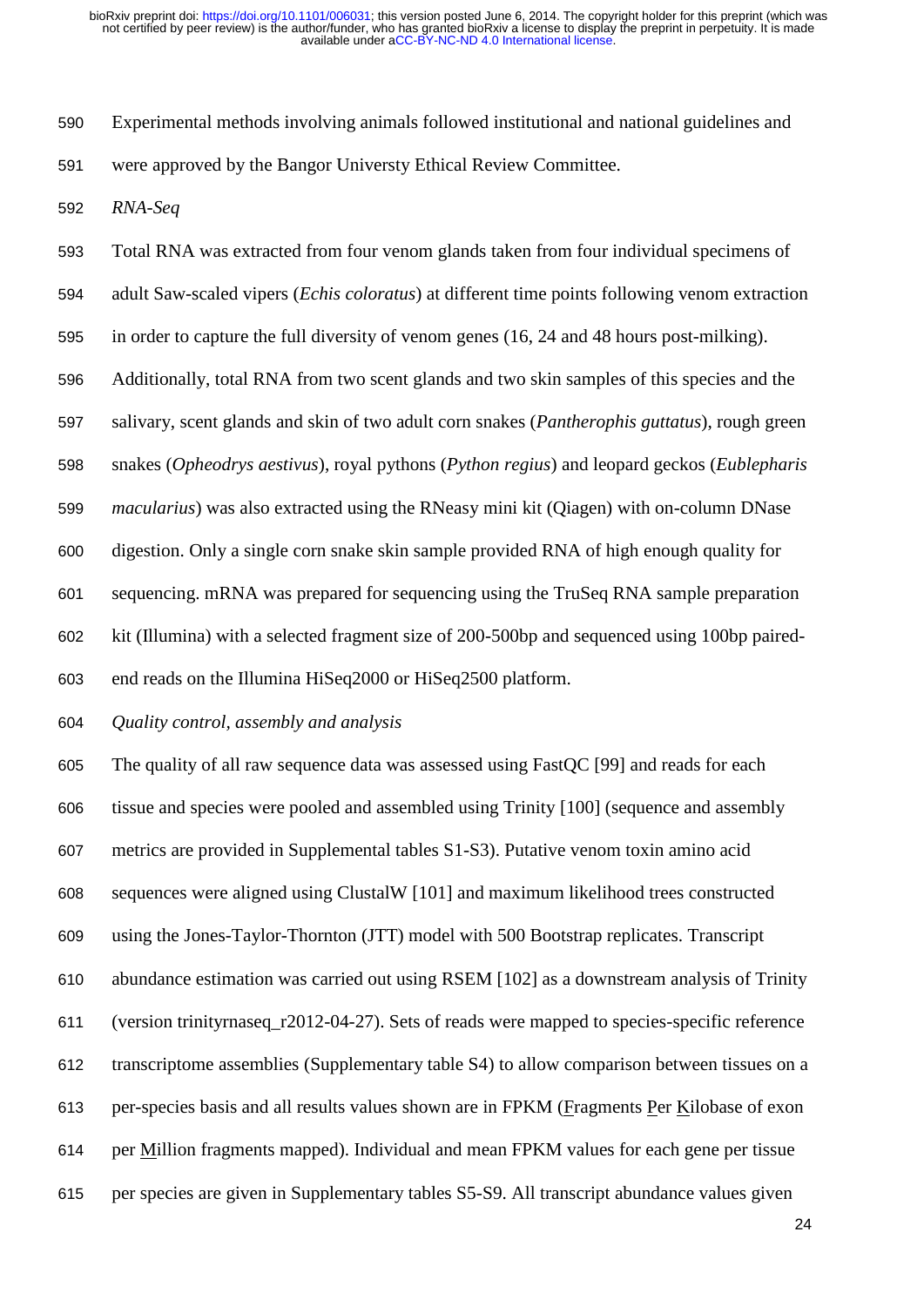Experimental methods involving animals followed institutional and national guidelines and were approved by the Bangor Universty Ethical Review Committee.

*RNA-Seq*

Total RNA was extracted from four venom glands taken from four individual specimens of adult Saw-scaled vipers (*Echis coloratus*) at different time points following venom extraction in order to capture the full diversity of venom genes (16, 24 and 48 hours post-milking). Additionally, total RNA from two scent glands and two skin samples of this species and the salivary, scent glands and skin of two adult corn snakes (*Pantherophis guttatus*), rough green snakes (*Opheodrys aestivus*), royal pythons (*Python regius*) and leopard geckos (*Eublepharis macularius*) was also extracted using the RNeasy mini kit (Qiagen) with on-column DNase digestion. Only a single corn snake skin sample provided RNA of high enough quality for sequencing. mRNA was prepared for sequencing using the TruSeq RNA sample preparation kit (Illumina) with a selected fragment size of 200-500bp and sequenced using 100bp paired-end reads on the Illumina HiSeq2000 or HiSeq2500 platform.

*Quality control, assembly and analysis*

The quality of all raw sequence data was assessed using FastQC [99] and reads for each tissue and species were pooled and assembled using Trinity [100] (sequence and assembly metrics are provided in Supplemental tables S1-S3). Putative venom toxin amino acid sequences were aligned using ClustalW [101] and maximum likelihood trees constructed using the Jones-Taylor-Thornton (JTT) model with 500 Bootstrap replicates. Transcript abundance estimation was carried out using RSEM [102] as a downstream analysis of Trinity (version trinityrnaseq_r2012-04-27). Sets of reads were mapped to species-specific reference transcriptome assemblies (Supplementary table S4) to allow comparison between tissues on a per-species basis and all results values shown are in FPKM (Fragments Per Kilobase of exon per Million fragments mapped). Individual and mean FPKM values for each gene per tissue per species are given in Supplementary tables S5-S9. All transcript abundance values given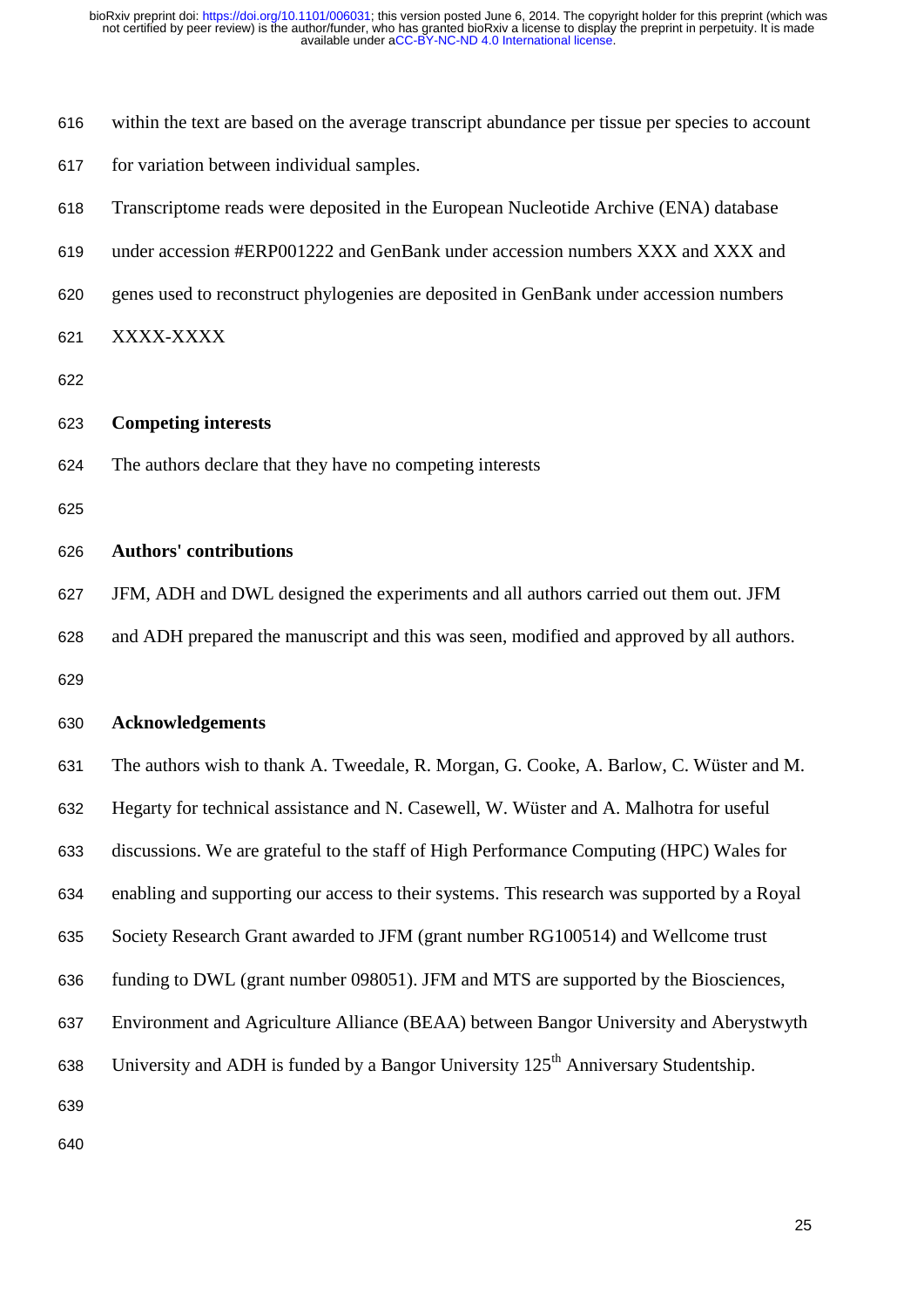within the text are based on the average transcript abundance per tissue per species to account for variation between individual samples.

Transcriptome reads were deposited in the European Nucleotide Archive (ENA) database under accession #ERP001222 and GenBank under accession numbers XXX and XXX and genes used to reconstruct phylogenies are deposited in GenBank under accession numbers XXXX-XXXX

## Competing interests

The authors declare that they have no competing interests

## Authors' contributions

JFM, ADH and DWL designed the experiments and all authors carried out them out. JFM and ADH prepared the manuscript and this was seen, modified and approved by all authors.

## Acknowledgements

The authors wish to thank A. Tweedale, R. Morgan, G. Cooke, A. Barlow, C. Wüster and M. Hegarty for technical assistance and N. Casewell, W. Wüster and A. Malhotra for useful discussions. We are grateful to the staff of High Performance Computing (HPC) Wales for enabling and supporting our access to their systems. This research was supported by a Royal Society Research Grant awarded to JFM (grant number RG100514) and Wellcome trust funding to DWL (grant number 098051). JFM and MTS are supported by the Biosciences, Environment and Agriculture Alliance (BEAA) between Bangor University and Aberystwyth University and ADH is funded by a Bangor University 125th Anniversary Studentship.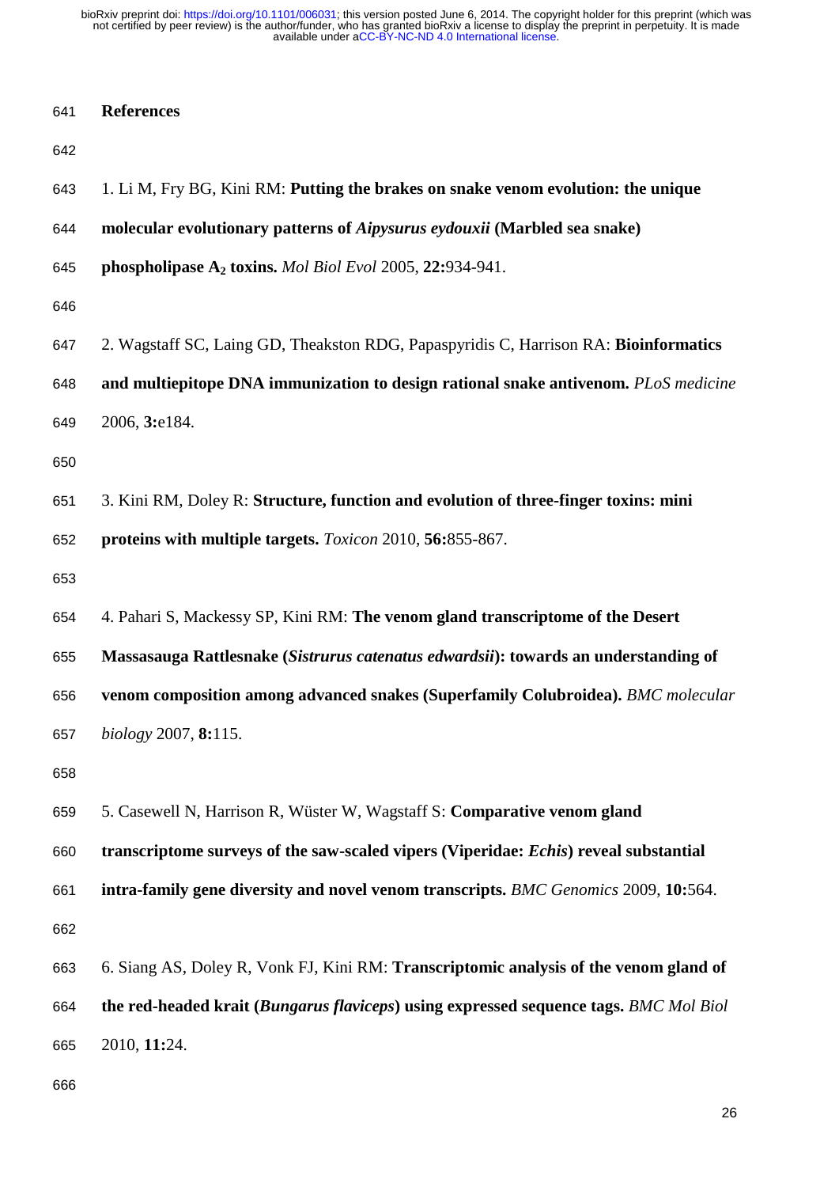## References

1. Li M, Fry BG, Kini RM: **Putting the brakes on snake venom evolution: the unique molecular evolutionary patterns of *Aipysurus eydouxii* (Marbled sea snake) phospholipase $A_2$ toxins.** *Mol Biol Evol* 2005, **22:**934-941.

2. Wagstaff SC, Laing GD, Theakston RDG, Papaspyridis C, Harrison RA: **Bioinformatics and multiepitope DNA immunization to design rational snake antivenom.** *PLoS medicine* 2006, **3:**e184.

3. Kini RM, Doley R: **Structure, function and evolution of three-finger toxins: mini proteins with multiple targets.** *Toxicon* 2010, **56:**855-867.

4. Pahari S, Mackessy SP, Kini RM: **The venom gland transcriptome of the Desert Massasauga Rattlesnake (*Sistrurus catenatus edwardsii*): towards an understanding of venom composition among advanced snakes (Superfamily Colubroidea).** *BMC molecular biology* 2007, **8:**115.

5. Casewell N, Harrison R, Wüster W, Wagstaff S: **Comparative venom gland transcriptome surveys of the saw-scaled vipers (Viperidae: *Echis*) reveal substantial intra-family gene diversity and novel venom transcripts.** *BMC Genomics* 2009, **10:**564.

6. Siang AS, Doley R, Vonk FJ, Kini RM: **Transcriptomic analysis of the venom gland of the red-headed krait (*Bungarus flaviceps*) using expressed sequence tags.** *BMC Mol Biol* 2010, **11:**24.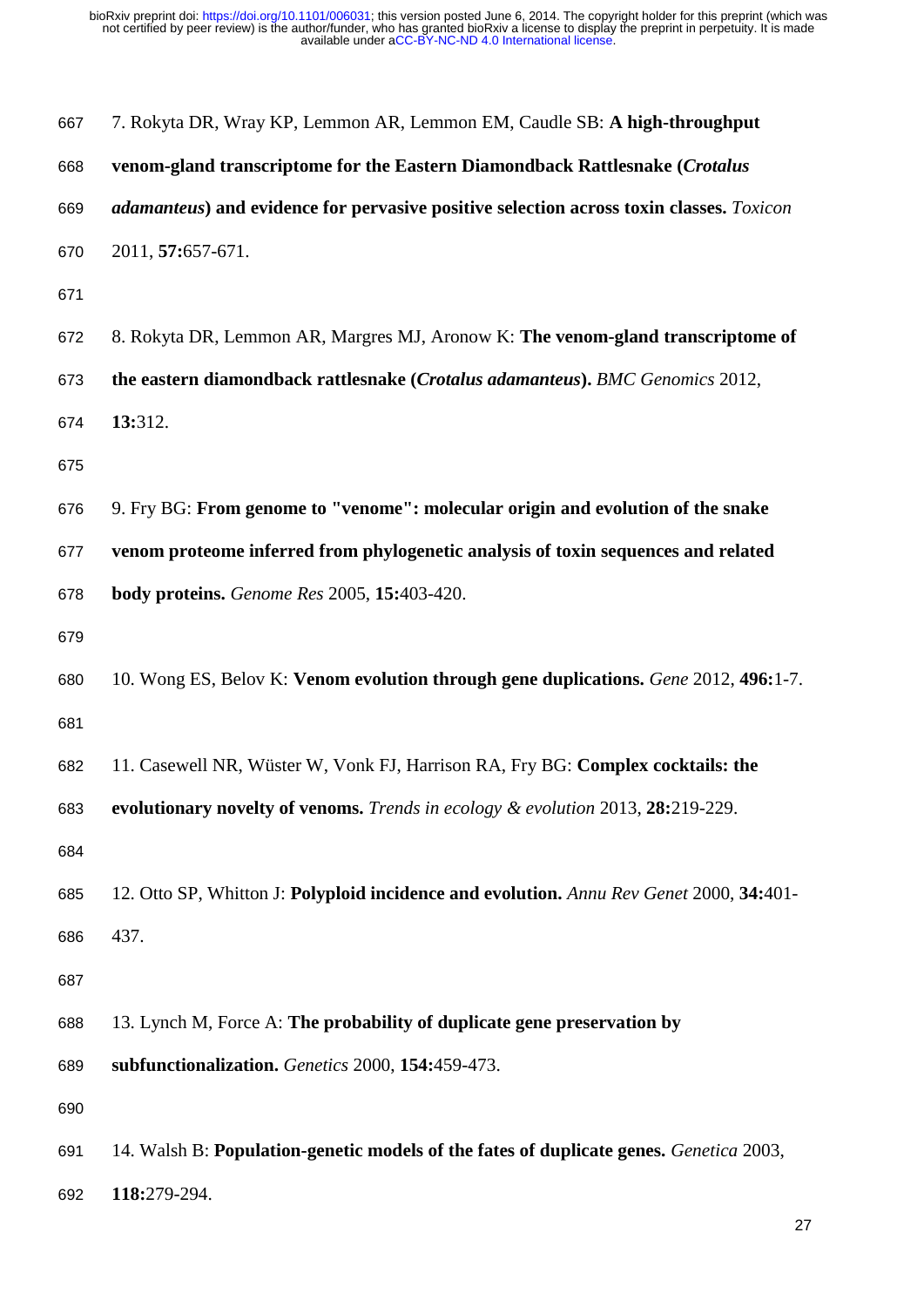7. Rokyta DR, Wray KP, Lemmon AR, Lemmon EM, Caudle SB: **A high-throughput venom-gland transcriptome for the Eastern Diamondback Rattlesnake (*Crotalus adamanteus*) and evidence for pervasive positive selection across toxin classes.** *Toxicon* 2011, **57:**657-671.

8. Rokyta DR, Lemmon AR, Margres MJ, Aronow K: **The venom-gland transcriptome of the eastern diamondback rattlesnake (*Crotalus adamanteus*).** *BMC Genomics* 2012, **13:**312.

9. Fry BG: **From genome to "venome": molecular origin and evolution of the snake venom proteome inferred from phylogenetic analysis of toxin sequences and related body proteins.** *Genome Res* 2005, **15:**403-420.

10. Wong ES, Belov K: **Venom evolution through gene duplications.** *Gene* 2012, **496:**1-7.

11. Casewell NR, Wüster W, Vonk FJ, Harrison RA, Fry BG: **Complex cocktails: the evolutionary novelty of venoms.** *Trends in ecology & evolution* 2013, **28:**219-229.

12. Otto SP, Whitton J: **Polyploid incidence and evolution.** *Annu Rev Genet* 2000, **34:**401-437.

13. Lynch M, Force A: **The probability of duplicate gene preservation by subfunctionalization.** *Genetics* 2000, **154:**459-473.

14. Walsh B: **Population-genetic models of the fates of duplicate genes.** *Genetica* 2003, **118:**279-294.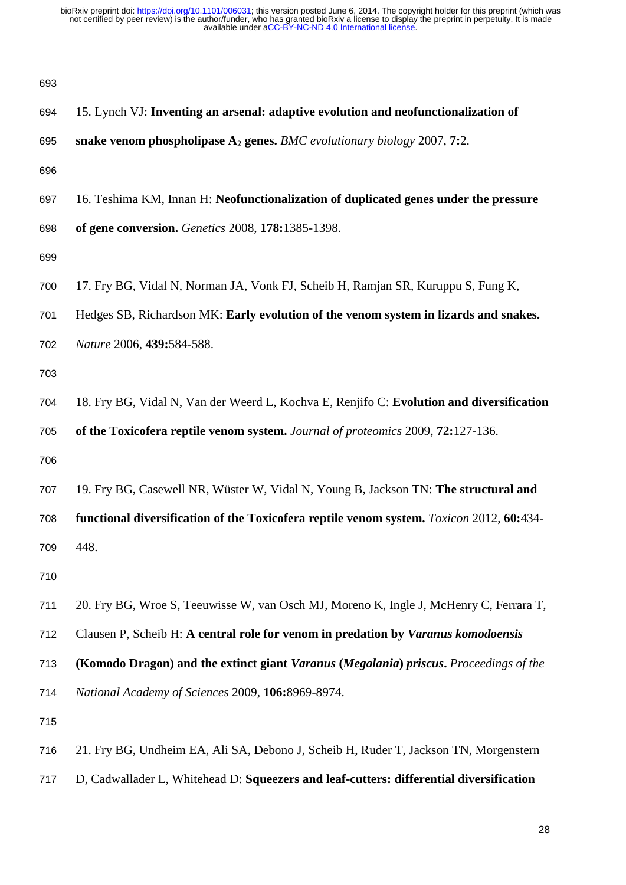15. Lynch VJ: **Inventing an arsenal: adaptive evolution and neofunctionalization of snake venom phospholipase $A_2$ genes.** *BMC evolutionary biology* 2007, **7:**2.

16. Teshima KM, Innan H: **Neofunctionalization of duplicated genes under the pressure of gene conversion.** *Genetics* 2008, **178:**1385-1398.

17. Fry BG, Vidal N, Norman JA, Vonk FJ, Scheib H, Ramjan SR, Kuruppu S, Fung K, Hedges SB, Richardson MK: **Early evolution of the venom system in lizards and snakes.** *Nature* 2006, **439:**584-588.

18. Fry BG, Vidal N, Van der Weerd L, Kochva E, Renjifo C: **Evolution and diversification of the Toxicofera reptile venom system.** *Journal of proteomics* 2009, **72:**127-136.

19. Fry BG, Casewell NR, Wüster W, Vidal N, Young B, Jackson TN: **The structural and functional diversification of the Toxicofera reptile venom system.** *Toxicon* 2012, **60:**434-448.

20. Fry BG, Wroe S, Teeuwisse W, van Osch MJ, Moreno K, Ingle J, McHenry C, Ferrara T, Clausen P, Scheib H: **A central role for venom in predation by *Varanus komodoensis* (Komodo Dragon) and the extinct giant *Varanus* (*Megalania*) *priscus*.** *Proceedings of the National Academy of Sciences* 2009, **106:**8969-8974.

21. Fry BG, Undheim EA, Ali SA, Debono J, Scheib H, Ruder T, Jackson TN, Morgenstern D, Cadwallader L, Whitehead D: **Squeezers and leaf-cutters: differential diversification**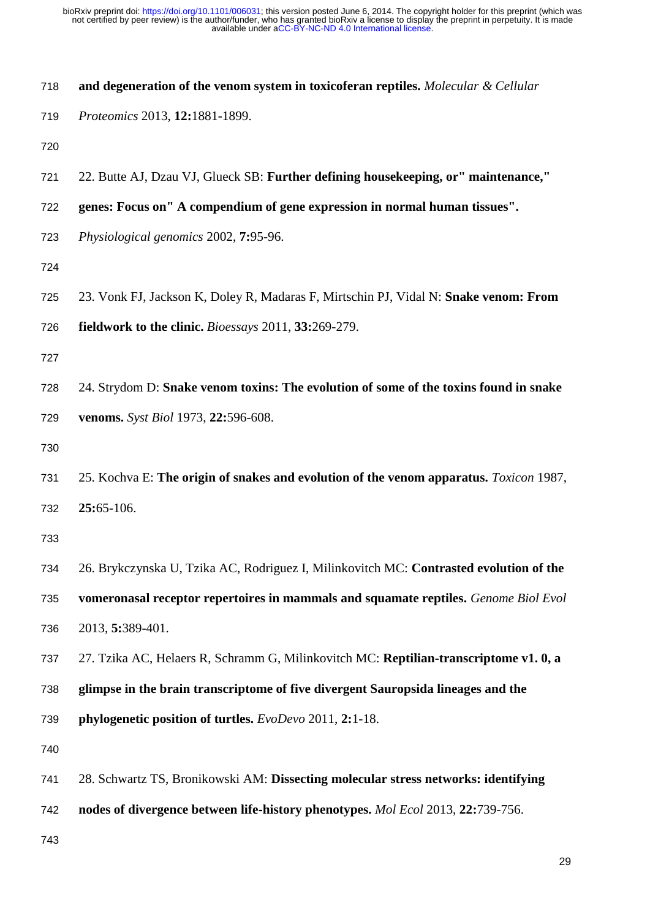**and degeneration of the venom system in toxicoferan reptiles.** *Molecular & Cellular Proteomics* 2013, **12:**1881-1899.

22. Butte AJ, Dzau VJ, Glueck SB: **Further defining housekeeping, or" maintenance," genes: Focus on" A compendium of gene expression in normal human tissues".** *Physiological genomics* 2002, **7:**95-96.

23. Vonk FJ, Jackson K, Doley R, Madaras F, Mirtschin PJ, Vidal N: **Snake venom: From fieldwork to the clinic.** *Bioessays* 2011, **33:**269-279.

24. Strydom D: **Snake venom toxins: The evolution of some of the toxins found in snake venoms.** *Syst Biol* 1973, **22:**596-608.

25. Kochva E: **The origin of snakes and evolution of the venom apparatus.** *Toxicon* 1987, **25:**65-106.

26. Brykczynska U, Tzika AC, Rodriguez I, Milinkovitch MC: **Contrasted evolution of the vomeronasal receptor repertoires in mammals and squamate reptiles.** *Genome Biol Evol* 2013, **5:**389-401.

27. Tzika AC, Helaers R, Schramm G, Milinkovitch MC: **Reptilian-transcriptome v1. 0, a glimpse in the brain transcriptome of five divergent Sauropsida lineages and the phylogenetic position of turtles.** *EvoDevo* 2011, **2:**1-18.

28. Schwartz TS, Bronikowski AM: **Dissecting molecular stress networks: identifying nodes of divergence between life-history phenotypes.** *Mol Ecol* 2013, **22:**739-756.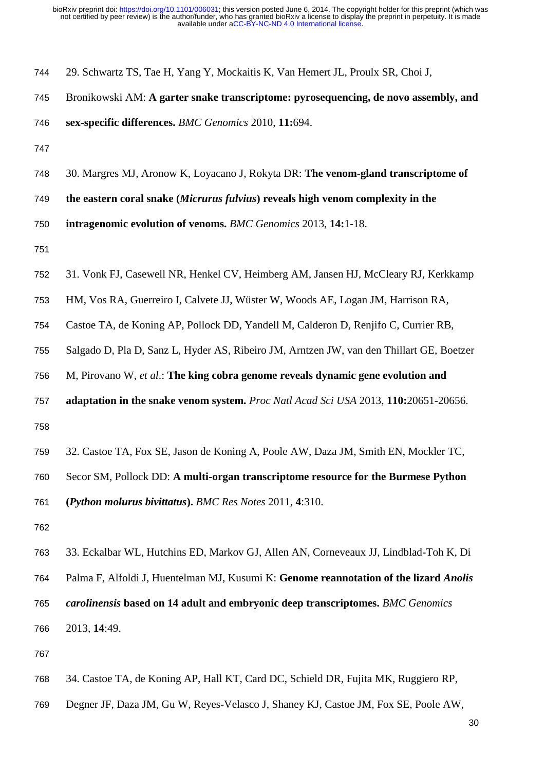29. Schwartz TS, Tae H, Yang Y, Mockaitis K, Van Hemert JL, Proulx SR, Choi J, Bronikowski AM: **A garter snake transcriptome: pyrosequencing, de novo assembly, and sex-specific differences.** *BMC Genomics* 2010, **11:**694.

30. Margres MJ, Aronow K, Loyacano J, Rokyta DR: **The venom-gland transcriptome of the eastern coral snake (*Micrurus fulvius*) reveals high venom complexity in the intragenomic evolution of venoms.** *BMC Genomics* 2013, **14:**1-18.

31. Vonk FJ, Casewell NR, Henkel CV, Heimberg AM, Jansen HJ, McCleary RJ, Kerkkamp HM, Vos RA, Guerreiro I, Calvete JJ, Wüster W, Woods AE, Logan JM, Harrison RA, Castoe TA, de Koning AP, Pollock DD, Yandell M, Calderon D, Renjifo C, Currier RB, Salgado D, Pla D, Sanz L, Hyder AS, Ribeiro JM, Arntzen JW, van den Thillart GE, Boetzer M, Pirovano W, *et al*.: **The king cobra genome reveals dynamic gene evolution and adaptation in the snake venom system.** *Proc Natl Acad Sci USA* 2013, **110:**20651-20656.

32. Castoe TA, Fox SE, Jason de Koning A, Poole AW, Daza JM, Smith EN, Mockler TC, Secor SM, Pollock DD: **A multi-organ transcriptome resource for the Burmese Python (*Python molurus bivittatus*).** *BMC Res Notes* 2011, **4**:310.

33. Eckalbar WL, Hutchins ED, Markov GJ, Allen AN, Corneveaux JJ, Lindblad-Toh K, Di Palma F, Alfoldi J, Huentelman MJ, Kusumi K: **Genome reannotation of the lizard *Anolis carolinensis* based on 14 adult and embryonic deep transcriptomes.** *BMC Genomics* 2013, **14**:49.

34. Castoe TA, de Koning AP, Hall KT, Card DC, Schield DR, Fujita MK, Ruggiero RP, Degner JF, Daza JM, Gu W, Reyes-Velasco J, Shaney KJ, Castoe JM, Fox SE, Poole AW,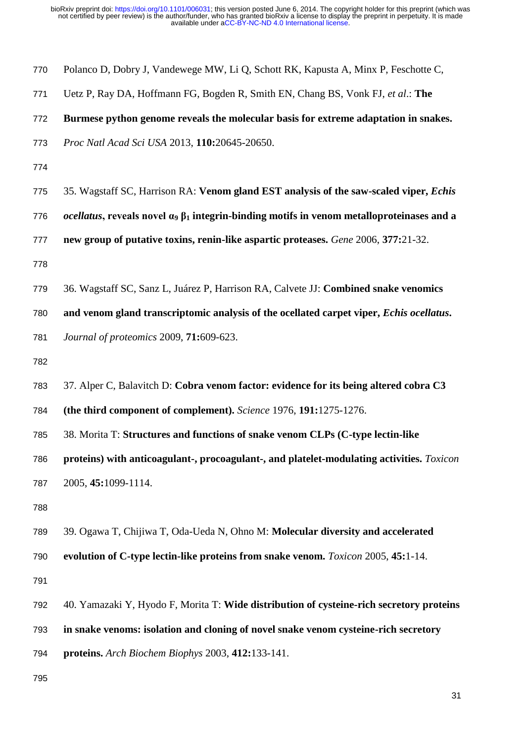Polanco D, Dobry J, Vandewege MW, Li Q, Schott RK, Kapusta A, Minx P, Feschotte C, Uetz P, Ray DA, Hoffmann FG, Bogden R, Smith EN, Chang BS, Vonk FJ, *et al*.: **The Burmese python genome reveals the molecular basis for extreme adaptation in snakes.** *Proc Natl Acad Sci USA* 2013, **110:**20645-20650.

35. Wagstaff SC, Harrison RA: **Venom gland EST analysis of the saw-scaled viper, *Echis ocellatus*, reveals novel $\alpha_9\beta_1$ integrin-binding motifs in venom metalloproteinases and a new group of putative toxins, renin-like aspartic proteases.** *Gene* 2006, **377:**21-32.

36. Wagstaff SC, Sanz L, Juárez P, Harrison RA, Calvete JJ: **Combined snake venomics and venom gland transcriptomic analysis of the ocellated carpet viper, *Echis ocellatus*.** *Journal of proteomics* 2009, **71:**609-623.

37. Alper C, Balavitch D: **Cobra venom factor: evidence for its being altered cobra C3 (the third component of complement).** *Science* 1976, **191:**1275-1276.

38. Morita T: **Structures and functions of snake venom CLPs (C-type lectin-like proteins) with anticoagulant-, procoagulant-, and platelet-modulating activities.** *Toxicon* 2005, **45:**1099-1114.

39. Ogawa T, Chijiwa T, Oda-Ueda N, Ohno M: **Molecular diversity and accelerated evolution of C-type lectin-like proteins from snake venom.** *Toxicon* 2005, **45:**1-14.

40. Yamazaki Y, Hyodo F, Morita T: **Wide distribution of cysteine-rich secretory proteins in snake venoms: isolation and cloning of novel snake venom cysteine-rich secretory proteins.** *Arch Biochem Biophys* 2003, **412:**133-141.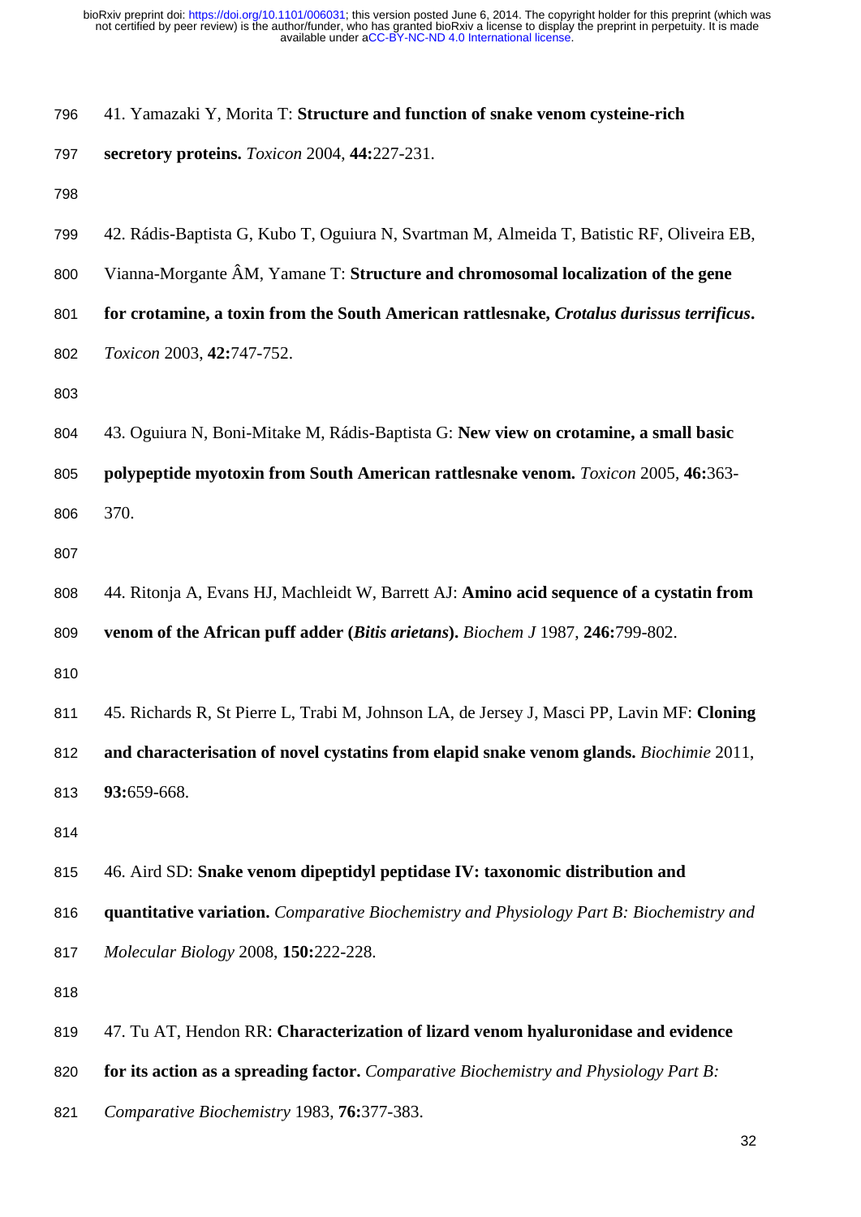41. Yamazaki Y, Morita T: **Structure and function of snake venom cysteine-rich secretory proteins.** *Toxicon* 2004, **44:**227-231.

42. Rádis-Baptista G, Kubo T, Oguiura N, Svartman M, Almeida T, Batistic RF, Oliveira EB, Vianna-Morgante ÂM, Yamane T: **Structure and chromosomal localization of the gene for crotamine, a toxin from the South American rattlesnake, *Crotalus durissus terrificus*.** *Toxicon* 2003, **42:**747-752.

43. Oguiura N, Boni-Mitake M, Rádis-Baptista G: **New view on crotamine, a small basic polypeptide myotoxin from South American rattlesnake venom.** *Toxicon* 2005, **46:**363-370.

44. Ritonja A, Evans HJ, Machleidt W, Barrett AJ: **Amino acid sequence of a cystatin from venom of the African puff adder (*Bitis arietans*).** *Biochem J* 1987, **246:**799-802.

45. Richards R, St Pierre L, Trabi M, Johnson LA, de Jersey J, Masci PP, Lavin MF: **Cloning and characterisation of novel cystatins from elapid snake venom glands.** *Biochimie* 2011, **93:**659-668.

46. Aird SD: **Snake venom dipeptidyl peptidase IV: taxonomic distribution and quantitative variation.** *Comparative Biochemistry and Physiology Part B: Biochemistry and Molecular Biology* 2008, **150:**222-228.

47. Tu AT, Hendon RR: **Characterization of lizard venom hyaluronidase and evidence for its action as a spreading factor.** *Comparative Biochemistry and Physiology Part B: Comparative Biochemistry* 1983, **76:**377-383.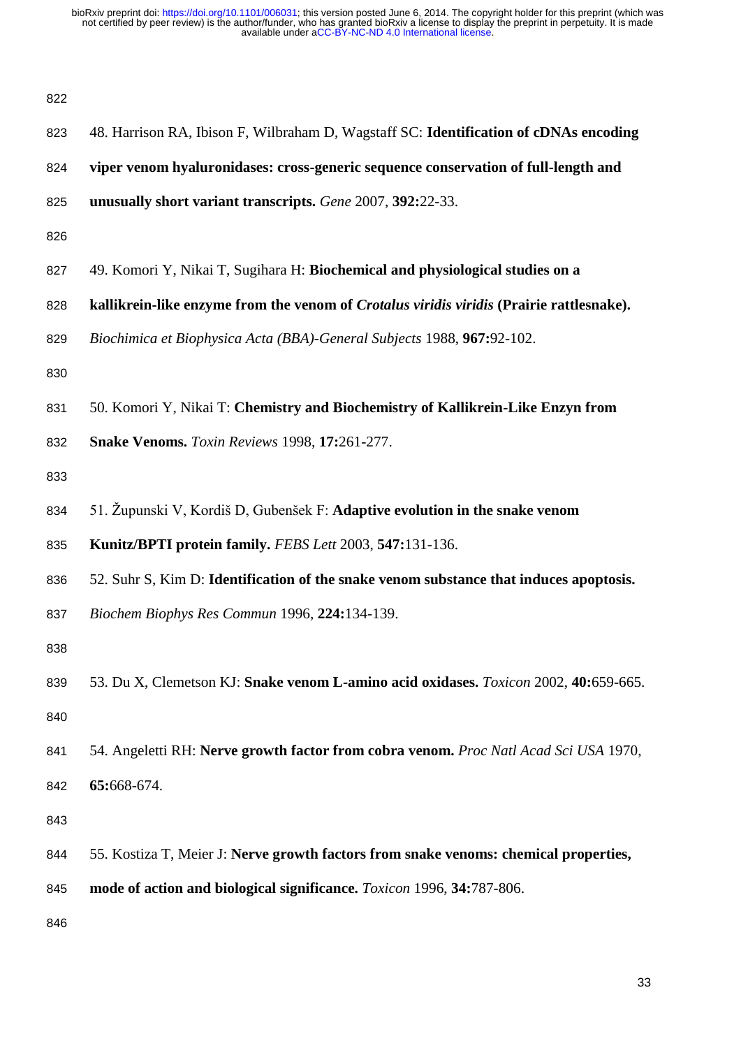48. Harrison RA, Ibison F, Wilbraham D, Wagstaff SC: **Identification of cDNAs encoding viper venom hyaluronidases: cross-generic sequence conservation of full-length and unusually short variant transcripts.** *Gene* 2007, **392:**22-33.

49. Komori Y, Nikai T, Sugihara H: **Biochemical and physiological studies on a kallikrein-like enzyme from the venom of *Crotalus viridis viridis* (Prairie rattlesnake).** *Biochimica et Biophysica Acta (BBA)-General Subjects* 1988, **967:**92-102.

50. Komori Y, Nikai T: **Chemistry and Biochemistry of Kallikrein-Like Enzyn from Snake Venoms.** *Toxin Reviews* 1998, **17:**261-277.

51. Župunski V, Kordiš D, Gubenšek F: **Adaptive evolution in the snake venom Kunitz/BPTI protein family.** *FEBS Lett* 2003, **547:**131-136.

52. Suhr S, Kim D: **Identification of the snake venom substance that induces apoptosis.** *Biochem Biophys Res Commun* 1996, **224:**134-139.

53. Du X, Clemetson KJ: **Snake venom L-amino acid oxidases.** *Toxicon* 2002, **40:**659-665.

54. Angeletti RH: **Nerve growth factor from cobra venom.** *Proc Natl Acad Sci USA* 1970, **65:**668-674.

55. Kostiza T, Meier J: **Nerve growth factors from snake venoms: chemical properties, mode of action and biological significance.** *Toxicon* 1996, **34:**787-806.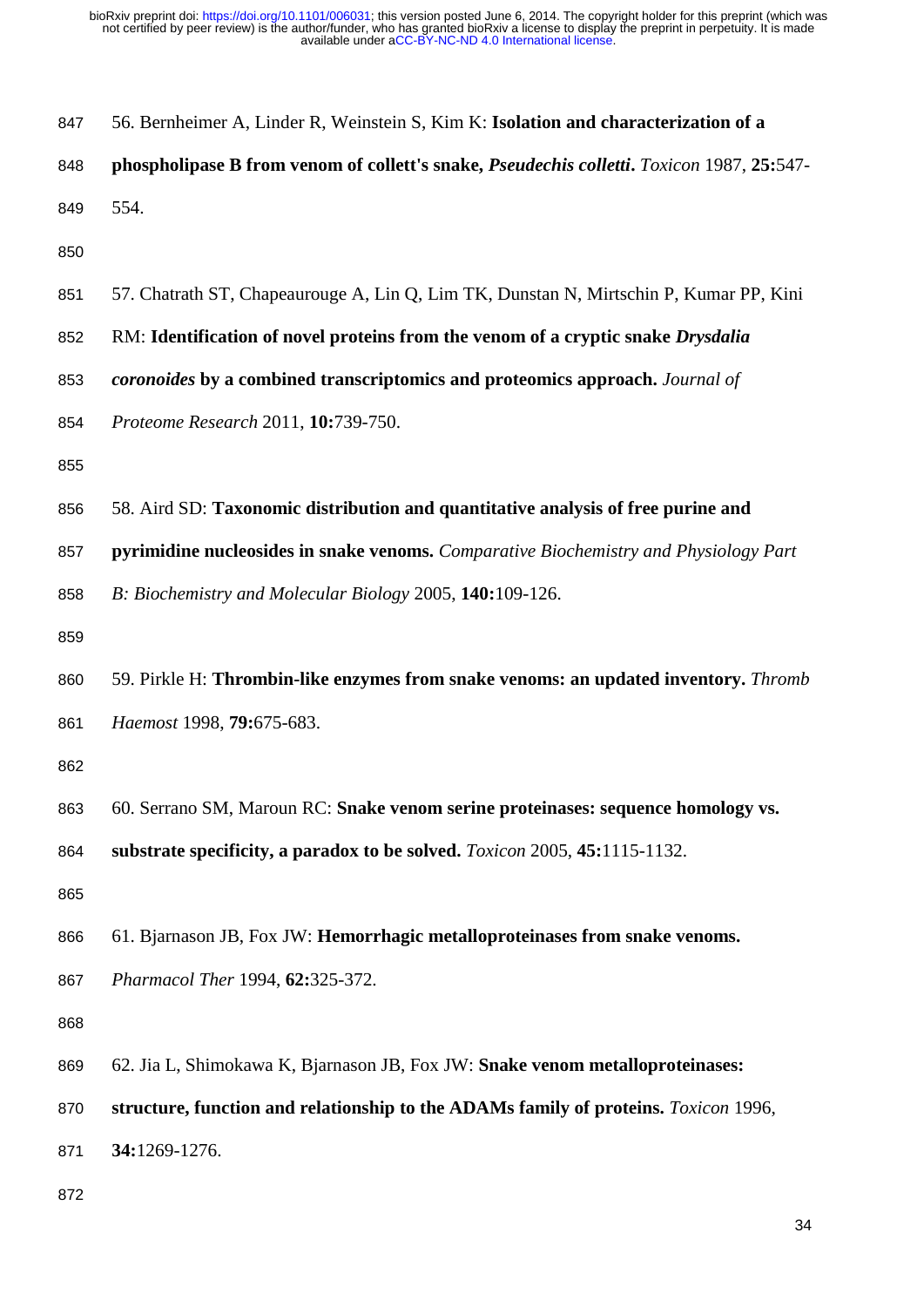56. Bernheimer A, Linder R, Weinstein S, Kim K: **Isolation and characterization of a phospholipase B from venom of collett's snake, *Pseudechis colletti*.** *Toxicon* 1987, **25:**547-554.

57. Chatrath ST, Chapeaurouge A, Lin Q, Lim TK, Dunstan N, Mirtschin P, Kumar PP, Kini RM: **Identification of novel proteins from the venom of a cryptic snake *Drysdalia coronoides* by a combined transcriptomics and proteomics approach.** *Journal of Proteome Research* 2011, **10:**739-750.

58. Aird SD: **Taxonomic distribution and quantitative analysis of free purine and pyrimidine nucleosides in snake venoms.** *Comparative Biochemistry and Physiology Part B: Biochemistry and Molecular Biology* 2005, **140:**109-126.

59. Pirkle H: **Thrombin-like enzymes from snake venoms: an updated inventory.** *Thromb Haemost* 1998, **79:**675-683.

60. Serrano SM, Maroun RC: **Snake venom serine proteinases: sequence homology vs. substrate specificity, a paradox to be solved.** *Toxicon* 2005, **45:**1115-1132.

61. Bjarnason JB, Fox JW: **Hemorrhagic metalloproteinases from snake venoms.** *Pharmacol Ther* 1994, **62:**325-372.

62. Jia L, Shimokawa K, Bjarnason JB, Fox JW: **Snake venom metalloproteinases: structure, function and relationship to the ADAMs family of proteins.** *Toxicon* 1996, **34:**1269-1276.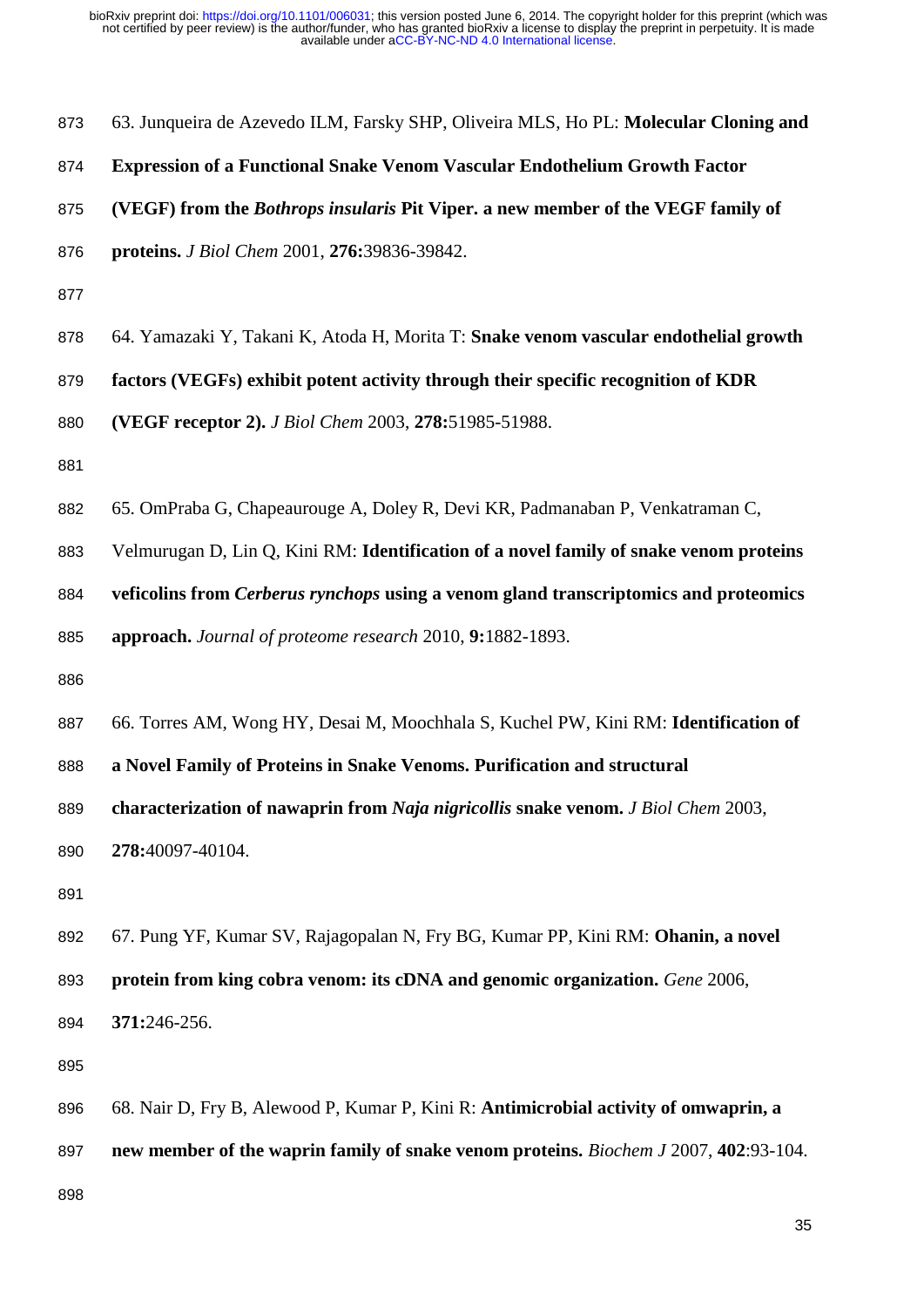63. Junqueira de Azevedo ILM, Farsky SHP, Oliveira MLS, Ho PL: **Molecular Cloning and Expression of a Functional Snake Venom Vascular Endothelium Growth Factor (VEGF) from the *Bothrops insularis* Pit Viper. a new member of the VEGF family of proteins.** *J Biol Chem* 2001, **276:**39836-39842.

64. Yamazaki Y, Takani K, Atoda H, Morita T: **Snake venom vascular endothelial growth factors (VEGFs) exhibit potent activity through their specific recognition of KDR (VEGF receptor 2).** *J Biol Chem* 2003, **278:**51985-51988.

65. OmPraba G, Chapeaurouge A, Doley R, Devi KR, Padmanaban P, Venkatraman C, Velmurugan D, Lin Q, Kini RM: **Identification of a novel family of snake venom proteins veficolins from *Cerberus rynchops* using a venom gland transcriptomics and proteomics approach.** *Journal of proteome research* 2010, **9:**1882-1893.

66. Torres AM, Wong HY, Desai M, Moochhala S, Kuchel PW, Kini RM: **Identification of a Novel Family of Proteins in Snake Venoms. Purification and structural characterization of nawaprin from *Naja nigricollis* snake venom.** *J Biol Chem* 2003, **278:**40097-40104.

67. Pung YF, Kumar SV, Rajagopalan N, Fry BG, Kumar PP, Kini RM: **Ohanin, a novel protein from king cobra venom: its cDNA and genomic organization.** *Gene* 2006, **371:**246-256.

68. Nair D, Fry B, Alewood P, Kumar P, Kini R: **Antimicrobial activity of omwaprin, a new member of the waprin family of snake venom proteins.** *Biochem J* 2007, **402**:93-104.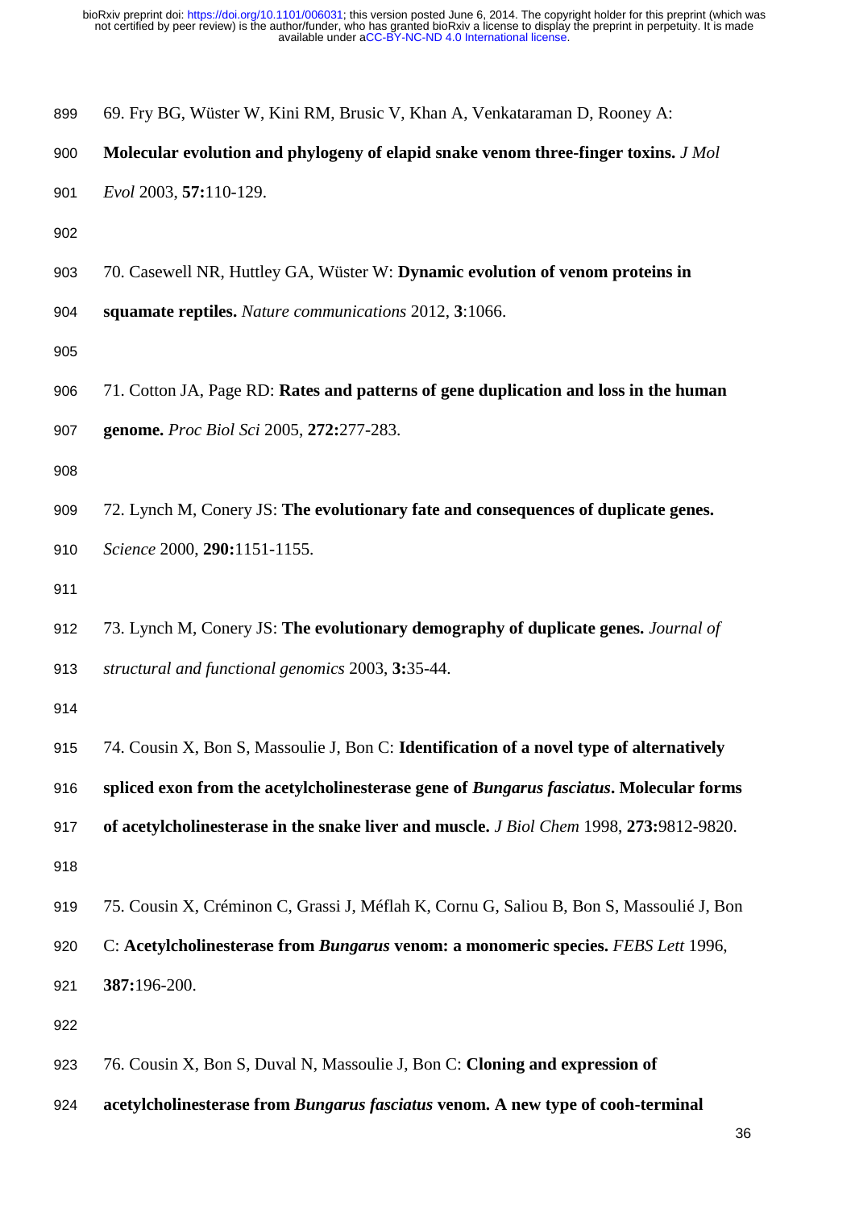69. Fry BG, Wüster W, Kini RM, Brusic V, Khan A, Venkataraman D, Rooney A: **Molecular evolution and phylogeny of elapid snake venom three-finger toxins.** *J Mol Evol* 2003, **57:**110-129.

70. Casewell NR, Huttley GA, Wüster W: **Dynamic evolution of venom proteins in squamate reptiles.** *Nature communications* 2012, **3**:1066.

71. Cotton JA, Page RD: **Rates and patterns of gene duplication and loss in the human genome.** *Proc Biol Sci* 2005, **272:**277-283.

72. Lynch M, Conery JS: **The evolutionary fate and consequences of duplicate genes.** *Science* 2000, **290:**1151-1155.

73. Lynch M, Conery JS: **The evolutionary demography of duplicate genes.** *Journal of structural and functional genomics* 2003, **3:**35-44.

74. Cousin X, Bon S, Massoulie J, Bon C: **Identification of a novel type of alternatively spliced exon from the acetylcholinesterase gene of *Bungarus fasciatus*. Molecular forms of acetylcholinesterase in the snake liver and muscle.** *J Biol Chem* 1998, **273:**9812-9820.

75. Cousin X, Créminon C, Grassi J, Méflah K, Cornu G, Saliou B, Bon S, Massoulié J, Bon C: **Acetylcholinesterase from *Bungarus* venom: a monomeric species.** *FEBS Lett* 1996, **387:**196-200.

76. Cousin X, Bon S, Duval N, Massoulie J, Bon C: **Cloning and expression of acetylcholinesterase from *Bungarus fasciatus* venom. A new type of cooh-terminal**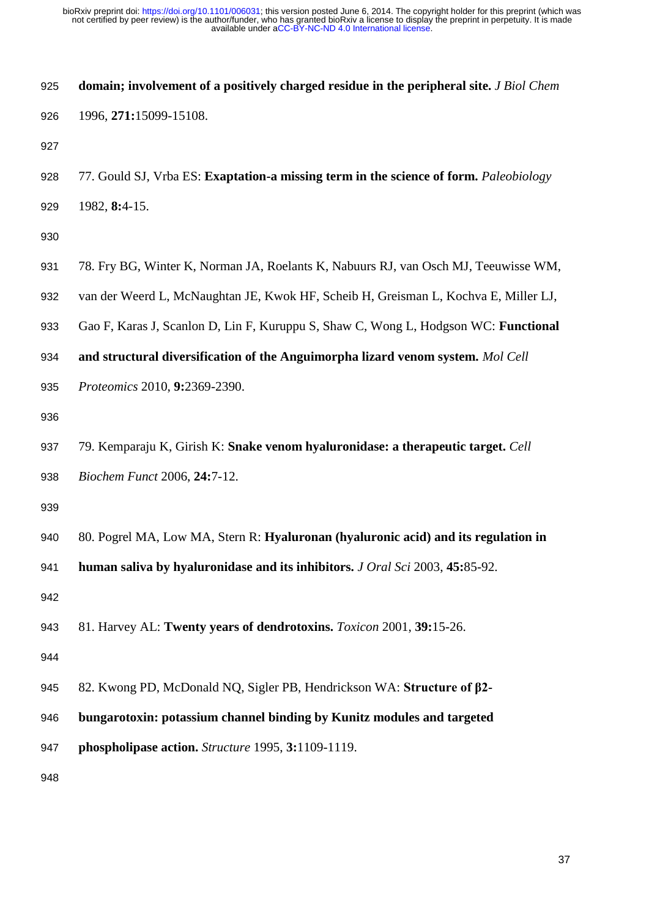**domain; involvement of a positively charged residue in the peripheral site.** *J Biol Chem* 1996, **271:**15099-15108.

77. Gould SJ, Vrba ES: **Exaptation-a missing term in the science of form.** *Paleobiology* 1982, **8:**4-15.

78. Fry BG, Winter K, Norman JA, Roelants K, Nabuurs RJ, van Osch MJ, Teeuwisse WM, van der Weerd L, McNaughtan JE, Kwok HF, Scheib H, Greisman L, Kochva E, Miller LJ, Gao F, Karas J, Scanlon D, Lin F, Kuruppu S, Shaw C, Wong L, Hodgson WC: **Functional and structural diversification of the Anguimorpha lizard venom system.** *Mol Cell Proteomics* 2010, **9:**2369-2390.

79. Kemparaju K, Girish K: **Snake venom hyaluronidase: a therapeutic target.** *Cell Biochem Funct* 2006, **24:**7-12.

80. Pogrel MA, Low MA, Stern R: **Hyaluronan (hyaluronic acid) and its regulation in human saliva by hyaluronidase and its inhibitors.** *J Oral Sci* 2003, **45:**85-92.

81. Harvey AL: **Twenty years of dendrotoxins.** *Toxicon* 2001, **39:**15-26.

82. Kwong PD, McDonald NQ, Sigler PB, Hendrickson WA: **Structure of β2-bungarotoxin: potassium channel binding by Kunitz modules and targeted phospholipase action.** *Structure* 1995, **3:**1109-1119.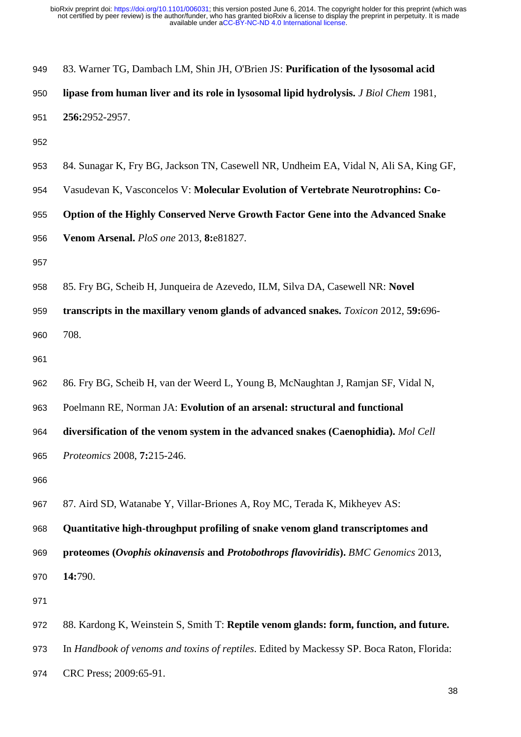83. Warner TG, Dambach LM, Shin JH, O'Brien JS: **Purification of the lysosomal acid lipase from human liver and its role in lysosomal lipid hydrolysis.** *J Biol Chem* 1981, **256:**2952-2957.

84. Sunagar K, Fry BG, Jackson TN, Casewell NR, Undheim EA, Vidal N, Ali SA, King GF, Vasudevan K, Vasconcelos V: **Molecular Evolution of Vertebrate Neurotrophins: Co-Option of the Highly Conserved Nerve Growth Factor Gene into the Advanced Snake Venom Arsenal.** *PloS one* 2013, **8:**e81827.

85. Fry BG, Scheib H, Junqueira de Azevedo, ILM, Silva DA, Casewell NR: **Novel transcripts in the maxillary venom glands of advanced snakes.** *Toxicon* 2012, **59:**696-708.

86. Fry BG, Scheib H, van der Weerd L, Young B, McNaughtan J, Ramjan SF, Vidal N, Poelmann RE, Norman JA: **Evolution of an arsenal: structural and functional diversification of the venom system in the advanced snakes (Caenophidia).** *Mol Cell Proteomics* 2008, **7:**215-246.

87. Aird SD, Watanabe Y, Villar-Briones A, Roy MC, Terada K, Mikheyev AS: **Quantitative high-throughput profiling of snake venom gland transcriptomes and proteomes (*Ovophis okinavensis* and *Protobothrops flavoviridis*).** *BMC Genomics* 2013, **14:**790.

88. Kardong K, Weinstein S, Smith T: **Reptile venom glands: form, function, and future.** In *Handbook of venoms and toxins of reptiles*. Edited by Mackessy SP. Boca Raton, Florida: CRC Press; 2009:65-91.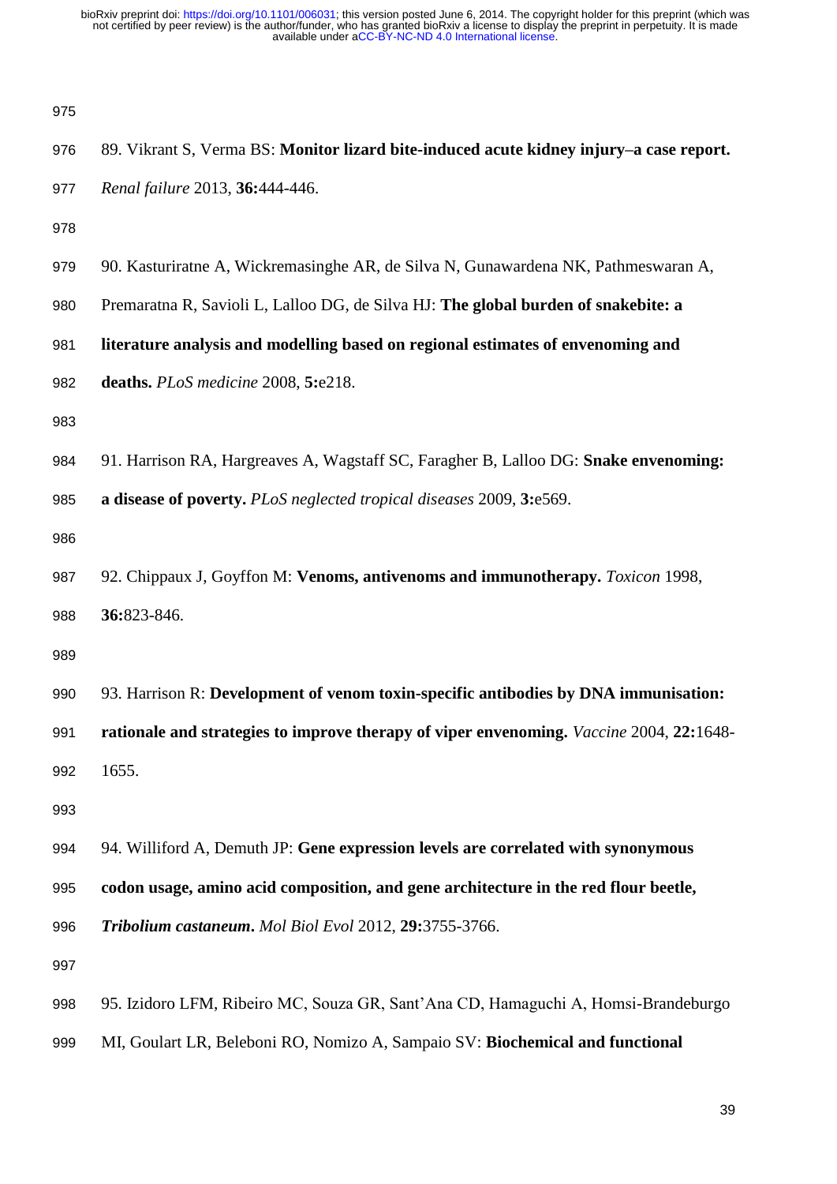89. Vikrant S, Verma BS: **Monitor lizard bite-induced acute kidney injury–a case report.** *Renal failure* 2013, **36:**444-446.

90. Kasturiratne A, Wickremasinghe AR, de Silva N, Gunawardena NK, Pathmeswaran A, Premaratna R, Savioli L, Lalloo DG, de Silva HJ: **The global burden of snakebite: a literature analysis and modelling based on regional estimates of envenoming and deaths.** *PLoS medicine* 2008, **5:**e218.

91. Harrison RA, Hargreaves A, Wagstaff SC, Faragher B, Lalloo DG: **Snake envenoming: a disease of poverty.** *PLoS neglected tropical diseases* 2009, **3:**e569.

92. Chippaux J, Goyffon M: **Venoms, antivenoms and immunotherapy.** *Toxicon* 1998, **36:**823-846.

93. Harrison R: **Development of venom toxin-specific antibodies by DNA immunisation: rationale and strategies to improve therapy of viper envenoming.** *Vaccine* 2004, **22:**1648-1655.

94. Williford A, Demuth JP: **Gene expression levels are correlated with synonymous codon usage, amino acid composition, and gene architecture in the red flour beetle, *Tribolium castaneum*.** *Mol Biol Evol* 2012, **29:**3755-3766.

95. Izidoro LFM, Ribeiro MC, Souza GR, Sant'Ana CD, Hamaguchi A, Homsi-Brandeburgo MI, Goulart LR, Beleboni RO, Nomizo A, Sampaio SV: **Biochemical and functional**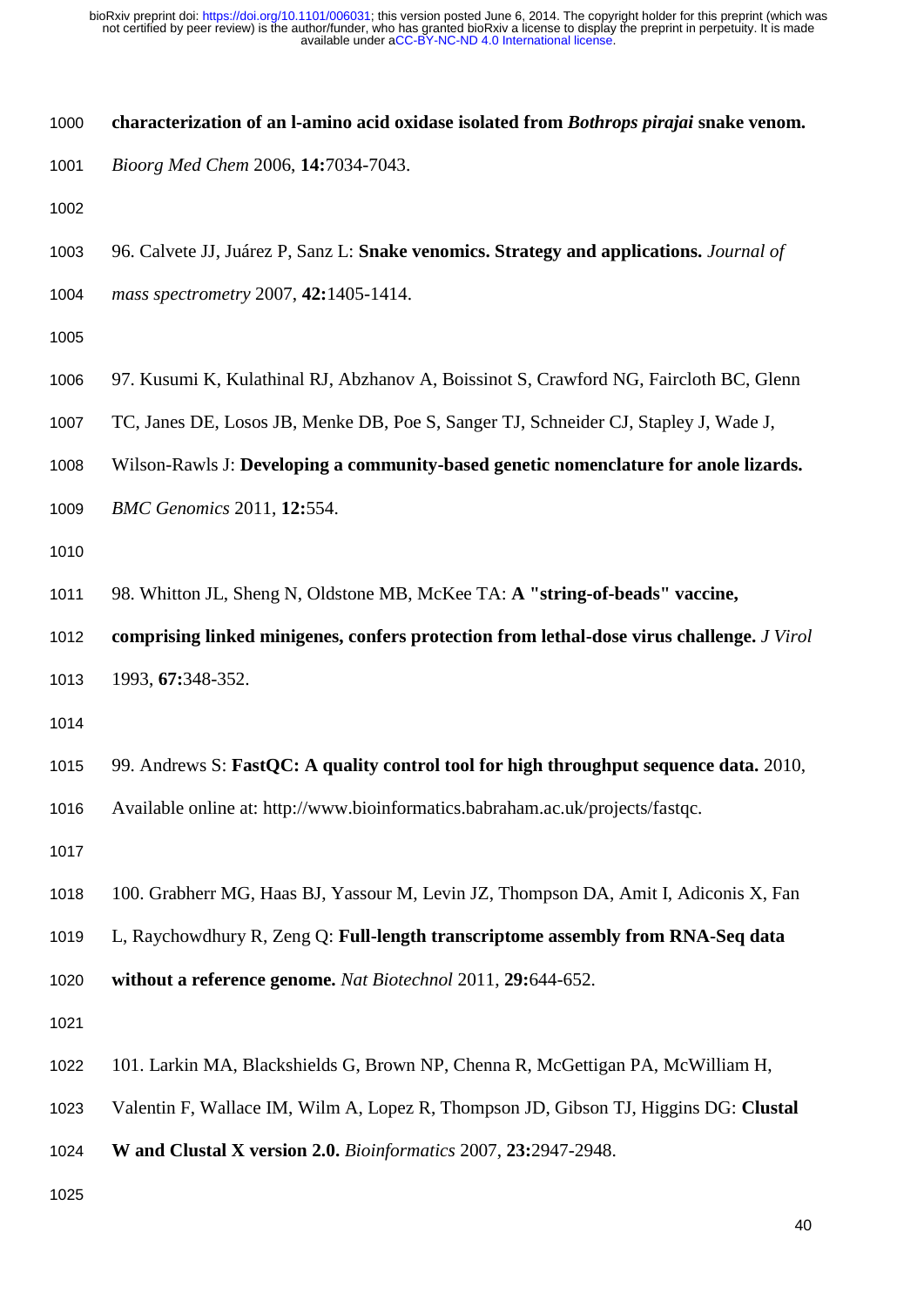**characterization of an l-amino acid oxidase isolated from *Bothrops pirajai* snake venom.** *Bioorg Med Chem* 2006, **14:**7034-7043.

96. Calvete JJ, Juárez P, Sanz L: **Snake venomics. Strategy and applications.** *Journal of mass spectrometry* 2007, **42:**1405-1414.

97. Kusumi K, Kulathinal RJ, Abzhanov A, Boissinot S, Crawford NG, Faircloth BC, Glenn TC, Janes DE, Losos JB, Menke DB, Poe S, Sanger TJ, Schneider CJ, Stapley J, Wade J, Wilson-Rawls J: **Developing a community-based genetic nomenclature for anole lizards.** *BMC Genomics* 2011, **12:**554.

98. Whitton JL, Sheng N, Oldstone MB, McKee TA: **A "string-of-beads" vaccine, comprising linked minigenes, confers protection from lethal-dose virus challenge.** *J Virol* 1993, **67:**348-352.

99. Andrews S: **FastQC: A quality control tool for high throughput sequence data.** 2010, Available online at: http://www.bioinformatics.babraham.ac.uk/projects/fastqc.

100. Grabherr MG, Haas BJ, Yassour M, Levin JZ, Thompson DA, Amit I, Adiconis X, Fan L, Raychowdhury R, Zeng Q: **Full-length transcriptome assembly from RNA-Seq data without a reference genome.** *Nat Biotechnol* 2011, **29:**644-652.

101. Larkin MA, Blackshields G, Brown NP, Chenna R, McGettigan PA, McWilliam H, Valentin F, Wallace IM, Wilm A, Lopez R, Thompson JD, Gibson TJ, Higgins DG: **Clustal W and Clustal X version 2.0.** *Bioinformatics* 2007, **23:**2947-2948.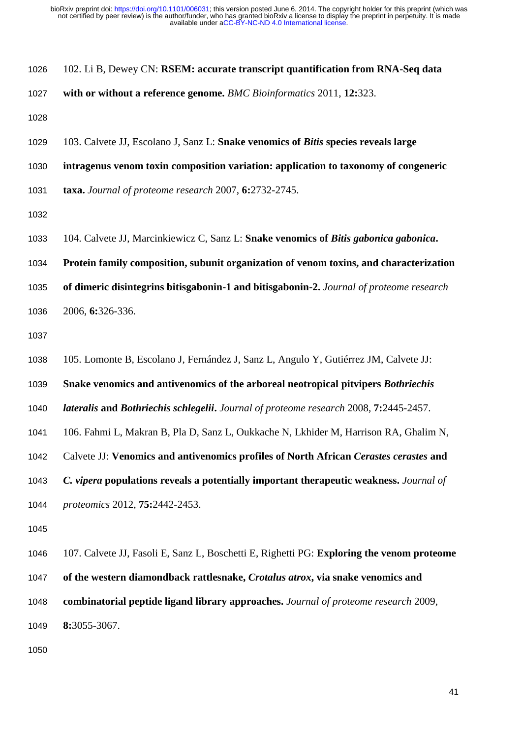102. Li B, Dewey CN: **RSEM: accurate transcript quantification from RNA-Seq data with or without a reference genome.** *BMC Bioinformatics* 2011, **12:**323.

103. Calvete JJ, Escolano J, Sanz L: **Snake venomics of *Bitis* species reveals large intragenus venom toxin composition variation: application to taxonomy of congeneric taxa.** *Journal of proteome research* 2007, **6:**2732-2745.

104. Calvete JJ, Marcinkiewicz C, Sanz L: **Snake venomics of *Bitis gabonica gabonica*. Protein family composition, subunit organization of venom toxins, and characterization of dimeric disintegrins bitisgabonin-1 and bitisgabonin-2.** *Journal of proteome research* 2006, **6:**326-336.

105. Lomonte B, Escolano J, Fernández J, Sanz L, Angulo Y, Gutiérrez JM, Calvete JJ: **Snake venomics and antivenomics of the arboreal neotropical pitvipers *Bothriechis lateralis* and *Bothriechis schlegelii*.** *Journal of proteome research* 2008, **7:**2445-2457.

106. Fahmi L, Makran B, Pla D, Sanz L, Oukkache N, Lkhider M, Harrison RA, Ghalim N, Calvete JJ: **Venomics and antivenomics profiles of North African *Cerastes cerastes* and *C. vipera* populations reveals a potentially important therapeutic weakness.** *Journal of proteomics* 2012, **75:**2442-2453.

107. Calvete JJ, Fasoli E, Sanz L, Boschetti E, Righetti PG: **Exploring the venom proteome of the western diamondback rattlesnake, *Crotalus atrox*, via snake venomics and combinatorial peptide ligand library approaches.** *Journal of proteome research* 2009, **8:**3055-3067.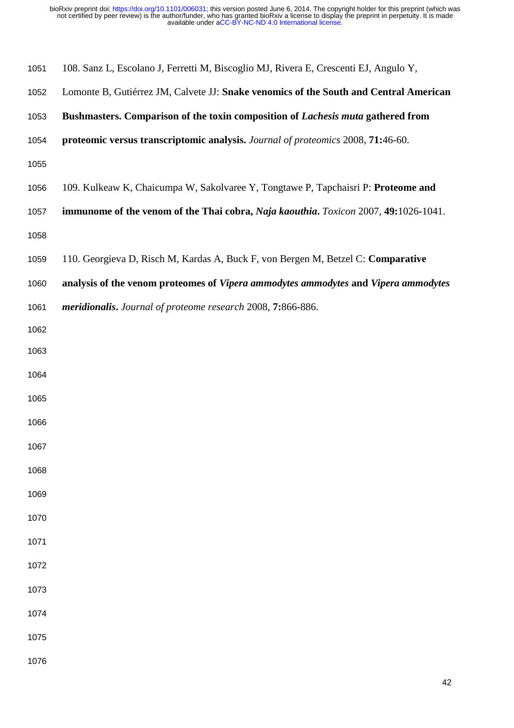108. Sanz L, Escolano J, Ferretti M, Biscoglio MJ, Rivera E, Crescenti EJ, Angulo Y, Lomonte B, Gutiérrez JM, Calvete JJ: **Snake venomics of the South and Central American Bushmasters. Comparison of the toxin composition of *Lachesis muta* gathered from proteomic versus transcriptomic analysis.** *Journal of proteomics* 2008, **71:**46-60.

109. Kulkeaw K, Chaicumpa W, Sakolvaree Y, Tongtawe P, Tapchaisri P: **Proteome and immunome of the venom of the Thai cobra, *Naja kaouthia*.** *Toxicon* 2007, **49:**1026-1041.

110. Georgieva D, Risch M, Kardas A, Buck F, von Bergen M, Betzel C: **Comparative analysis of the venom proteomes of *Vipera ammodytes ammodytes* and *Vipera ammodytes meridionalis*.** *Journal of proteome research* 2008, **7:**866-886.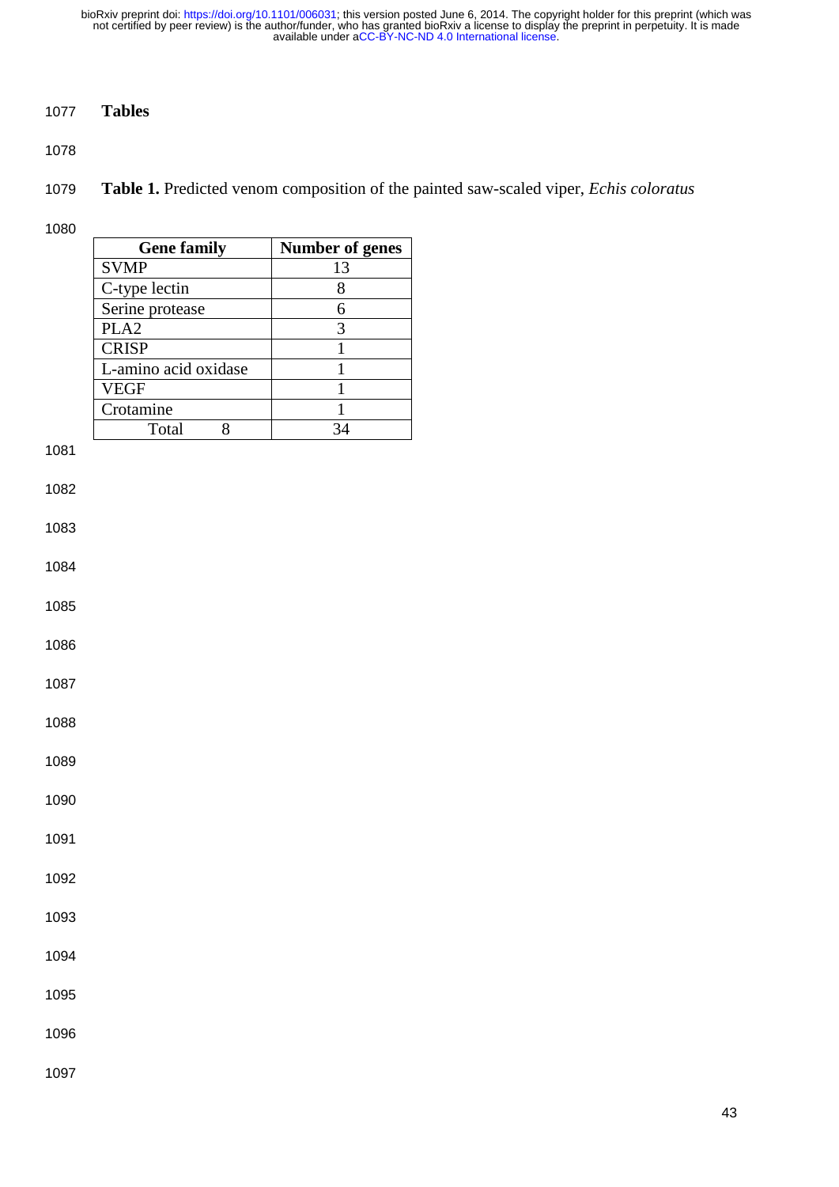## Tables

**Table 1.** Predicted venom composition of the painted saw-scaled viper, *Echis coloratus*

| Gene family | Number of genes |
|---|---|
| SVMP | 13 |
| C-type lectin | 8 |
| Serine protease | 6 |
| PLA2 | 3 |
| CRISP | 1 |
| L-amino acid oxidase | 1 |
| VEGF | 1 |
| Crotamine | 1 |
| Total 8 | 34 |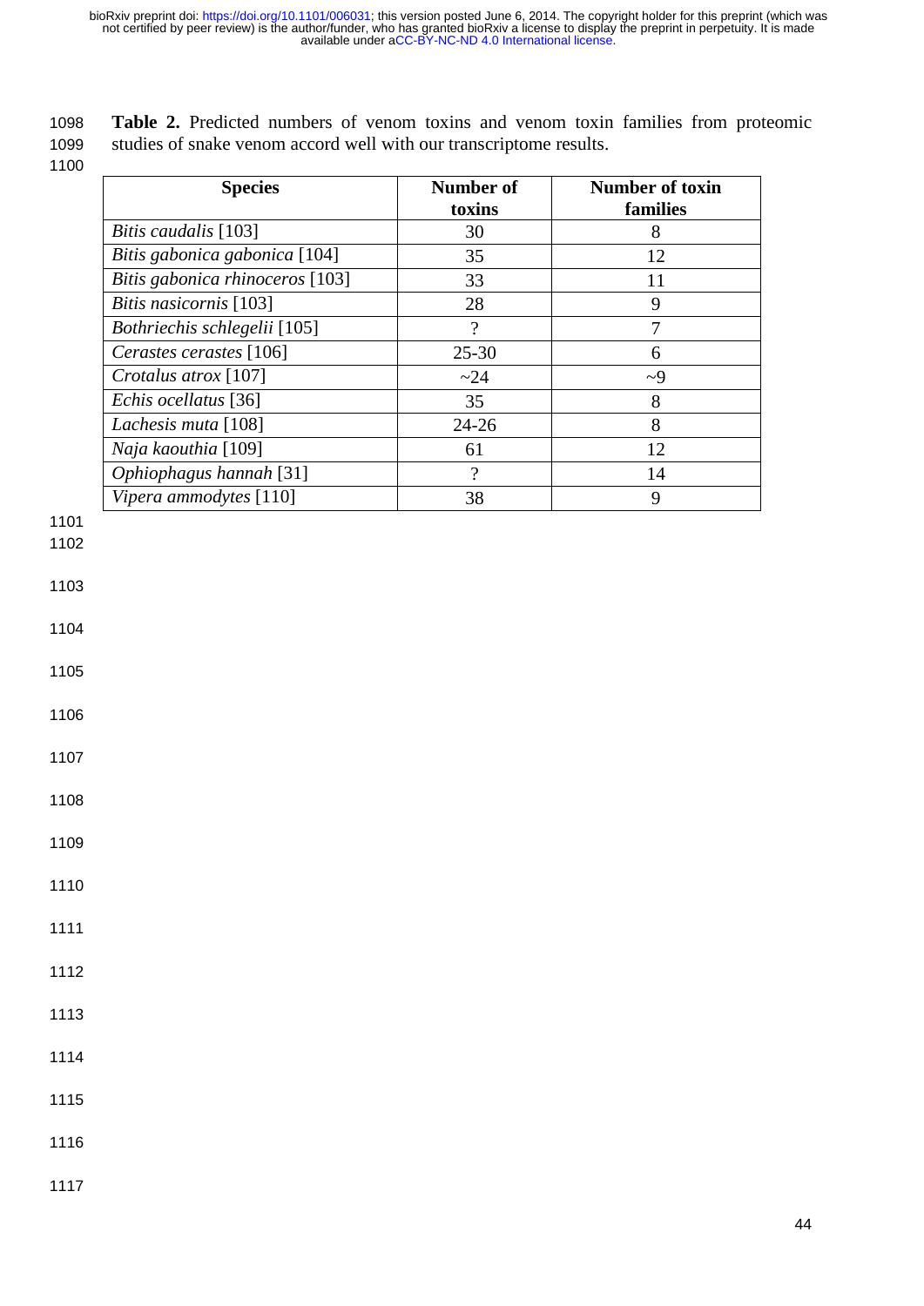**Table 2.** Predicted numbers of venom toxins and venom toxin families from proteomic studies of snake venom accord well with our transcriptome results.

| Species | Number of toxins | Number of toxin families |
|---|---|---|
| *Bitis caudalis* [103] | 30 | 8 |
| *Bitis gabonica gabonica* [104] | 35 | 12 |
| *Bitis gabonica rhinoceros* [103] | 33 | 11 |
| *Bitis nasicornis* [103] | 28 | 9 |
| *Bothriechis schlegelii* [105] | ? | 7 |
| *Cerastes cerastes* [106] | 25-30 | 6 |
| *Crotalus atrox* [107] | ~24 | ~9 |
| *Echis ocellatus* [36] | 35 | 8 |
| *Lachesis muta* [108] | 24-26 | 8 |
| *Naja kaouthia* [109] | 61 | 12 |
| *Ophiophagus hannah* [31] | ? | 14 |
| *Vipera ammodytes* [110] | 38 | 9 |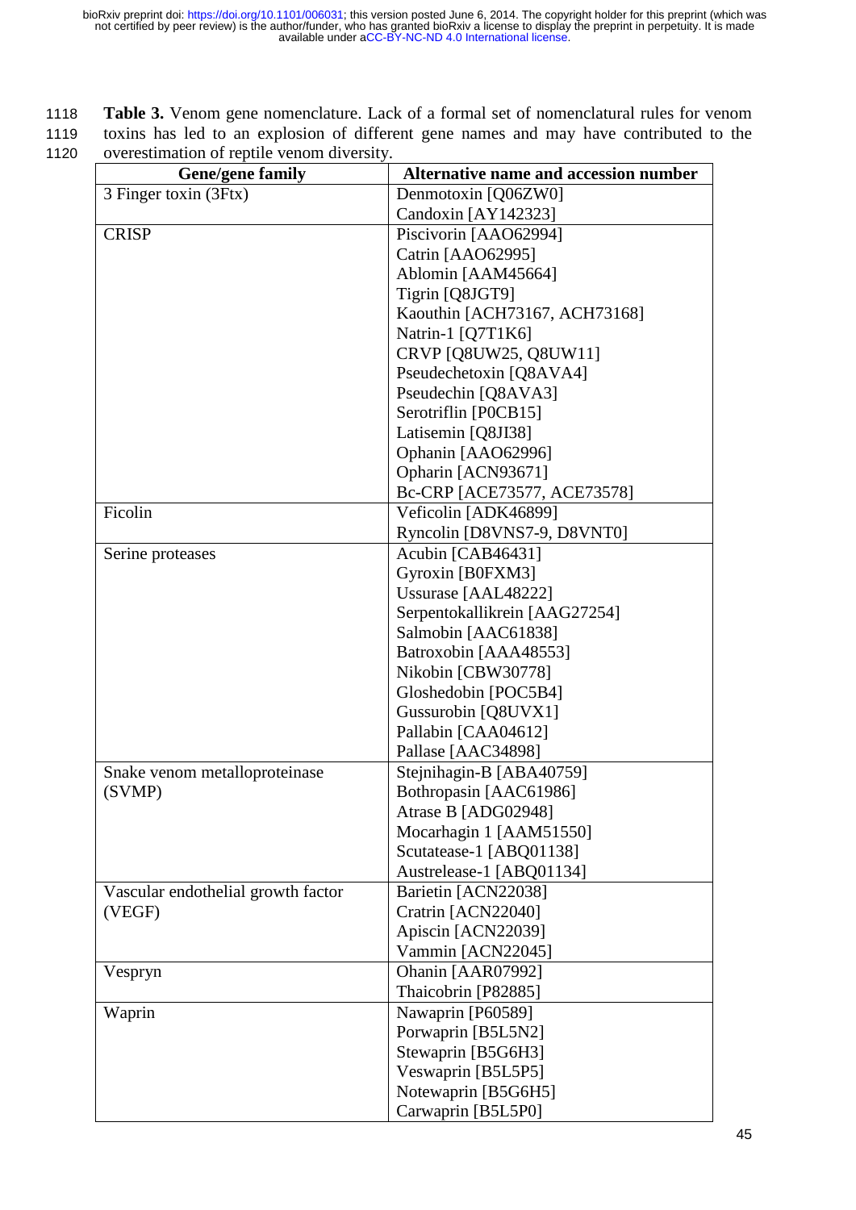**Table 3.** Venom gene nomenclature. Lack of a formal set of nomenclatural rules for venom toxins has led to an explosion of different gene names and may have contributed to the overestimation of reptile venom diversity.

| Gene/gene family | Alternative name and accession number |
|---|---|
| 3 Finger toxin (3Ftx) | Denmotoxin [Q06ZW0] |
| | Candoxin [AY142323] |
| CRISP | Piscivorin [AAO62994] |
| | Catrin [AAO62995] |
| | Ablomin [AAM45664] |
| | Tigrin [Q8JGT9] |
| | Kaouthin [ACH73167, ACH73168] |
| | Natrin-1 [Q7T1K6] |
| | CRVP [Q8UW25, Q8UW11] |
| | Pseudechetoxin [Q8AVA4] |
| | Pseudechin [Q8AVA3] |
| | Serotriflin [P0CB15] |
| | Latisemin [Q8JI38] |
| | Ophanin [AAO62996] |
| | Opharin [ACN93671] |
| | Bc-CRP [ACE73577, ACE73578] |
| Ficolin | Veficolin [ADK46899] |
| | Ryncolin [D8VNS7-9, D8VNT0] |
| Serine proteases | Acubin [CAB46431] |
| | Gyroxin [B0FXM3] |
| | Ussurase [AAL48222] |
| | Serpentokallikrein [AAG27254] |
| | Salmobin [AAC61838] |
| | Batroxobin [AAA48553] |
| | Nikobin [CBW30778] |
| | Gloshedobin [POC5B4] |
| | Gussurobin [Q8UVX1] |
| | Pallabin [CAA04612] |
| | Pallase [AAC34898] |
| Snake venom metalloproteinase (SVMP) | Stejnihagin-B [ABA40759] |
| | Bothropasin [AAC61986] |
| | Atrase B [ADG02948] |
| | Mocarhagin 1 [AAM51550] |
| | Scutatease-1 [ABQ01138] |
| | Austrelease-1 [ABQ01134] |
| Vascular endothelial growth factor (VEGF) | Barietin [ACN22038] |
| | Cratrin [ACN22040] |
| | Apiscin [ACN22039] |
| | Vammin [ACN22045] |
| Vespryn | Ohanin [AAR07992] |
| | Thaicobrin [P82885] |
| Waprin | Nawaprin [P60589] |
| | Porwaprin [B5L5N2] |
| | Stewaprin [B5G6H3] |
| | Veswaprin [B5L5P5] |
| | Notewaprin [B5G6H5] |
| | Carwaprin [B5L5P0] |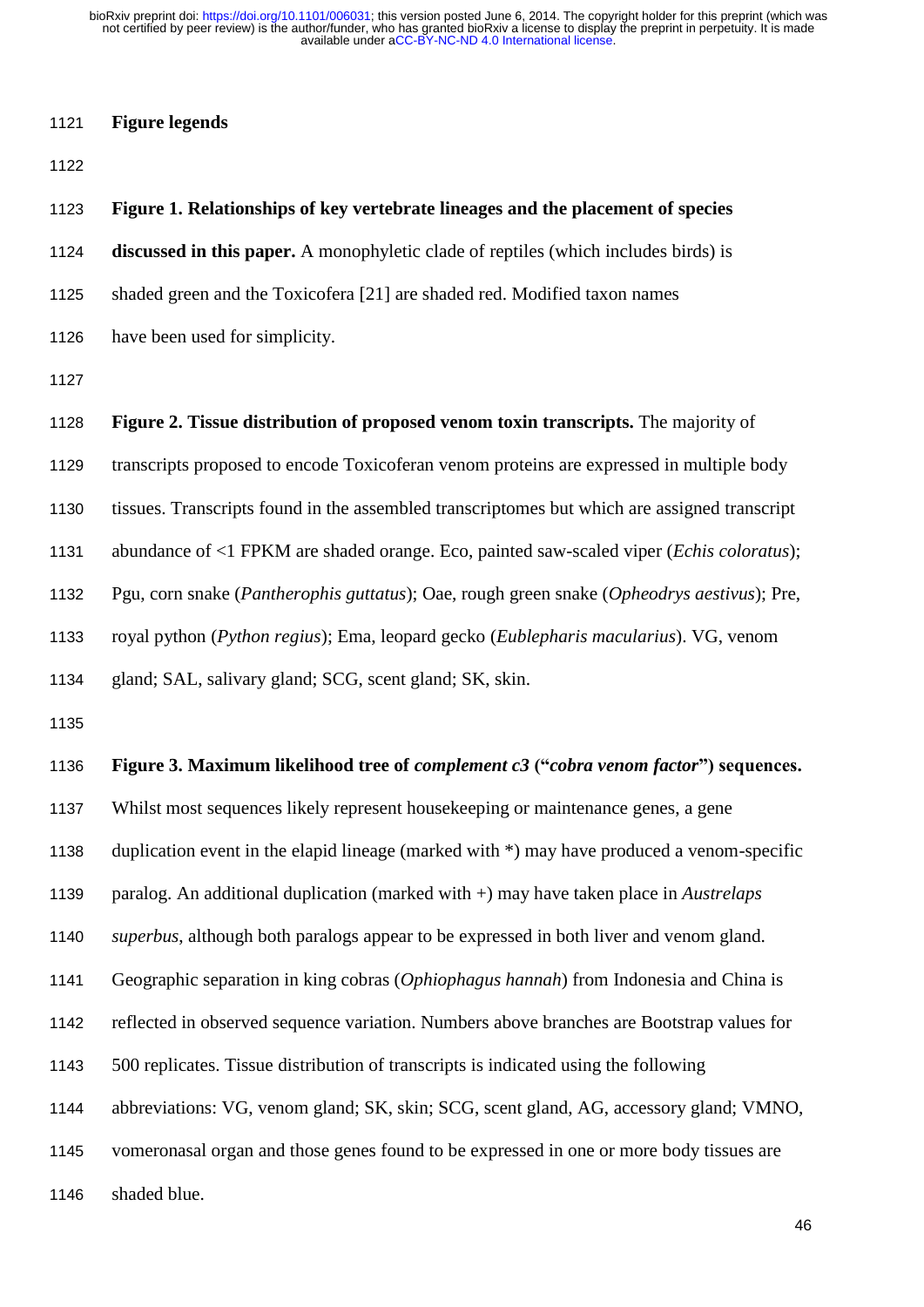## Figure legends

**Figure 1. Relationships of key vertebrate lineages and the placement of species discussed in this paper.** A monophyletic clade of reptiles (which includes birds) is shaded green and the Toxicofera [21] are shaded red. Modified taxon names have been used for simplicity.

**Figure 2. Tissue distribution of proposed venom toxin transcripts.** The majority of transcripts proposed to encode Toxicoferan venom proteins are expressed in multiple body tissues. Transcripts found in the assembled transcriptomes but which are assigned transcript abundance of <1 FPKM are shaded orange. Eco, painted saw-scaled viper (*Echis coloratus*); Pgu, corn snake (*Pantherophis guttatus*); Oae, rough green snake (*Opheodrys aestivus*); Pre, royal python (*Python regius*); Ema, leopard gecko (*Eublepharis macularius*). VG, venom gland; SAL, salivary gland; SCG, scent gland; SK, skin.

**Figure 3. Maximum likelihood tree of *complement c3* ("*cobra venom factor*") sequences.** Whilst most sequences likely represent housekeeping or maintenance genes, a gene duplication event in the elapid lineage (marked with *) may have produced a venom-specific paralog. An additional duplication (marked with +) may have taken place in *Austrelaps superbus*, although both paralogs appear to be expressed in both liver and venom gland. Geographic separation in king cobras (*Ophiophagus hannah*) from Indonesia and China is reflected in observed sequence variation. Numbers above branches are Bootstrap values for 500 replicates. Tissue distribution of transcripts is indicated using the following abbreviations: VG, venom gland; SK, skin; SCG, scent gland, AG, accessory gland; VMNO, vomeronasal organ and those genes found to be expressed in one or more body tissues are shaded blue.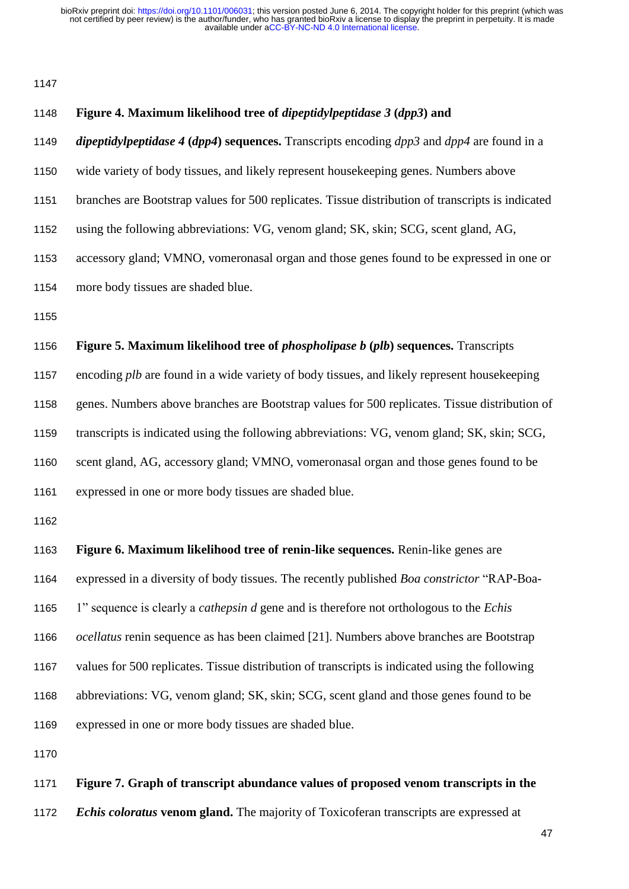**Figure 4. Maximum likelihood tree of *dipeptidylpeptidase 3* (*dpp3*) and *dipeptidylpeptidase 4* (*dpp4*) sequences.** Transcripts encoding *dpp3* and *dpp4* are found in a wide variety of body tissues, and likely represent housekeeping genes. Numbers above branches are Bootstrap values for 500 replicates. Tissue distribution of transcripts is indicated using the following abbreviations: VG, venom gland; SK, skin; SCG, scent gland, AG, accessory gland; VMNO, vomeronasal organ and those genes found to be expressed in one or more body tissues are shaded blue.

**Figure 5. Maximum likelihood tree of *phospholipase b* (*plb*) sequences.** Transcripts encoding *plb* are found in a wide variety of body tissues, and likely represent housekeeping genes. Numbers above branches are Bootstrap values for 500 replicates. Tissue distribution of transcripts is indicated using the following abbreviations: VG, venom gland; SK, skin; SCG, scent gland, AG, accessory gland; VMNO, vomeronasal organ and those genes found to be expressed in one or more body tissues are shaded blue.

**Figure 6. Maximum likelihood tree of renin-like sequences.** Renin-like genes are expressed in a diversity of body tissues. The recently published *Boa constrictor* "RAP-Boa-1" sequence is clearly a *cathepsin d* gene and is therefore not orthologous to the *Echis ocellatus* renin sequence as has been claimed [21]. Numbers above branches are Bootstrap values for 500 replicates. Tissue distribution of transcripts is indicated using the following abbreviations: VG, venom gland; SK, skin; SCG, scent gland and those genes found to be expressed in one or more body tissues are shaded blue.

**Figure 7. Graph of transcript abundance values of proposed venom transcripts in the *Echis coloratus* venom gland.** The majority of Toxicoferan transcripts are expressed at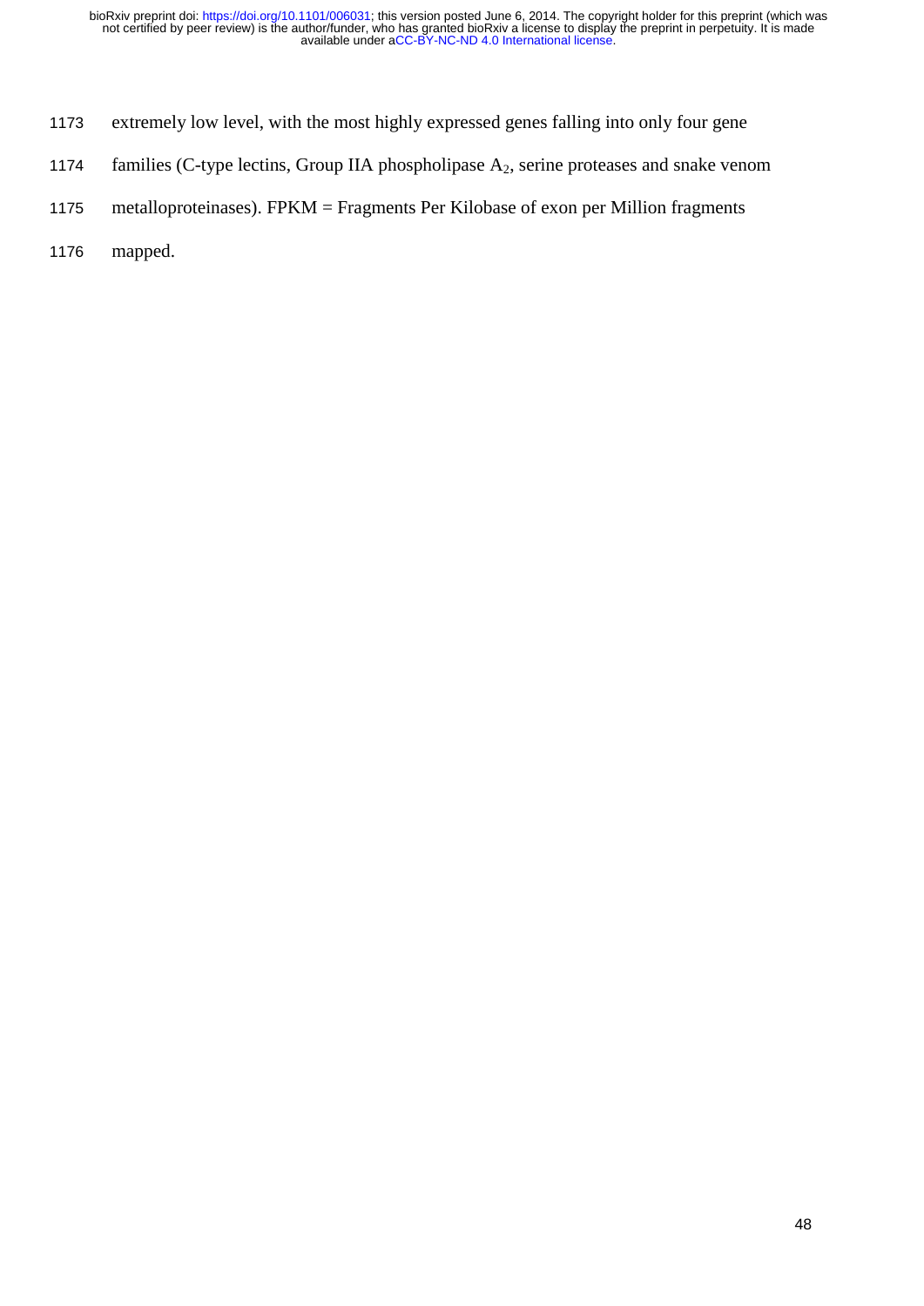extremely low level, with the most highly expressed genes falling into only four gene families (C-type lectins, Group IIA phospholipase $A_2$, serine proteases and snake venom metalloproteinases). FPKM = Fragments Per Kilobase of exon per Million fragments mapped.